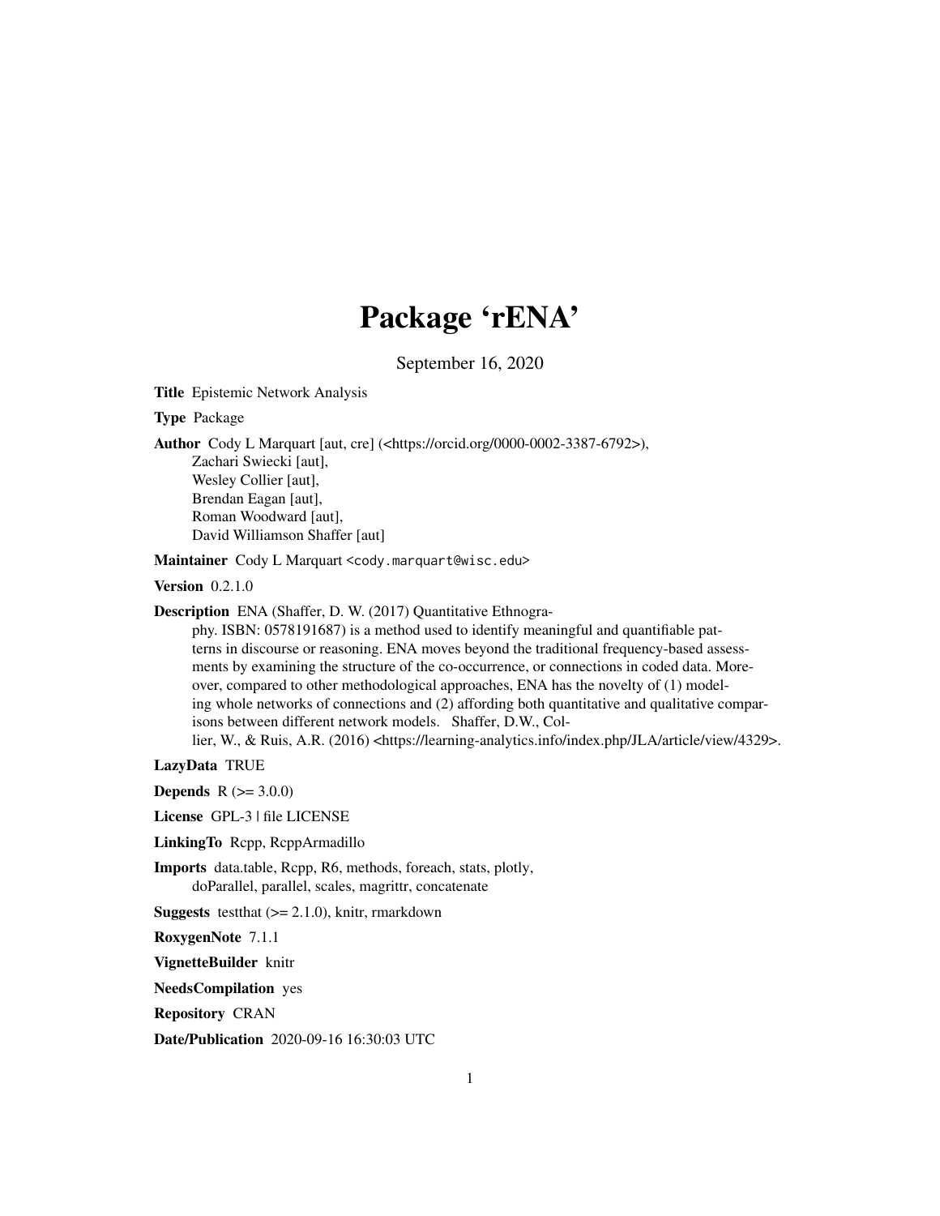# Package 'rENA'

September 16, 2020

**Title** Epistemic Network Analysis

**Type** Package

**Author** Cody L Marquart [aut, cre] (<https://orcid.org/0000-0002-3387-6792>),
Zachari Swiecki [aut],
Wesley Collier [aut],
Brendan Eagan [aut],
Roman Woodward [aut],
David Williamson Shaffer [aut]

**Maintainer** Cody L Marquart <cody.marquart@wisc.edu>

**Version** 0.2.1.0

**Description** ENA (Shaffer, D. W. (2017) Quantitative Ethnography. ISBN: 0578191687) is a method used to identify meaningful and quantifiable patterns in discourse or reasoning. ENA moves beyond the traditional frequency-based assessments by examining the structure of the co-occurrence, or connections in coded data. Moreover, compared to other methodological approaches, ENA has the novelty of (1) modeling whole networks of connections and (2) affording both quantitative and qualitative comparisons between different network models. Shaffer, D.W., Collier, W., & Ruis, A.R. (2016) <https://learning-analytics.info/index.php/JLA/article/view/4329>.

**LazyData** TRUE

**Depends** R (>= 3.0.0)

**License** GPL-3 | file LICENSE

**LinkingTo** Rcpp, RcppArmadillo

**Imports** data.table, Rcpp, R6, methods, foreach, stats, plotly, doParallel, parallel, scales, magrittr, concatenate

**Suggests** testthat (>= 2.1.0), knitr, rmarkdown

**RoxygenNote** 7.1.1

**VignetteBuilder** knitr

**NeedsCompilation** yes

**Repository** CRAN

**Date/Publication** 2020-09-16 16:30:03 UTC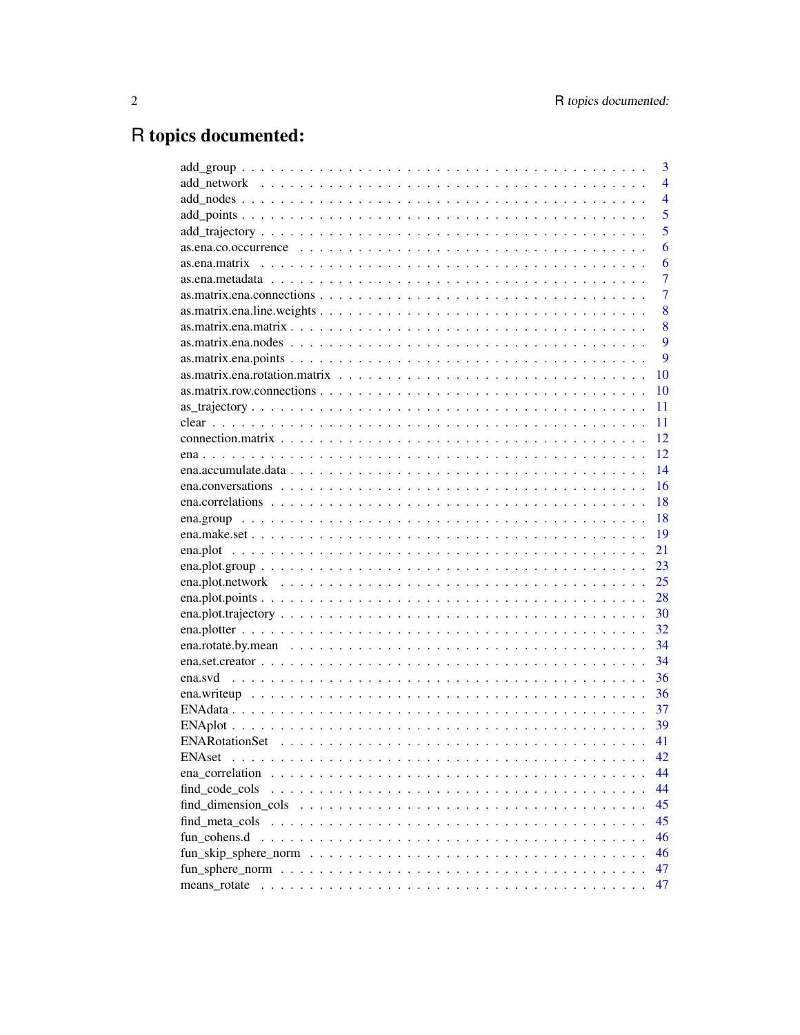# R topics documented:

| | |
|---|---|
| add_group | 3 |
| add_network | 4 |
| add_nodes | 4 |
| add_points | 5 |
| add_trajectory | 5 |
| as.ena.co.occurrence | 6 |
| as.ena.matrix | 6 |
| as.ena.metadata | 7 |
| as.matrix.ena.connections | 7 |
| as.matrix.ena.line.weights | 8 |
| as.matrix.ena.matrix | 8 |
| as.matrix.ena.nodes | 9 |
| as.matrix.ena.points | 9 |
| as.matrix.ena.rotation.matrix | 10 |
| as.matrix.row.connections | 10 |
| as_trajectory | 11 |
| clear | 11 |
| connection.matrix | 12 |
| ena | 12 |
| ena.accumulate.data | 14 |
| ena.conversations | 16 |
| ena.correlations | 18 |
| ena.group | 18 |
| ena.make.set | 19 |
| ena.plot | 21 |
| ena.plot.group | 23 |
| ena.plot.network | 25 |
| ena.plot.points | 28 |
| ena.plot.trajectory | 30 |
| ena.plotter | 32 |
| ena.rotate.by.mean | 34 |
| ena.set.creator | 34 |
| ena.svd | 36 |
| ena.writeup | 36 |
| ENAdata | 37 |
| ENAplot | 39 |
| ENARotationSet | 41 |
| ENAset | 42 |
| ena_correlation | 44 |
| find_code_cols | 44 |
| find_dimension_cols | 45 |
| find_meta_cols | 45 |
| fun_cohens.d | 46 |
| fun_skip_sphere_norm | 46 |
| fun_sphere_norm | 47 |
| means_rotate | 47 |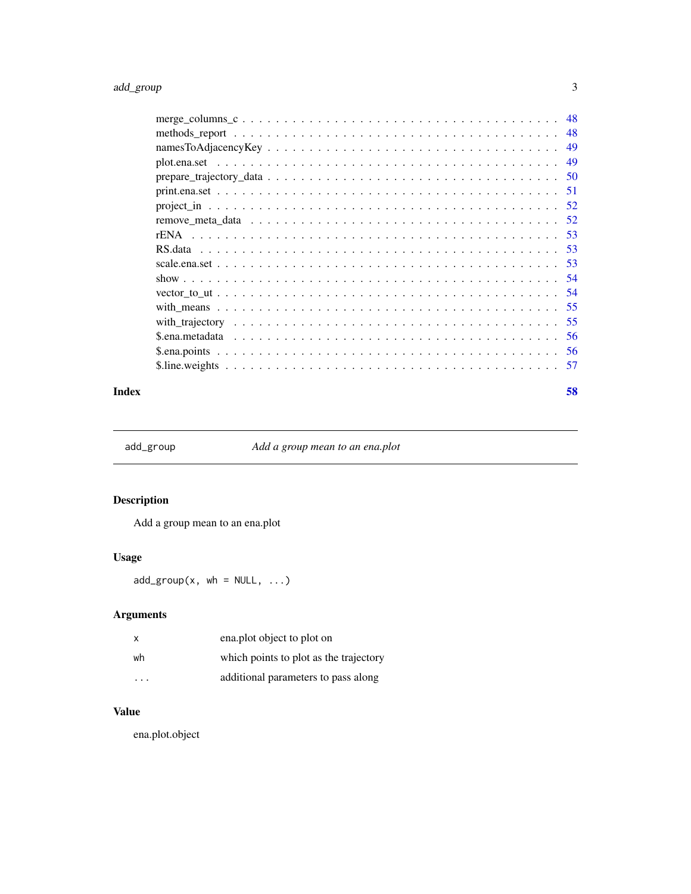| | |
|---|---|
| merge_columns_c | 48 |
| methods_report | 48 |
| namesToAdjacencyKey | 49 |
| plot.ena.set | 49 |
| prepare_trajectory_data | 50 |
| print.ena.set | 51 |
| project_in | 52 |
| remove_meta_data | 52 |
| rENA | 53 |
| RS.data | 53 |
| scale.ena.set | 53 |
| show | 54 |
| vector_to_ut | 54 |
| with_means | 55 |
| with_trajectory | 55 |
| $.ena.metadata | 56 |
| $.ena.points | 56 |
| $.line.weights | 57 |

**Index** **58**

---

`add_group` *Add a group mean to an ena.plot*

---

## Description

Add a group mean to an ena.plot

## Usage

```
add_group(x, wh = NULL, ...)
```

## Arguments

| | |
|---|---|
| `x` | ena.plot object to plot on |
| `wh` | which points to plot as the trajectory |
| `...` | additional parameters to pass along |

## Value

ena.plot.object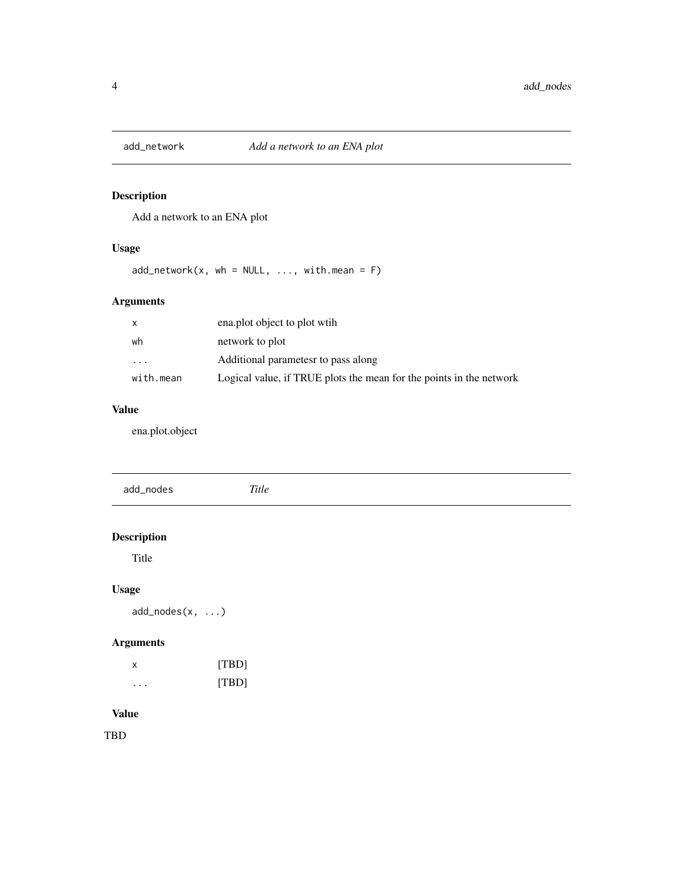## add_network — *Add a network to an ENA plot*

### Description

Add a network to an ENA plot

### Usage

```
add_network(x, wh = NULL, ..., with.mean = F)
```

### Arguments

| | |
|---|---|
| `x` | ena.plot object to plot wtih |
| `wh` | network to plot |
| `...` | Additional parametesr to pass along |
| `with.mean` | Logical value, if TRUE plots the mean for the points in the network |

### Value

ena.plot.object

## add_nodes — *Title*

### Description

Title

### Usage

```
add_nodes(x, ...)
```

### Arguments

| | |
|---|---|
| `x` | [TBD] |
| `...` | [TBD] |

### Value

TBD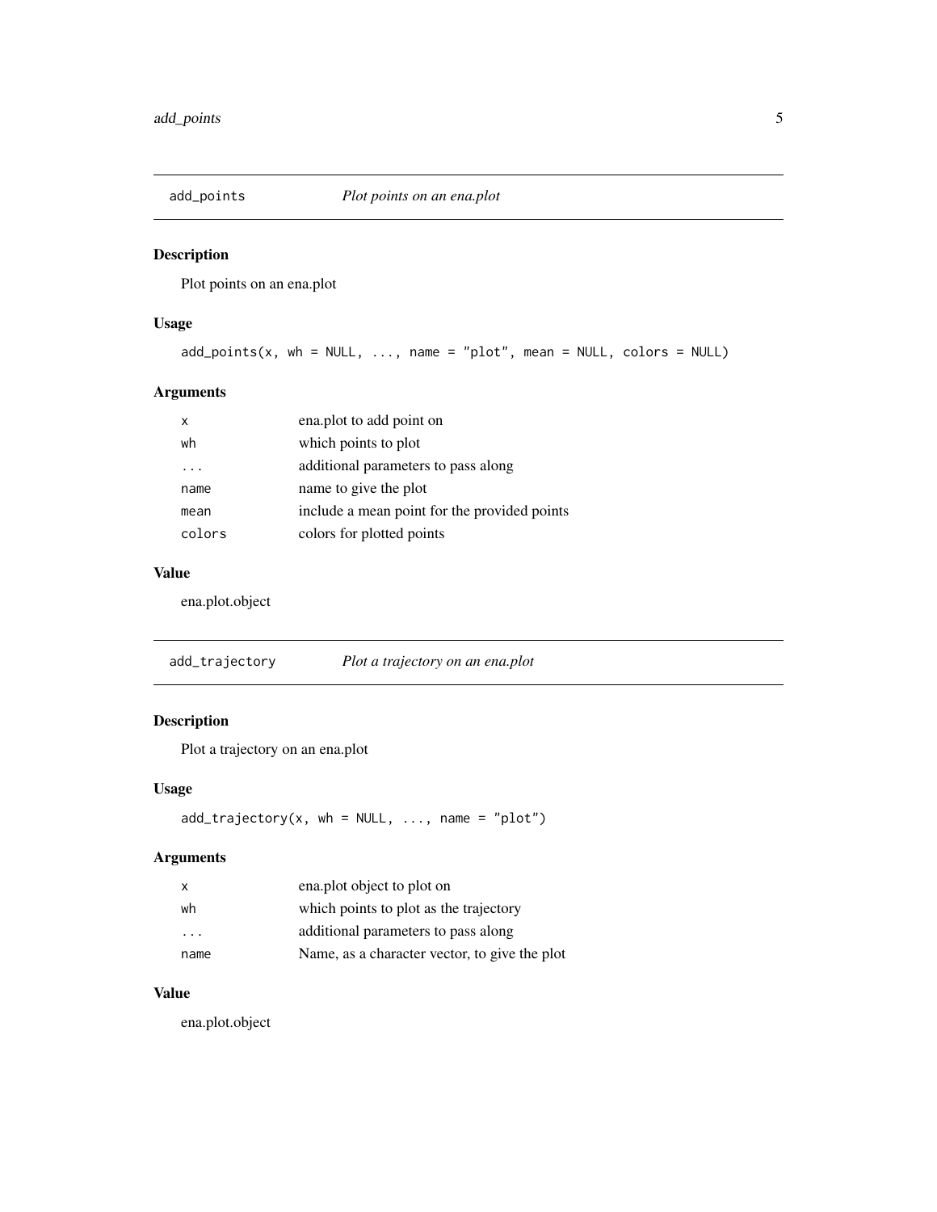## add_points    *Plot points on an ena.plot*

### Description

Plot points on an ena.plot

### Usage

```
add_points(x, wh = NULL, ..., name = "plot", mean = NULL, colors = NULL)
```

### Arguments

| | |
|---|---|
| `x` | ena.plot to add point on |
| `wh` | which points to plot |
| `...` | additional parameters to pass along |
| `name` | name to give the plot |
| `mean` | include a mean point for the provided points |
| `colors` | colors for plotted points |

### Value

ena.plot.object

## add_trajectory    *Plot a trajectory on an ena.plot*

### Description

Plot a trajectory on an ena.plot

### Usage

```
add_trajectory(x, wh = NULL, ..., name = "plot")
```

### Arguments

| | |
|---|---|
| `x` | ena.plot object to plot on |
| `wh` | which points to plot as the trajectory |
| `...` | additional parameters to pass along |
| `name` | Name, as a character vector, to give the plot |

### Value

ena.plot.object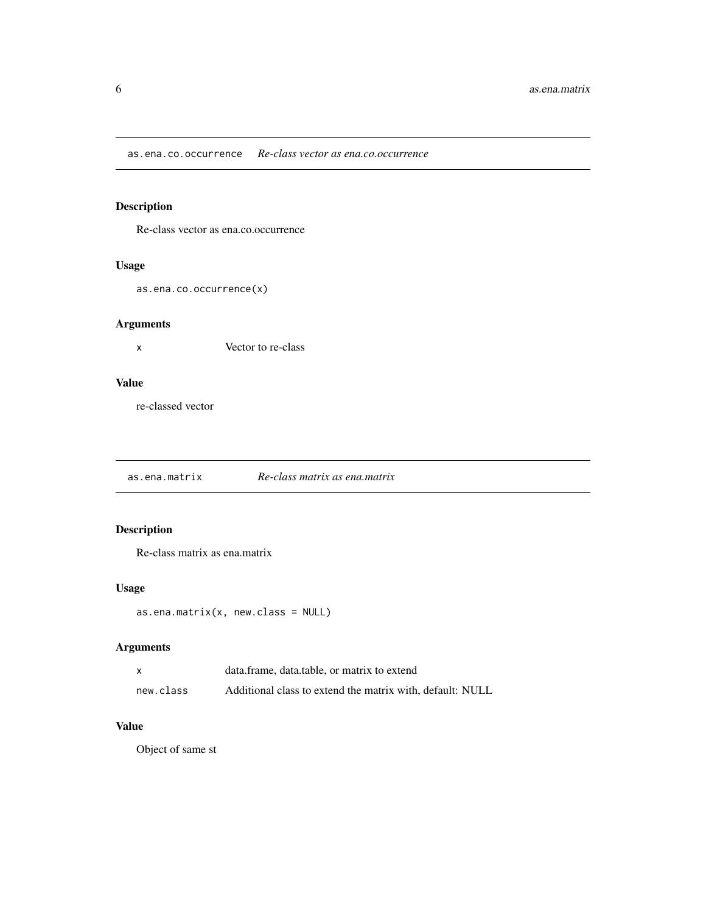## as.ena.co.occurrence *Re-class vector as ena.co.occurrence*

### Description

Re-class vector as ena.co.occurrence

### Usage

```
as.ena.co.occurrence(x)
```

### Arguments

| | |
|---|---|
| x | Vector to re-class |

### Value

re-classed vector

## as.ena.matrix *Re-class matrix as ena.matrix*

### Description

Re-class matrix as ena.matrix

### Usage

```
as.ena.matrix(x, new.class = NULL)
```

### Arguments

| | |
|---|---|
| x | data.frame, data.table, or matrix to extend |
| new.class | Additional class to extend the matrix with, default: NULL |

### Value

Object of same st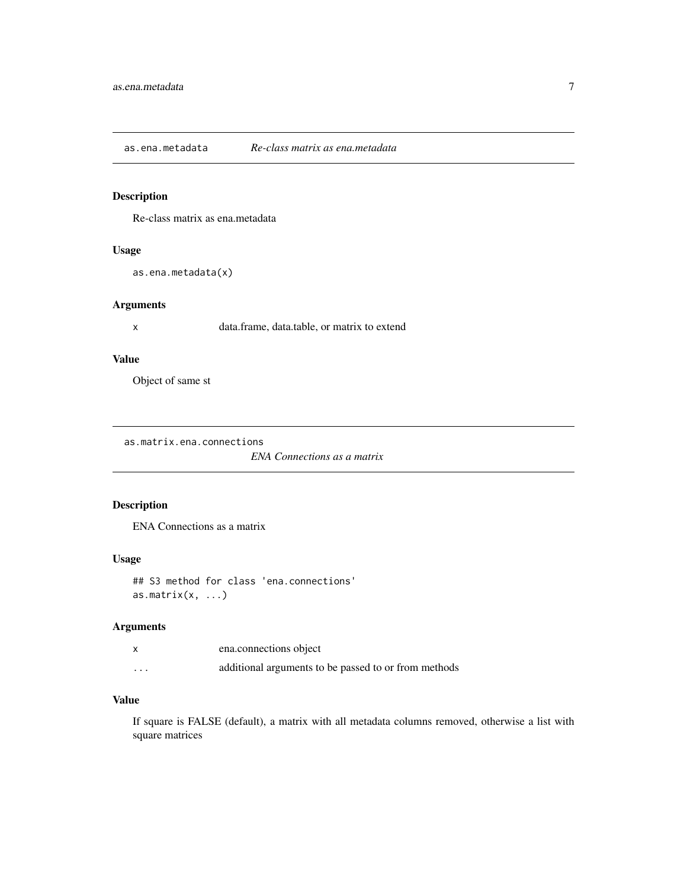## as.ena.metadata *Re-class matrix as ena.metadata*

### Description

Re-class matrix as ena.metadata

### Usage

```
as.ena.metadata(x)
```

### Arguments

| | |
|---|---|
| x | data.frame, data.table, or matrix to extend |

### Value

Object of same st

## as.matrix.ena.connections *ENA Connections as a matrix*

### Description

ENA Connections as a matrix

### Usage

```
## S3 method for class 'ena.connections'
as.matrix(x, ...)
```

### Arguments

| | |
|---|---|
| x | ena.connections object |
| ... | additional arguments to be passed to or from methods |

### Value

If square is FALSE (default), a matrix with all metadata columns removed, otherwise a list with square matrices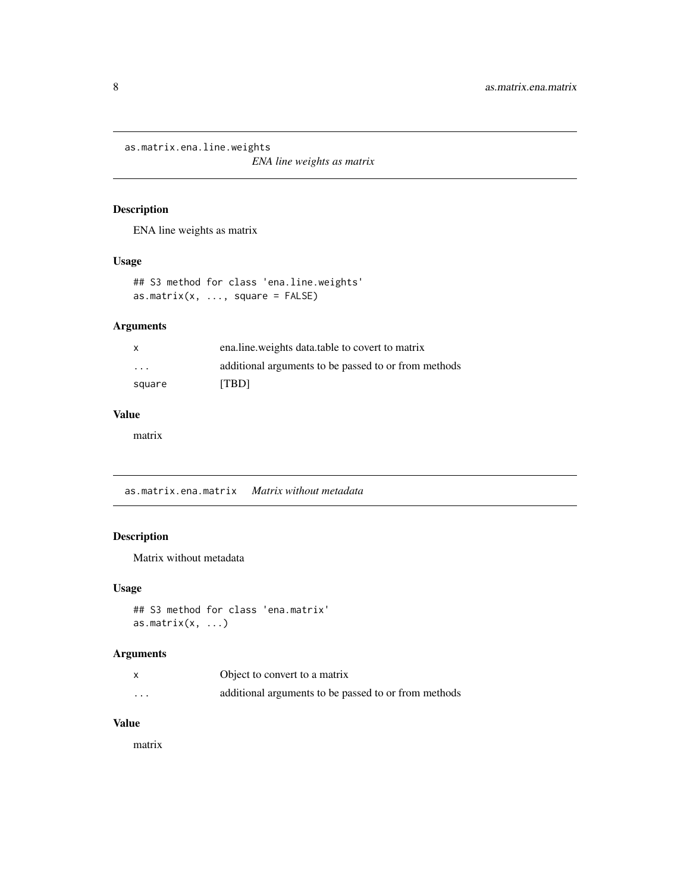## as.matrix.ena.line.weights

*ENA line weights as matrix*

### Description

ENA line weights as matrix

### Usage

```
## S3 method for class 'ena.line.weights'
as.matrix(x, ..., square = FALSE)
```

### Arguments

| | |
|---|---|
| x | ena.line.weights data.table to covert to matrix |
| ... | additional arguments to be passed to or from methods |
| square | [TBD] |

### Value

matrix

## as.matrix.ena.matrix

*Matrix without metadata*

### Description

Matrix without metadata

### Usage

```
## S3 method for class 'ena.matrix'
as.matrix(x, ...)
```

### Arguments

| | |
|---|---|
| x | Object to convert to a matrix |
| ... | additional arguments to be passed to or from methods |

### Value

matrix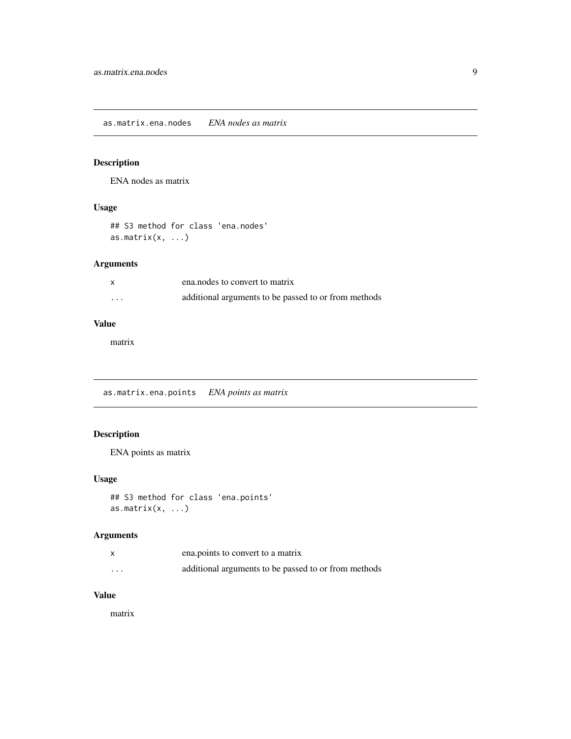## as.matrix.ena.nodes *ENA nodes as matrix*

### Description

ENA nodes as matrix

### Usage

```
## S3 method for class 'ena.nodes'
as.matrix(x, ...)
```

### Arguments

| | |
|---|---|
| x | ena.nodes to convert to matrix |
| ... | additional arguments to be passed to or from methods |

### Value

matrix

## as.matrix.ena.points *ENA points as matrix*

### Description

ENA points as matrix

### Usage

```
## S3 method for class 'ena.points'
as.matrix(x, ...)
```

### Arguments

| | |
|---|---|
| x | ena.points to convert to a matrix |
| ... | additional arguments to be passed to or from methods |

### Value

matrix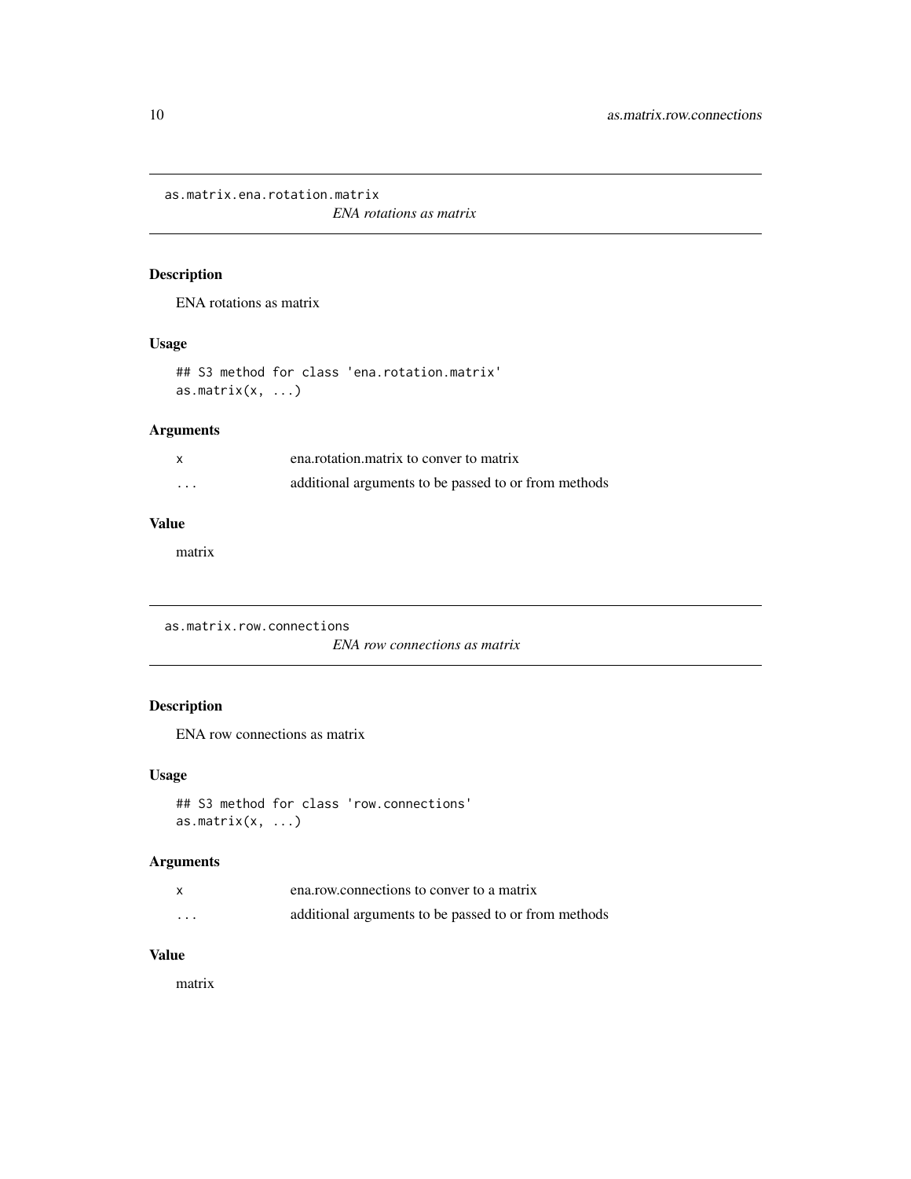## as.matrix.ena.rotation.matrix

*ENA rotations as matrix*

### Description

ENA rotations as matrix

### Usage

```
## S3 method for class 'ena.rotation.matrix'
as.matrix(x, ...)
```

### Arguments

| | |
|---|---|
| `x` | ena.rotation.matrix to conver to matrix |
| `...` | additional arguments to be passed to or from methods |

### Value

matrix

## as.matrix.row.connections

*ENA row connections as matrix*

### Description

ENA row connections as matrix

### Usage

```
## S3 method for class 'row.connections'
as.matrix(x, ...)
```

### Arguments

| | |
|---|---|
| `x` | ena.row.connections to conver to a matrix |
| `...` | additional arguments to be passed to or from methods |

### Value

matrix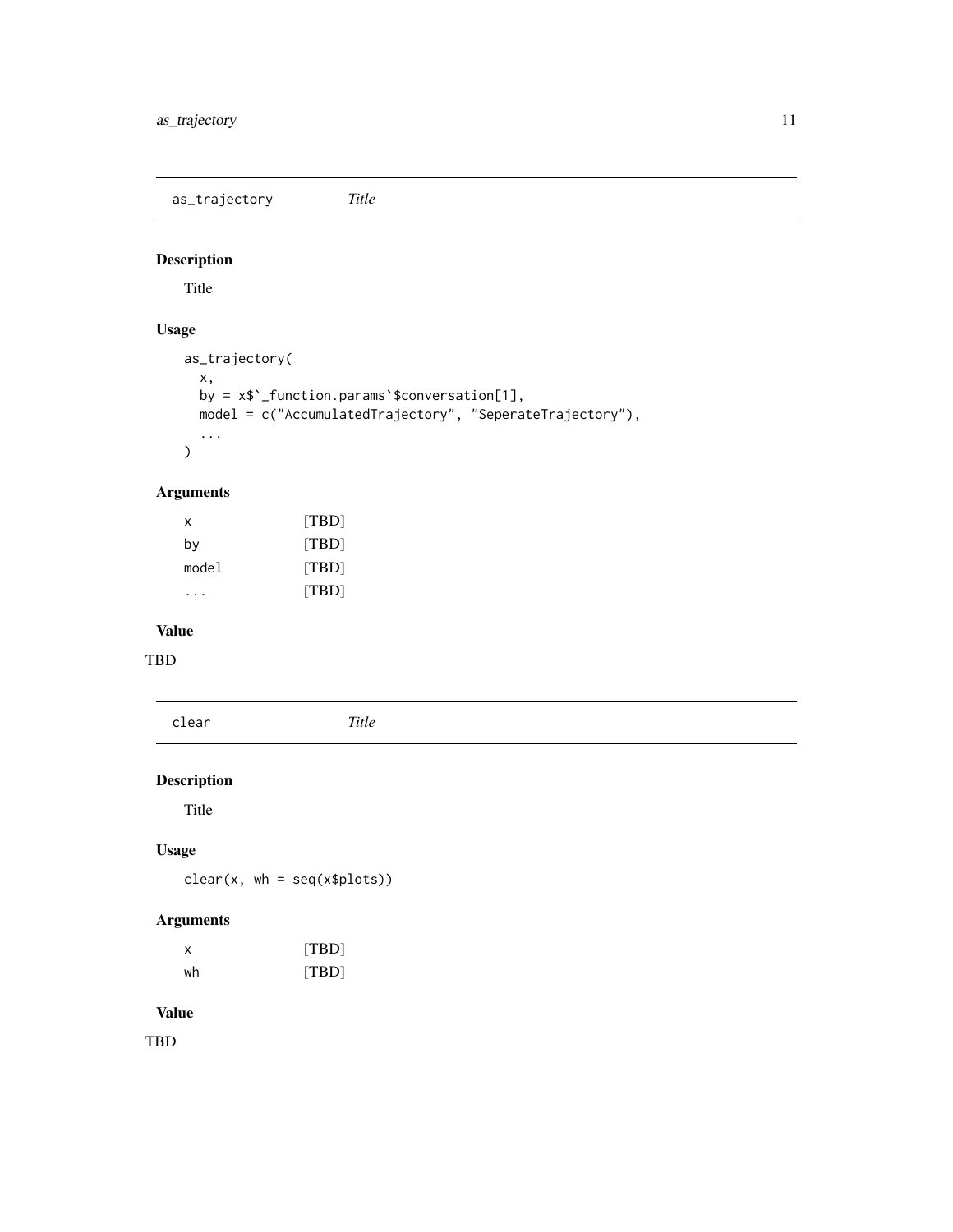## as_trajectory *Title*

### Description

Title

### Usage

```
as_trajectory(
  x,
  by = x$`_function.params`$conversation[1],
  model = c("AccumulatedTrajectory", "SeperateTrajectory"),
  ...
)
```

### Arguments

| | |
|---|---|
| x | [TBD] |
| by | [TBD] |
| model | [TBD] |
| ... | [TBD] |

### Value

TBD

## clear *Title*

### Description

Title

### Usage

```
clear(x, wh = seq(x$plots))
```

### Arguments

| | |
|---|---|
| x | [TBD] |
| wh | [TBD] |

### Value

TBD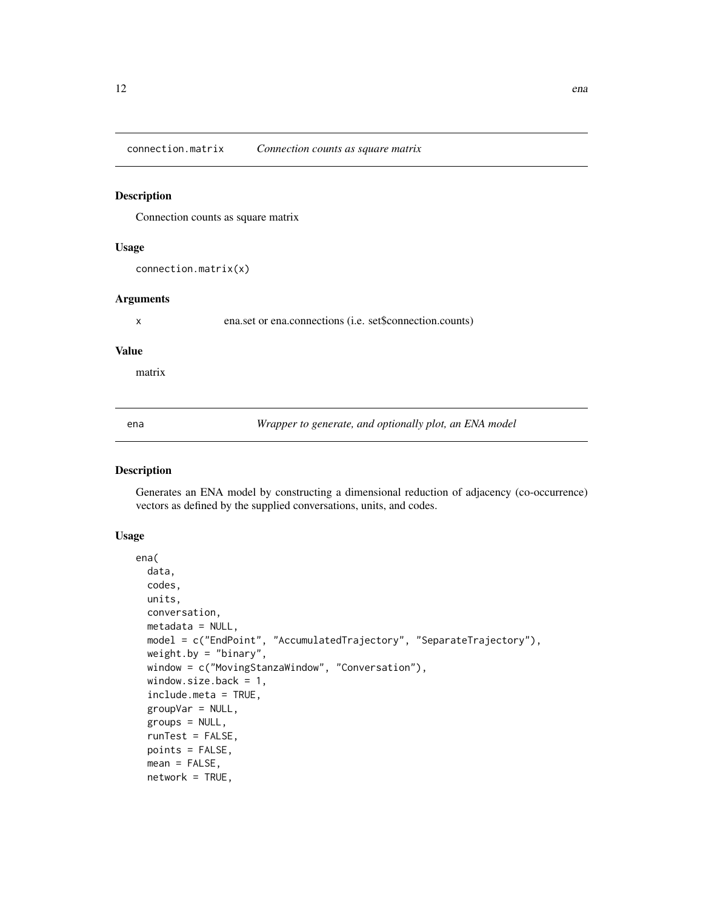## connection.matrix *Connection counts as square matrix*

### Description

Connection counts as square matrix

### Usage

```
connection.matrix(x)
```

### Arguments

| | |
|---|---|
| x | ena.set or ena.connections (i.e. set$connection.counts) |

### Value

matrix

## ena *Wrapper to generate, and optionally plot, an ENA model*

### Description

Generates an ENA model by constructing a dimensional reduction of adjacency (co-occurrence) vectors as defined by the supplied conversations, units, and codes.

### Usage

```
ena(
  data,
  codes,
  units,
  conversation,
  metadata = NULL,
  model = c("EndPoint", "AccumulatedTrajectory", "SeparateTrajectory"),
  weight.by = "binary",
  window = c("MovingStanzaWindow", "Conversation"),
  window.size.back = 1,
  include.meta = TRUE,
  groupVar = NULL,
  groups = NULL,
  runTest = FALSE,
  points = FALSE,
  mean = FALSE,
  network = TRUE,
```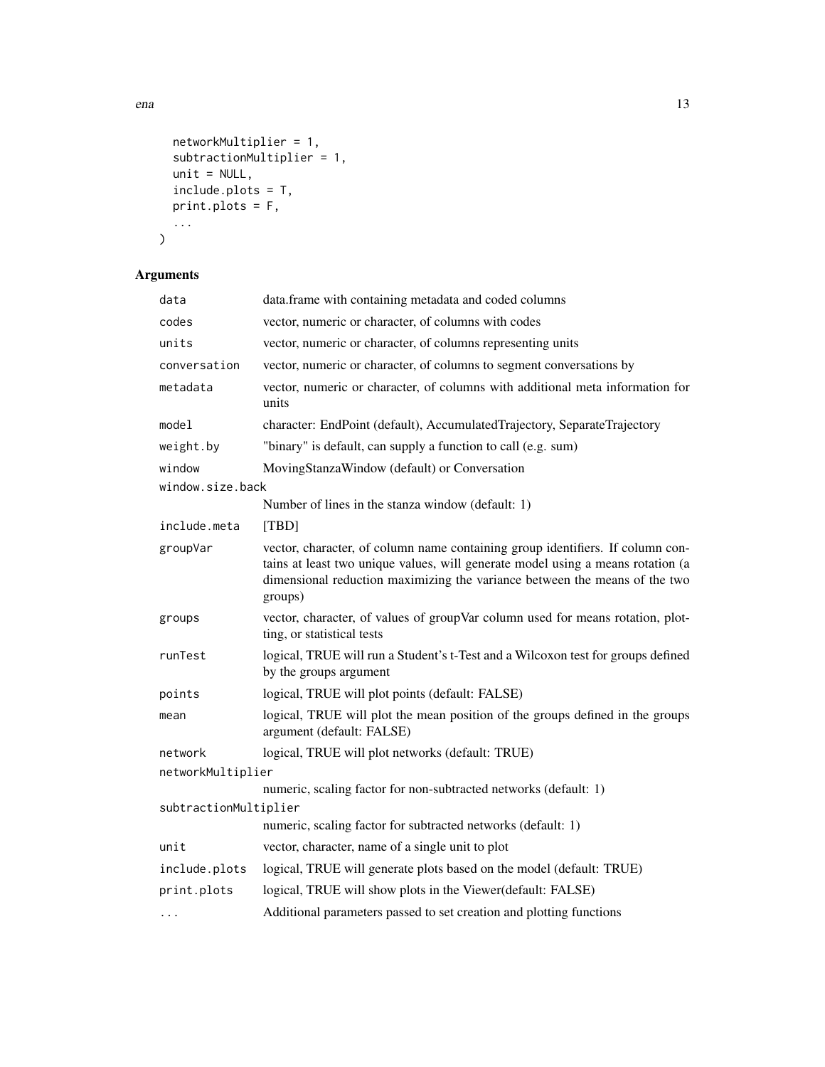```
  networkMultiplier = 1,
  subtractionMultiplier = 1,
  unit = NULL,
  include.plots = T,
  print.plots = F,
  ...
)
```

## Arguments

| Argument | Description |
|---|---|
| data | data.frame with containing metadata and coded columns |
| codes | vector, numeric or character, of columns with codes |
| units | vector, numeric or character, of columns representing units |
| conversation | vector, numeric or character, of columns to segment conversations by |
| metadata | vector, numeric or character, of columns with additional meta information for units |
| model | character: EndPoint (default), AccumulatedTrajectory, SeparateTrajectory |
| weight.by | "binary" is default, can supply a function to call (e.g. sum) |
| window | MovingStanzaWindow (default) or Conversation |
| window.size.back | Number of lines in the stanza window (default: 1) |
| include.meta | [TBD] |
| groupVar | vector, character, of column name containing group identifiers. If column contains at least two unique values, will generate model using a means rotation (a dimensional reduction maximizing the variance between the means of the two groups) |
| groups | vector, character, of values of groupVar column used for means rotation, plotting, or statistical tests |
| runTest | logical, TRUE will run a Student's t-Test and a Wilcoxon test for groups defined by the groups argument |
| points | logical, TRUE will plot points (default: FALSE) |
| mean | logical, TRUE will plot the mean position of the groups defined in the groups argument (default: FALSE) |
| network | logical, TRUE will plot networks (default: TRUE) |
| networkMultiplier | numeric, scaling factor for non-subtracted networks (default: 1) |
| subtractionMultiplier | numeric, scaling factor for subtracted networks (default: 1) |
| unit | vector, character, name of a single unit to plot |
| include.plots | logical, TRUE will generate plots based on the model (default: TRUE) |
| print.plots | logical, TRUE will show plots in the Viewer(default: FALSE) |
| ... | Additional parameters passed to set creation and plotting functions |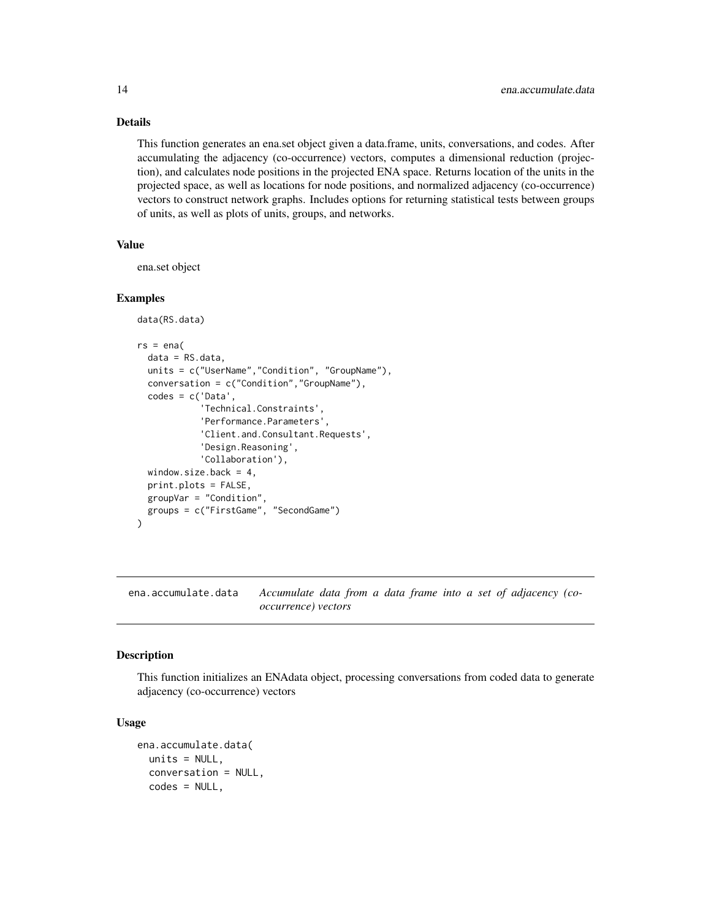### Details

This function generates an ena.set object given a data.frame, units, conversations, and codes. After accumulating the adjacency (co-occurrence) vectors, computes a dimensional reduction (projection), and calculates node positions in the projected ENA space. Returns location of the units in the projected space, as well as locations for node positions, and normalized adjacency (co-occurrence) vectors to construct network graphs. Includes options for returning statistical tests between groups of units, as well as plots of units, groups, and networks.

### Value

ena.set object

### Examples

```
data(RS.data)

rs = ena(
  data = RS.data,
  units = c("UserName","Condition", "GroupName"),
  conversation = c("Condition","GroupName"),
  codes = c('Data',
            'Technical.Constraints',
            'Performance.Parameters',
            'Client.and.Consultant.Requests',
            'Design.Reasoning',
            'Collaboration'),
  window.size.back = 4,
  print.plots = FALSE,
  groupVar = "Condition",
  groups = c("FirstGame", "SecondGame")
)
```

---

## ena.accumulate.data

*Accumulate data from a data frame into a set of adjacency (co-occurrence) vectors*

### Description

This function initializes an ENAdata object, processing conversations from coded data to generate adjacency (co-occurrence) vectors

### Usage

```
ena.accumulate.data(
  units = NULL,
  conversation = NULL,
  codes = NULL,
```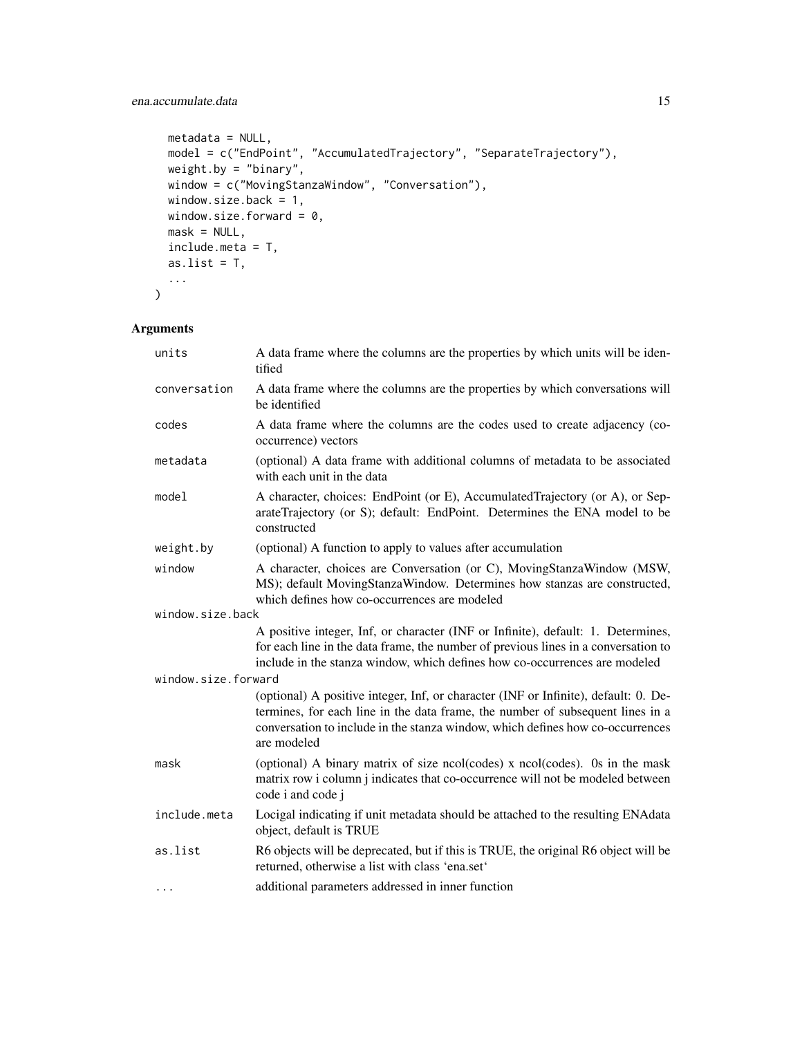```
  metadata = NULL,
  model = c("EndPoint", "AccumulatedTrajectory", "SeparateTrajectory"),
  weight.by = "binary",
  window = c("MovingStanzaWindow", "Conversation"),
  window.size.back = 1,
  window.size.forward = 0,
  mask = NULL,
  include.meta = T,
  as.list = T,
  ...
)
```

## Arguments

| | |
|---|---|
| units | A data frame where the columns are the properties by which units will be identified |
| conversation | A data frame where the columns are the properties by which conversations will be identified |
| codes | A data frame where the columns are the codes used to create adjacency (co-occurrence) vectors |
| metadata | (optional) A data frame with additional columns of metadata to be associated with each unit in the data |
| model | A character, choices: EndPoint (or E), AccumulatedTrajectory (or A), or SeparateTrajectory (or S); default: EndPoint. Determines the ENA model to be constructed |
| weight.by | (optional) A function to apply to values after accumulation |
| window | A character, choices are Conversation (or C), MovingStanzaWindow (MSW, MS); default MovingStanzaWindow. Determines how stanzas are constructed, which defines how co-occurrences are modeled |
| window.size.back | A positive integer, Inf, or character (INF or Infinite), default: 1. Determines, for each line in the data frame, the number of previous lines in a conversation to include in the stanza window, which defines how co-occurrences are modeled |
| window.size.forward | (optional) A positive integer, Inf, or character (INF or Infinite), default: 0. Determines, for each line in the data frame, the number of subsequent lines in a conversation to include in the stanza window, which defines how co-occurrences are modeled |
| mask | (optional) A binary matrix of size ncol(codes) x ncol(codes). 0s in the mask matrix row i column j indicates that co-occurrence will not be modeled between code i and code j |
| include.meta | Locigal indicating if unit metadata should be attached to the resulting ENAdata object, default is TRUE |
| as.list | R6 objects will be deprecated, but if this is TRUE, the original R6 object will be returned, otherwise a list with class 'ena.set' |
| ... | additional parameters addressed in inner function |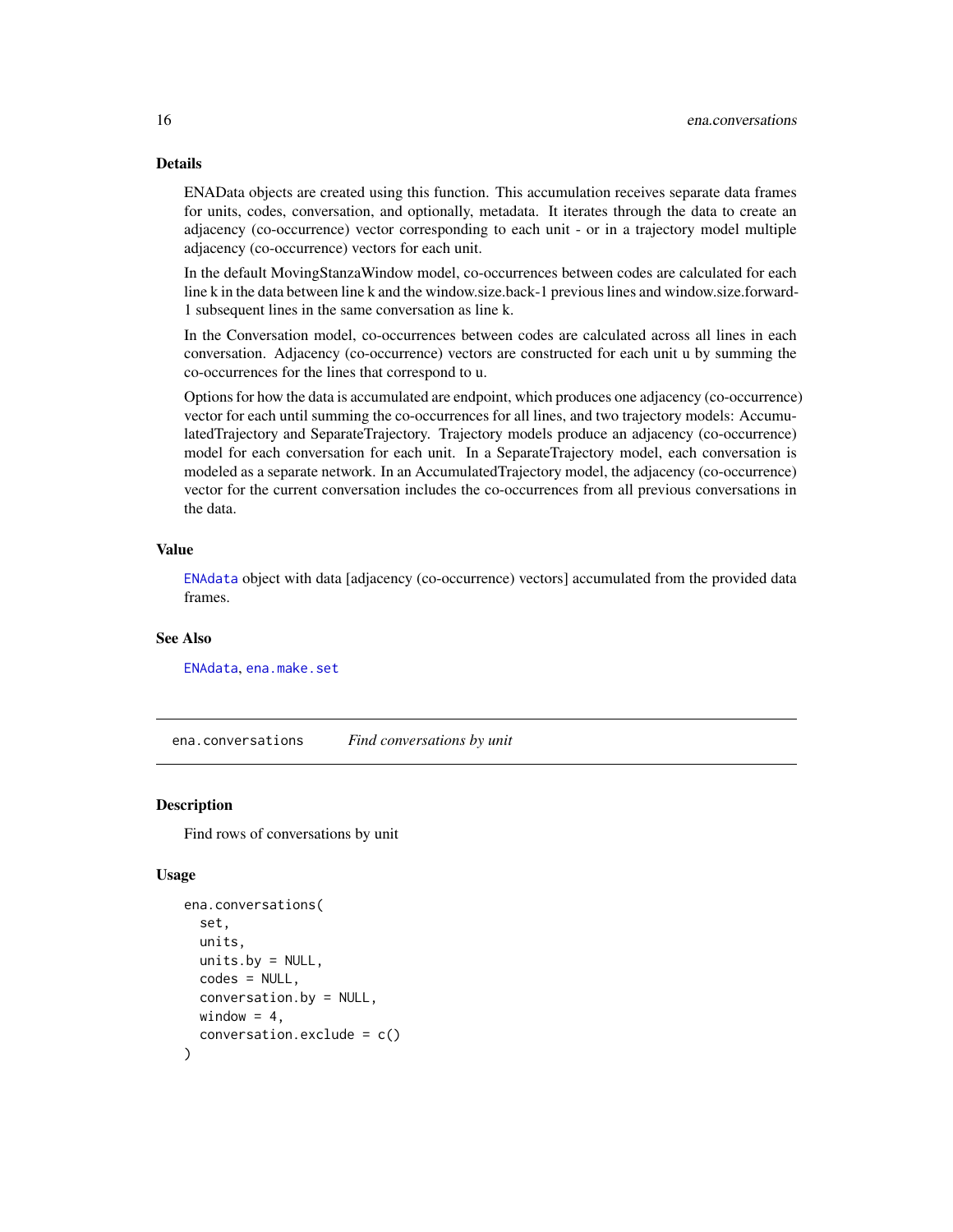### Details

ENAData objects are created using this function. This accumulation receives separate data frames for units, codes, conversation, and optionally, metadata. It iterates through the data to create an adjacency (co-occurrence) vector corresponding to each unit - or in a trajectory model multiple adjacency (co-occurrence) vectors for each unit.

In the default MovingStanzaWindow model, co-occurrences between codes are calculated for each line k in the data between line k and the window.size.back-1 previous lines and window.size.forward-1 subsequent lines in the same conversation as line k.

In the Conversation model, co-occurrences between codes are calculated across all lines in each conversation. Adjacency (co-occurrence) vectors are constructed for each unit u by summing the co-occurrences for the lines that correspond to u.

Options for how the data is accumulated are endpoint, which produces one adjacency (co-occurrence) vector for each until summing the co-occurrences for all lines, and two trajectory models: AccumulatedTrajectory and SeparateTrajectory. Trajectory models produce an adjacency (co-occurrence) model for each conversation for each unit. In a SeparateTrajectory model, each conversation is modeled as a separate network. In an AccumulatedTrajectory model, the adjacency (co-occurrence) vector for the current conversation includes the co-occurrences from all previous conversations in the data.

### Value

ENAdata object with data [adjacency (co-occurrence) vectors] accumulated from the provided data frames.

### See Also

ENAdata, ena.make.set

---

## ena.conversations *Find conversations by unit*

### Description

Find rows of conversations by unit

### Usage

```
ena.conversations(
  set,
  units,
  units.by = NULL,
  codes = NULL,
  conversation.by = NULL,
  window = 4,
  conversation.exclude = c()
)
```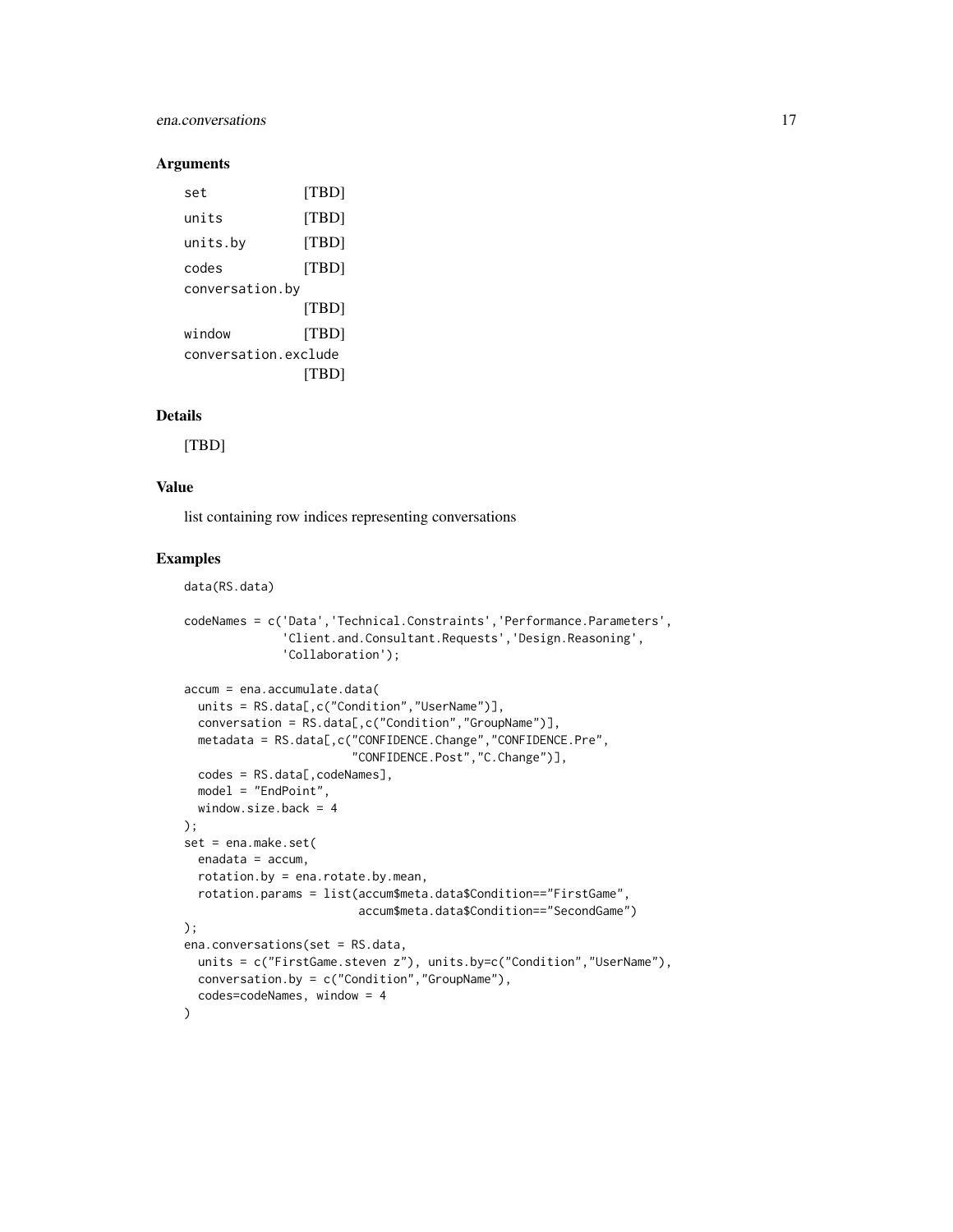## Arguments

| | |
|---|---|
| set | [TBD] |
| units | [TBD] |
| units.by | [TBD] |
| codes | [TBD] |
| conversation.by | [TBD] |
| window | [TBD] |
| conversation.exclude | [TBD] |

## Details

[TBD]

## Value

list containing row indices representing conversations

## Examples

```
data(RS.data)

codeNames = c('Data','Technical.Constraints','Performance.Parameters',
              'Client.and.Consultant.Requests','Design.Reasoning',
              'Collaboration');

accum = ena.accumulate.data(
  units = RS.data[,c("Condition","UserName")],
  conversation = RS.data[,c("Condition","GroupName")],
  metadata = RS.data[,c("CONFIDENCE.Change","CONFIDENCE.Pre",
                        "CONFIDENCE.Post","C.Change")],
  codes = RS.data[,codeNames],
  model = "EndPoint",
  window.size.back = 4
);
set = ena.make.set(
  enadata = accum,
  rotation.by = ena.rotate.by.mean,
  rotation.params = list(accum$meta.data$Condition=="FirstGame",
                         accum$meta.data$Condition=="SecondGame")
);
ena.conversations(set = RS.data,
  units = c("FirstGame.steven z"), units.by=c("Condition","UserName"),
  conversation.by = c("Condition","GroupName"),
  codes=codeNames, window = 4
)
```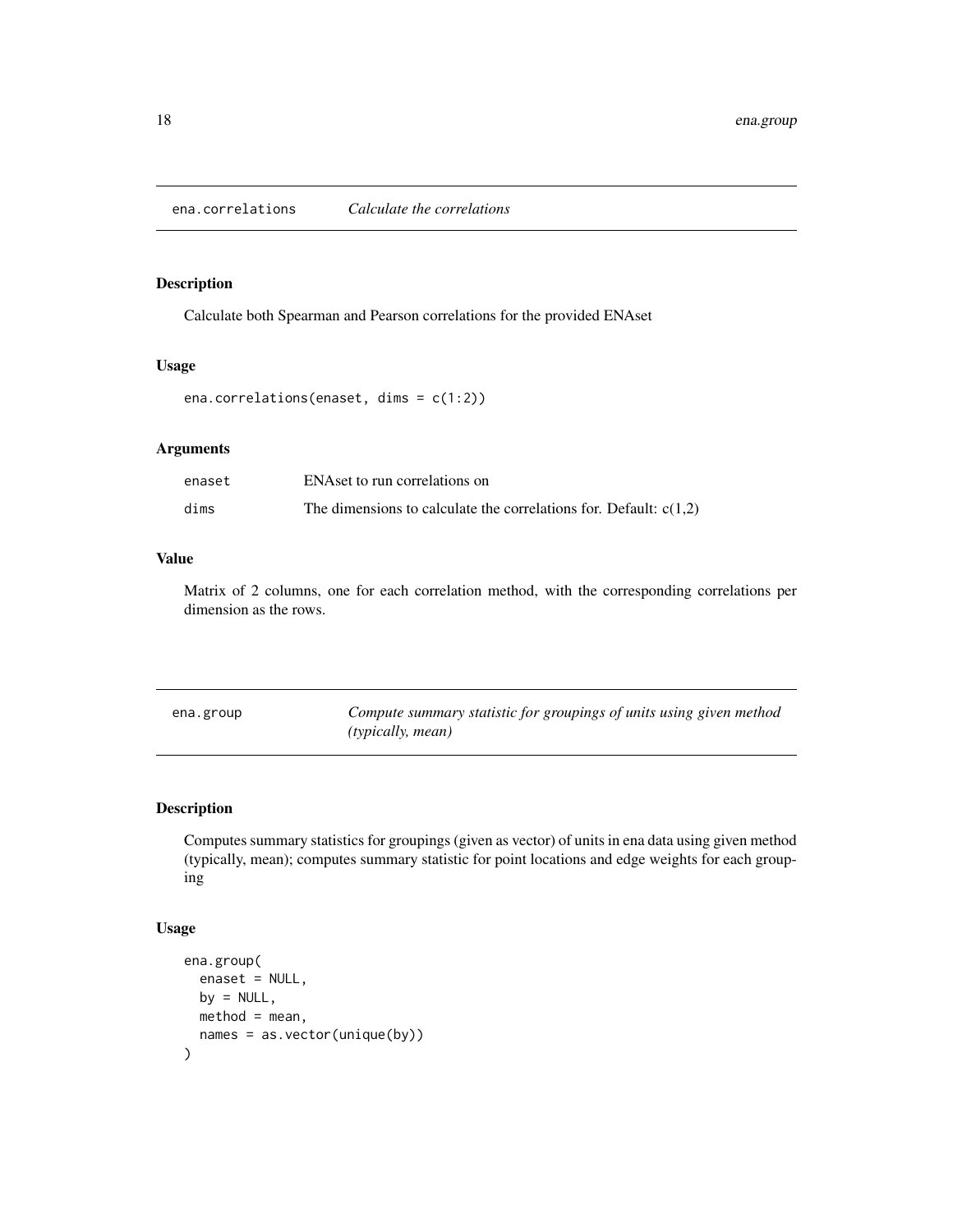## ena.correlations *Calculate the correlations*

### Description

Calculate both Spearman and Pearson correlations for the provided ENAset

### Usage

```
ena.correlations(enaset, dims = c(1:2))
```

### Arguments

| | |
|---|---|
| enaset | ENAset to run correlations on |
| dims | The dimensions to calculate the correlations for. Default: c(1,2) |

### Value

Matrix of 2 columns, one for each correlation method, with the corresponding correlations per dimension as the rows.

## ena.group *Compute summary statistic for groupings of units using given method (typically, mean)*

### Description

Computes summary statistics for groupings (given as vector) of units in ena data using given method (typically, mean); computes summary statistic for point locations and edge weights for each grouping

### Usage

```
ena.group(
  enaset = NULL,
  by = NULL,
  method = mean,
  names = as.vector(unique(by))
)
```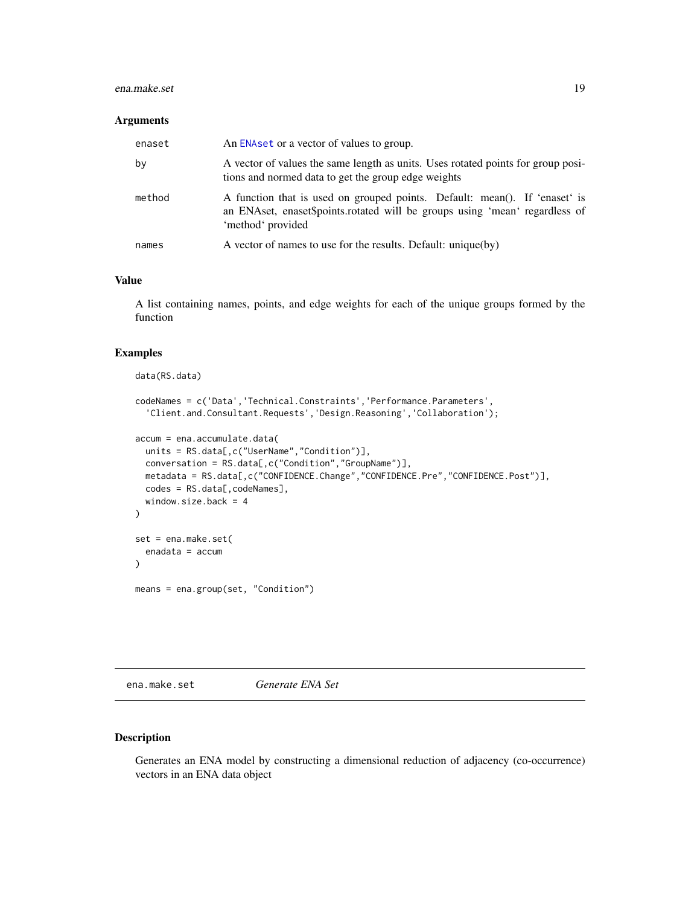### Arguments

| | |
|---|---|
| enaset | An ENAset or a vector of values to group. |
| by | A vector of values the same length as units. Uses rotated points for group positions and normed data to get the group edge weights |
| method | A function that is used on grouped points. Default: mean(). If 'enaset' is an ENAset, enaset$points.rotated will be groups using 'mean' regardless of 'method' provided |
| names | A vector of names to use for the results. Default: unique(by) |

### Value

A list containing names, points, and edge weights for each of the unique groups formed by the function

### Examples

```
data(RS.data)

codeNames = c('Data','Technical.Constraints','Performance.Parameters',
  'Client.and.Consultant.Requests','Design.Reasoning','Collaboration');

accum = ena.accumulate.data(
  units = RS.data[,c("UserName","Condition")],
  conversation = RS.data[,c("Condition","GroupName")],
  metadata = RS.data[,c("CONFIDENCE.Change","CONFIDENCE.Pre","CONFIDENCE.Post")],
  codes = RS.data[,codeNames],
  window.size.back = 4
)

set = ena.make.set(
  enadata = accum
)

means = ena.group(set, "Condition")
```

## ena.make.set — *Generate ENA Set*

### Description

Generates an ENA model by constructing a dimensional reduction of adjacency (co-occurrence) vectors in an ENA data object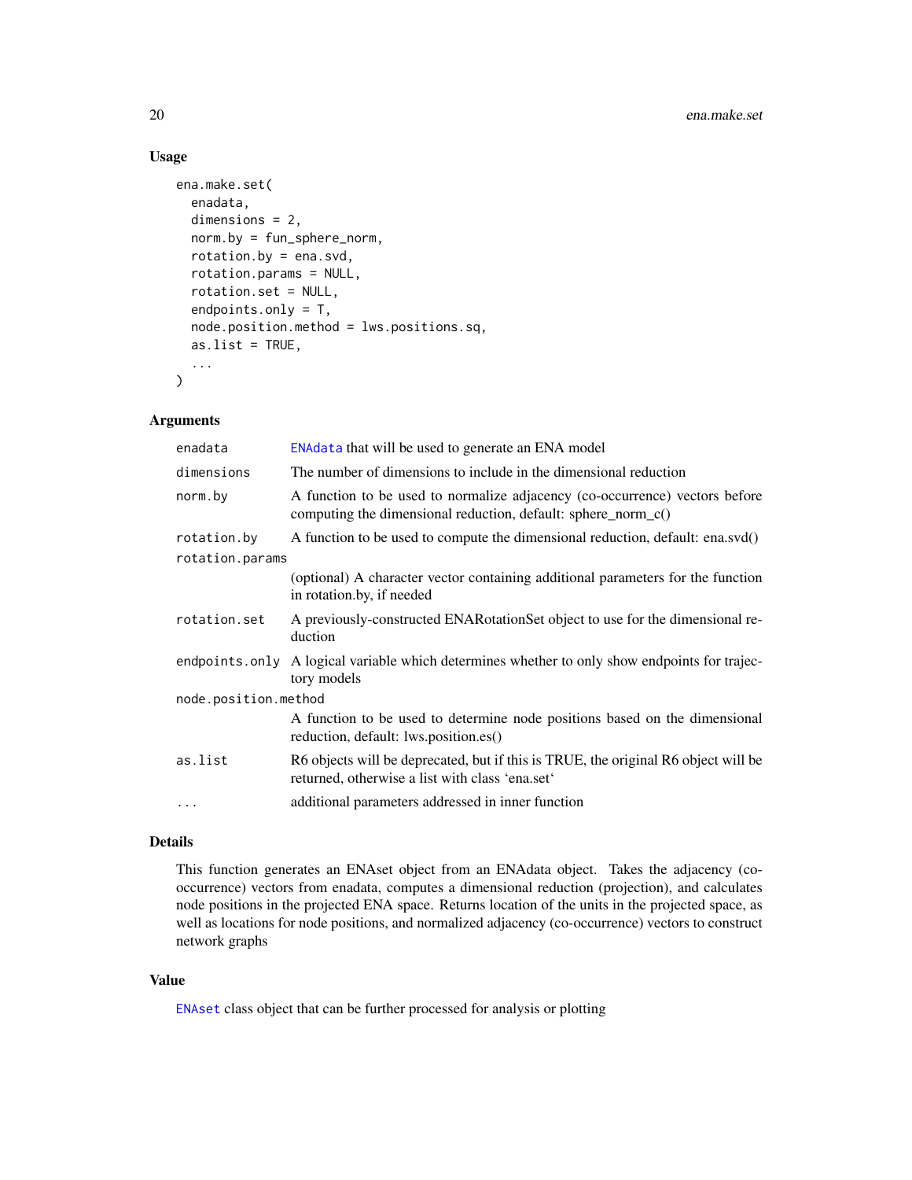## Usage

```
ena.make.set(
  enadata,
  dimensions = 2,
  norm.by = fun_sphere_norm,
  rotation.by = ena.svd,
  rotation.params = NULL,
  rotation.set = NULL,
  endpoints.only = T,
  node.position.method = lws.positions.sq,
  as.list = TRUE,
  ...
)
```

## Arguments

| Argument | Description |
|---|---|
| enadata | ENAdata that will be used to generate an ENA model |
| dimensions | The number of dimensions to include in the dimensional reduction |
| norm.by | A function to be used to normalize adjacency (co-occurrence) vectors before computing the dimensional reduction, default: sphere_norm_c() |
| rotation.by | A function to be used to compute the dimensional reduction, default: ena.svd() |
| rotation.params | (optional) A character vector containing additional parameters for the function in rotation.by, if needed |
| rotation.set | A previously-constructed ENARotationSet object to use for the dimensional reduction |
| endpoints.only | A logical variable which determines whether to only show endpoints for trajectory models |
| node.position.method | A function to be used to determine node positions based on the dimensional reduction, default: lws.position.es() |
| as.list | R6 objects will be deprecated, but if this is TRUE, the original R6 object will be returned, otherwise a list with class 'ena.set' |
| ... | additional parameters addressed in inner function |

## Details

This function generates an ENAset object from an ENAdata object. Takes the adjacency (co-occurrence) vectors from enadata, computes a dimensional reduction (projection), and calculates node positions in the projected ENA space. Returns location of the units in the projected space, as well as locations for node positions, and normalized adjacency (co-occurrence) vectors to construct network graphs

## Value

ENAset class object that can be further processed for analysis or plotting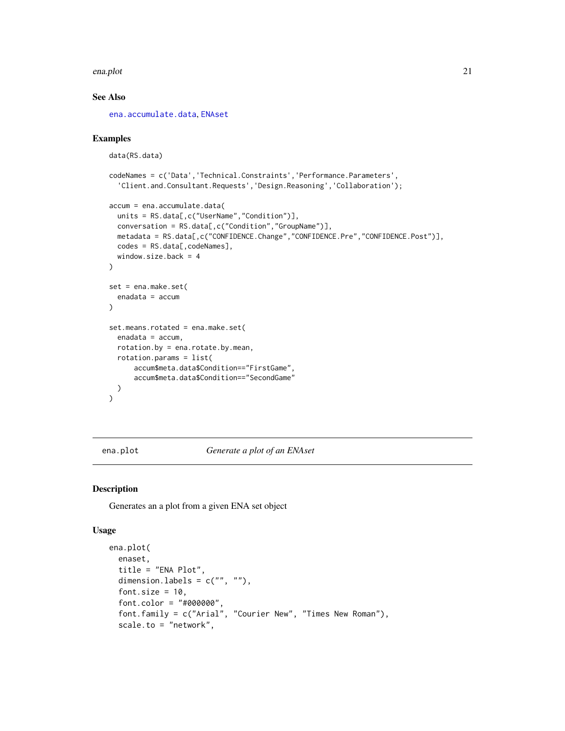### See Also

ena.accumulate.data, ENAset

### Examples

```
data(RS.data)

codeNames = c('Data','Technical.Constraints','Performance.Parameters',
  'Client.and.Consultant.Requests','Design.Reasoning','Collaboration');

accum = ena.accumulate.data(
  units = RS.data[,c("UserName","Condition")],
  conversation = RS.data[,c("Condition","GroupName")],
  metadata = RS.data[,c("CONFIDENCE.Change","CONFIDENCE.Pre","CONFIDENCE.Post")],
  codes = RS.data[,codeNames],
  window.size.back = 4
)

set = ena.make.set(
  enadata = accum
)

set.means.rotated = ena.make.set(
  enadata = accum,
  rotation.by = ena.rotate.by.mean,
  rotation.params = list(
      accum$meta.data$Condition=="FirstGame",
      accum$meta.data$Condition=="SecondGame"
  )
)
```

---

## ena.plot — *Generate a plot of an ENAset*

### Description

Generates an a plot from a given ENA set object

### Usage

```
ena.plot(
  enaset,
  title = "ENA Plot",
  dimension.labels = c("", ""),
  font.size = 10,
  font.color = "#000000",
  font.family = c("Arial", "Courier New", "Times New Roman"),
  scale.to = "network",
```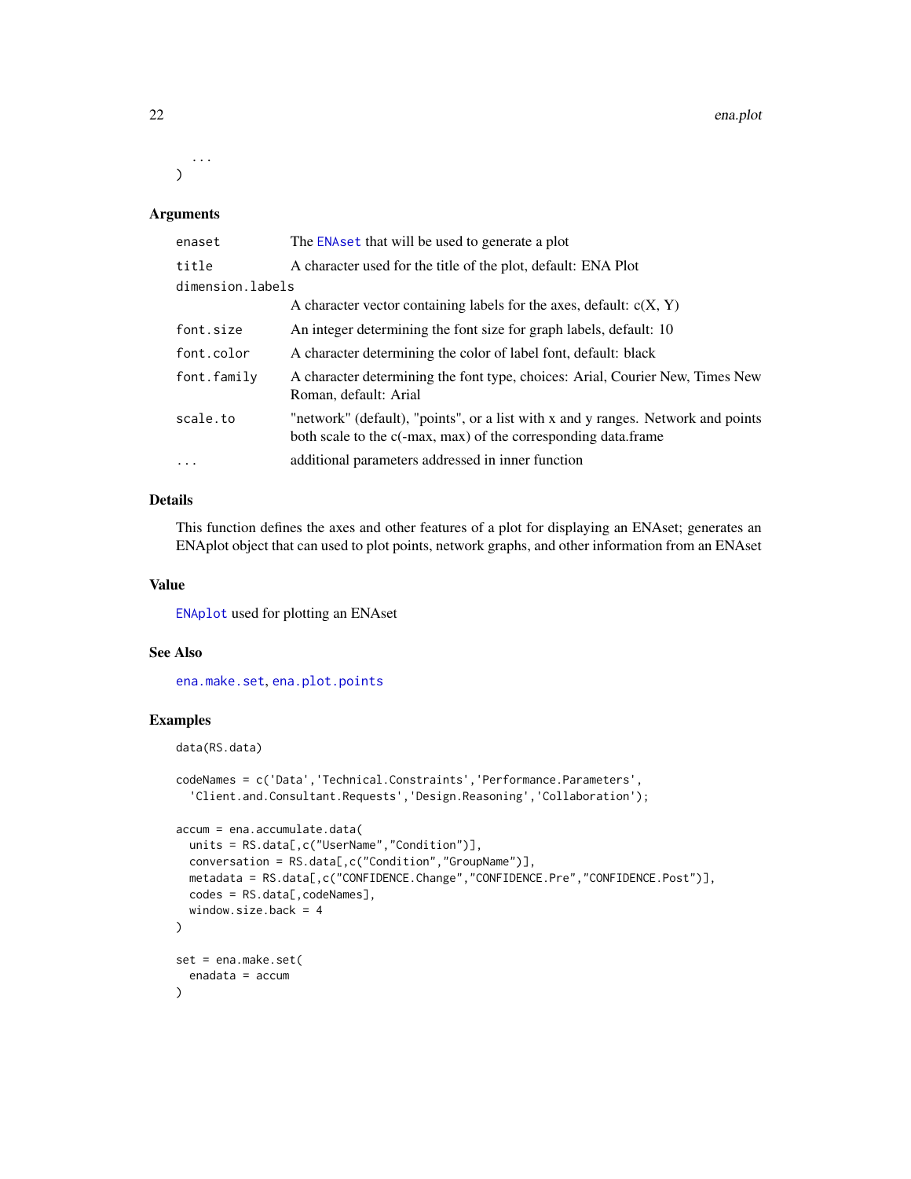```
  ...
)
```

### Arguments

| | |
|---|---|
| enaset | The ENAset that will be used to generate a plot |
| title | A character used for the title of the plot, default: ENA Plot |
| dimension.labels | A character vector containing labels for the axes, default: c(X, Y) |
| font.size | An integer determining the font size for graph labels, default: 10 |
| font.color | A character determining the color of label font, default: black |
| font.family | A character determining the font type, choices: Arial, Courier New, Times New Roman, default: Arial |
| scale.to | "network" (default), "points", or a list with x and y ranges. Network and points both scale to the c(-max, max) of the corresponding data.frame |
| ... | additional parameters addressed in inner function |

### Details

This function defines the axes and other features of a plot for displaying an ENAset; generates an ENAplot object that can used to plot points, network graphs, and other information from an ENAset

### Value

ENAplot used for plotting an ENAset

### See Also

ena.make.set, ena.plot.points

### Examples

```
data(RS.data)

codeNames = c('Data','Technical.Constraints','Performance.Parameters',
  'Client.and.Consultant.Requests','Design.Reasoning','Collaboration');

accum = ena.accumulate.data(
  units = RS.data[,c("UserName","Condition")],
  conversation = RS.data[,c("Condition","GroupName")],
  metadata = RS.data[,c("CONFIDENCE.Change","CONFIDENCE.Pre","CONFIDENCE.Post")],
  codes = RS.data[,codeNames],
  window.size.back = 4
)

set = ena.make.set(
  enadata = accum
)
```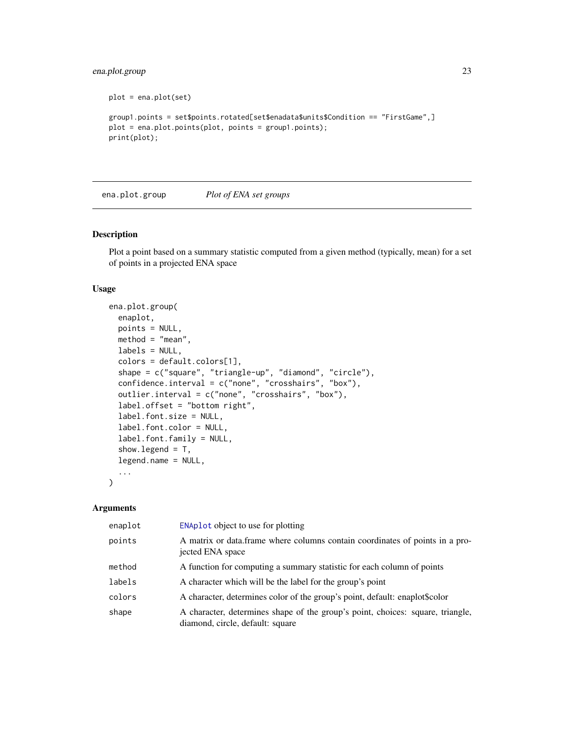```
plot = ena.plot(set)

group1.points = set$points.rotated[set$enadata$units$Condition == "FirstGame",]
plot = ena.plot.points(plot, points = group1.points);
print(plot);
```

## ena.plot.group *Plot of ENA set groups*

### Description

Plot a point based on a summary statistic computed from a given method (typically, mean) for a set of points in a projected ENA space

### Usage

```
ena.plot.group(
  enaplot,
  points = NULL,
  method = "mean",
  labels = NULL,
  colors = default.colors[1],
  shape = c("square", "triangle-up", "diamond", "circle"),
  confidence.interval = c("none", "crosshairs", "box"),
  outlier.interval = c("none", "crosshairs", "box"),
  label.offset = "bottom right",
  label.font.size = NULL,
  label.font.color = NULL,
  label.font.family = NULL,
  show.legend = T,
  legend.name = NULL,
  ...
)
```

### Arguments

| | |
|---|---|
| `enaplot` | `ENAplot` object to use for plotting |
| `points` | A matrix or data.frame where columns contain coordinates of points in a projected ENA space |
| `method` | A function for computing a summary statistic for each column of points |
| `labels` | A character which will be the label for the group's point |
| `colors` | A character, determines color of the group's point, default: enaplot$color |
| `shape` | A character, determines shape of the group's point, choices: square, triangle, diamond, circle, default: square |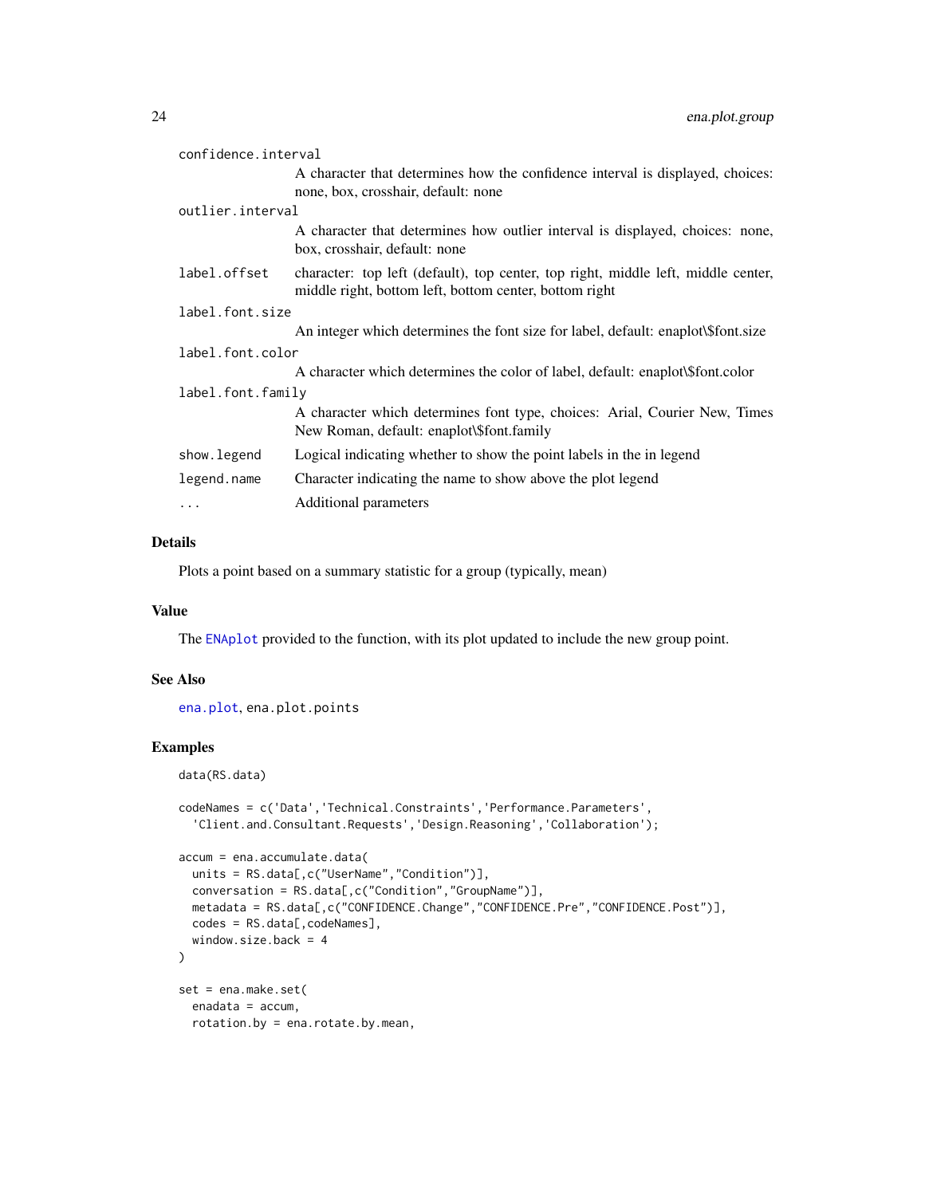| | |
|---|---|
| `confidence.interval` | A character that determines how the confidence interval is displayed, choices: none, box, crosshair, default: none |
| `outlier.interval` | A character that determines how outlier interval is displayed, choices: none, box, crosshair, default: none |
| `label.offset` | character: top left (default), top center, top right, middle left, middle center, middle right, bottom left, bottom center, bottom right |
| `label.font.size` | An integer which determines the font size for label, default: enaplot\$font.size |
| `label.font.color` | A character which determines the color of label, default: enaplot\$font.color |
| `label.font.family` | A character which determines font type, choices: Arial, Courier New, Times New Roman, default: enaplot\$font.family |
| `show.legend` | Logical indicating whether to show the point labels in the in legend |
| `legend.name` | Character indicating the name to show above the plot legend |
| `...` | Additional parameters |

### Details

Plots a point based on a summary statistic for a group (typically, mean)

### Value

The ENAplot provided to the function, with its plot updated to include the new group point.

### See Also

ena.plot, ena.plot.points

### Examples

```
data(RS.data)

codeNames = c('Data','Technical.Constraints','Performance.Parameters',
  'Client.and.Consultant.Requests','Design.Reasoning','Collaboration');

accum = ena.accumulate.data(
  units = RS.data[,c("UserName","Condition")],
  conversation = RS.data[,c("Condition","GroupName")],
  metadata = RS.data[,c("CONFIDENCE.Change","CONFIDENCE.Pre","CONFIDENCE.Post")],
  codes = RS.data[,codeNames],
  window.size.back = 4
)

set = ena.make.set(
  enadata = accum,
  rotation.by = ena.rotate.by.mean,
```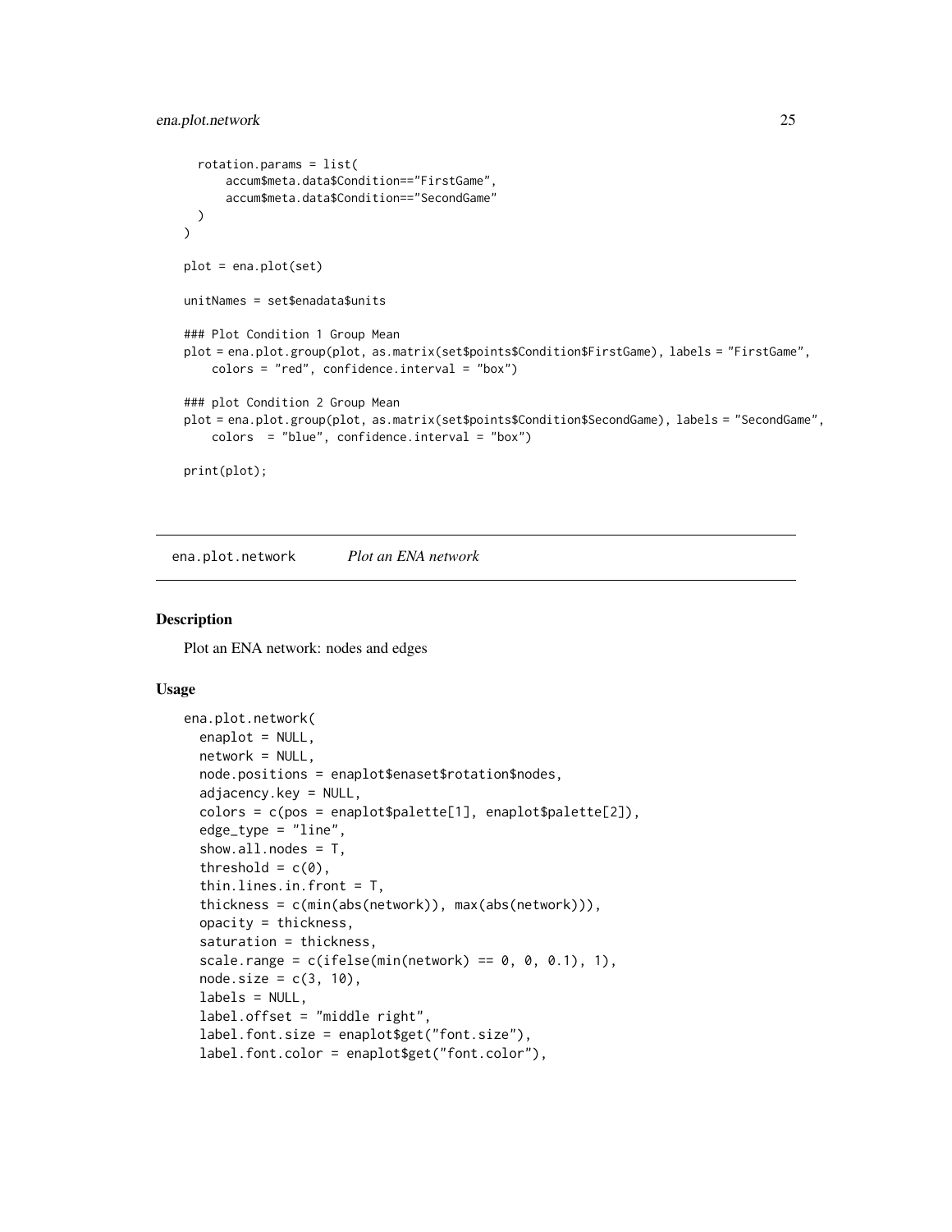```
  rotation.params = list(
      accum$meta.data$Condition=="FirstGame",
      accum$meta.data$Condition=="SecondGame"
  )
)

plot = ena.plot(set)

unitNames = set$enadata$units

### Plot Condition 1 Group Mean
plot = ena.plot.group(plot, as.matrix(set$points$Condition$FirstGame), labels = "FirstGame",
    colors = "red", confidence.interval = "box")

### plot Condition 2 Group Mean
plot = ena.plot.group(plot, as.matrix(set$points$Condition$SecondGame), labels = "SecondGame",
    colors  = "blue", confidence.interval = "box")

print(plot);
```

## ena.plot.network *Plot an ENA network*

### Description

Plot an ENA network: nodes and edges

### Usage

```
ena.plot.network(
  enaplot = NULL,
  network = NULL,
  node.positions = enaplot$enaset$rotation$nodes,
  adjacency.key = NULL,
  colors = c(pos = enaplot$palette[1], enaplot$palette[2]),
  edge_type = "line",
  show.all.nodes = T,
  threshold = c(0),
  thin.lines.in.front = T,
  thickness = c(min(abs(network)), max(abs(network))),
  opacity = thickness,
  saturation = thickness,
  scale.range = c(ifelse(min(network) == 0, 0, 0.1), 1),
  node.size = c(3, 10),
  labels = NULL,
  label.offset = "middle right",
  label.font.size = enaplot$get("font.size"),
  label.font.color = enaplot$get("font.color"),
```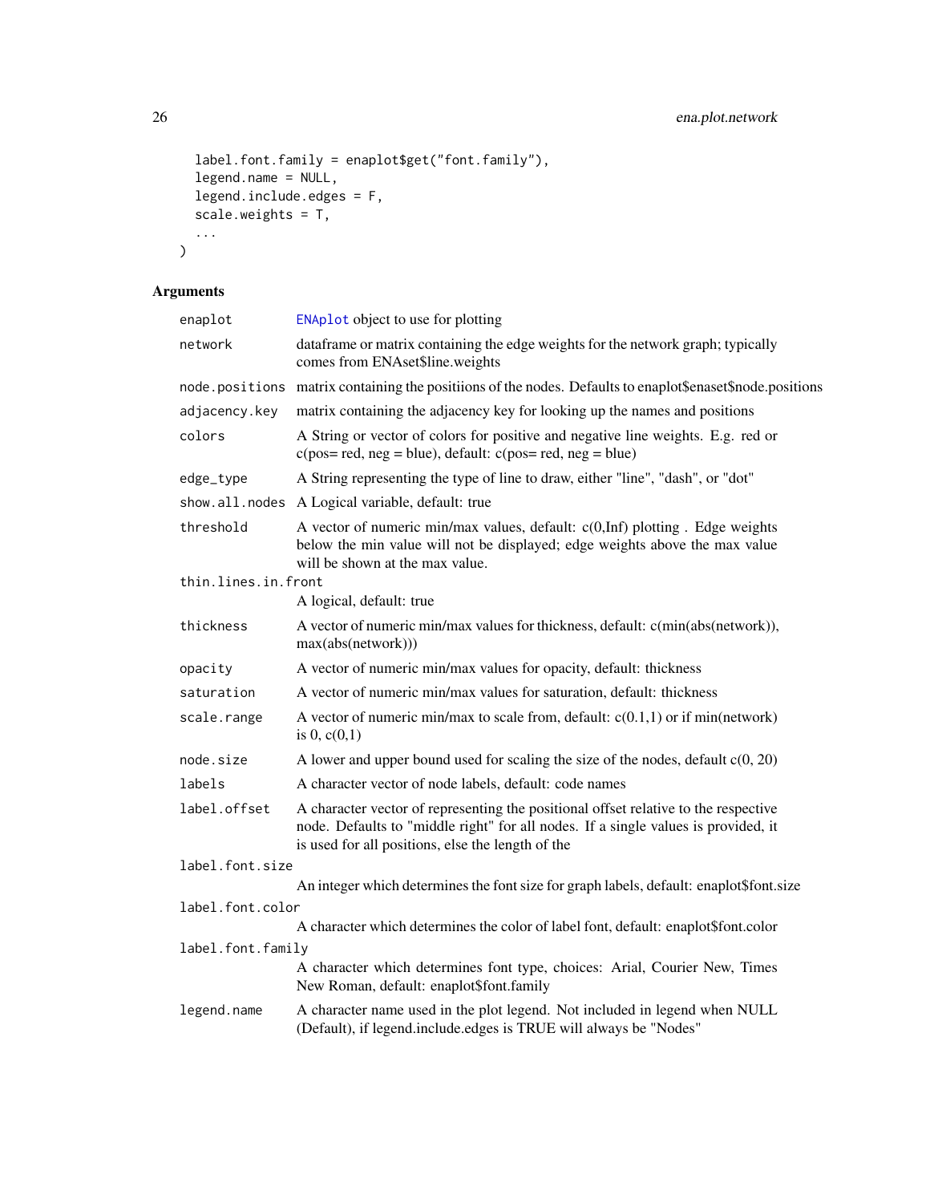```
  label.font.family = enaplot$get("font.family"),
  legend.name = NULL,
  legend.include.edges = F,
  scale.weights = T,
  ...
)
```

## Arguments

| Argument | Description |
| --- | --- |
| `enaplot` | ENAplot object to use for plotting |
| `network` | dataframe or matrix containing the edge weights for the network graph; typically comes from ENAset$line.weights |
| `node.positions` | matrix containing the positiions of the nodes. Defaults to enaplot$enaset$node.positions |
| `adjacency.key` | matrix containing the adjacency key for looking up the names and positions |
| `colors` | A String or vector of colors for positive and negative line weights. E.g. red or c(pos= red, neg = blue), default: c(pos= red, neg = blue) |
| `edge_type` | A String representing the type of line to draw, either "line", "dash", or "dot" |
| `show.all.nodes` | A Logical variable, default: true |
| `threshold` | A vector of numeric min/max values, default: c(0,Inf) plotting . Edge weights below the min value will not be displayed; edge weights above the max value will be shown at the max value. |
| `thin.lines.in.front` | A logical, default: true |
| `thickness` | A vector of numeric min/max values for thickness, default: c(min(abs(network)), max(abs(network))) |
| `opacity` | A vector of numeric min/max values for opacity, default: thickness |
| `saturation` | A vector of numeric min/max values for saturation, default: thickness |
| `scale.range` | A vector of numeric min/max to scale from, default: c(0.1,1) or if min(network) is 0, c(0,1) |
| `node.size` | A lower and upper bound used for scaling the size of the nodes, default c(0, 20) |
| `labels` | A character vector of node labels, default: code names |
| `label.offset` | A character vector of representing the positional offset relative to the respective node. Defaults to "middle right" for all nodes. If a single values is provided, it is used for all positions, else the length of the |
| `label.font.size` | An integer which determines the font size for graph labels, default: enaplot$font.size |
| `label.font.color` | A character which determines the color of label font, default: enaplot$font.color |
| `label.font.family` | A character which determines font type, choices: Arial, Courier New, Times New Roman, default: enaplot$font.family |
| `legend.name` | A character name used in the plot legend. Not included in legend when NULL (Default), if legend.include.edges is TRUE will always be "Nodes" |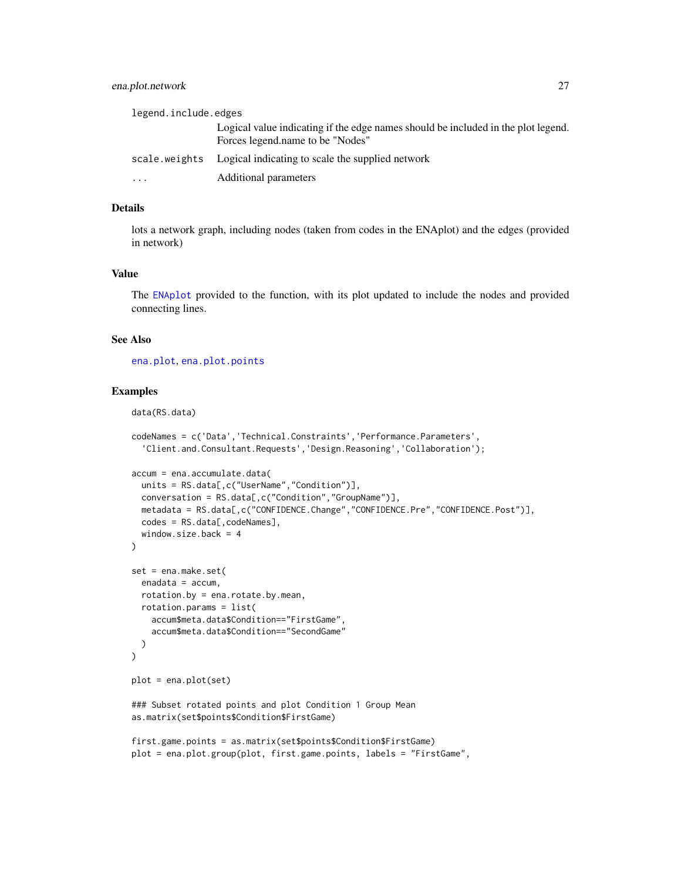legend.include.edges
: Logical value indicating if the edge names should be included in the plot legend. Forces legend.name to be "Nodes"

scale.weights
: Logical indicating to scale the supplied network

...
: Additional parameters

## Details

lots a network graph, including nodes (taken from codes in the ENAplot) and the edges (provided in network)

## Value

The ENAplot provided to the function, with its plot updated to include the nodes and provided connecting lines.

## See Also

ena.plot, ena.plot.points

## Examples

```
data(RS.data)

codeNames = c('Data','Technical.Constraints','Performance.Parameters',
  'Client.and.Consultant.Requests','Design.Reasoning','Collaboration');

accum = ena.accumulate.data(
  units = RS.data[,c("UserName","Condition")],
  conversation = RS.data[,c("Condition","GroupName")],
  metadata = RS.data[,c("CONFIDENCE.Change","CONFIDENCE.Pre","CONFIDENCE.Post")],
  codes = RS.data[,codeNames],
  window.size.back = 4
)

set = ena.make.set(
  enadata = accum,
  rotation.by = ena.rotate.by.mean,
  rotation.params = list(
    accum$meta.data$Condition=="FirstGame",
    accum$meta.data$Condition=="SecondGame"
  )
)

plot = ena.plot(set)

### Subset rotated points and plot Condition 1 Group Mean
as.matrix(set$points$Condition$FirstGame)

first.game.points = as.matrix(set$points$Condition$FirstGame)
plot = ena.plot.group(plot, first.game.points, labels = "FirstGame",
```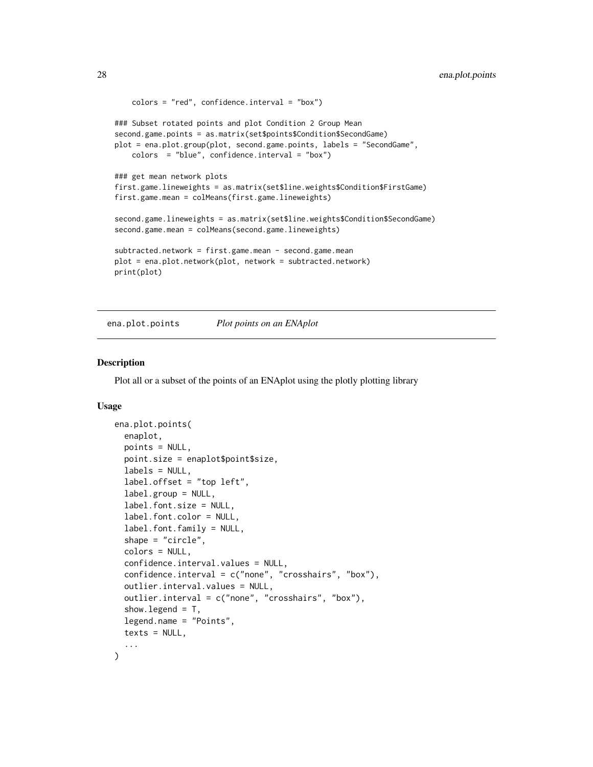```
    colors = "red", confidence.interval = "box")

### Subset rotated points and plot Condition 2 Group Mean
second.game.points = as.matrix(set$points$Condition$SecondGame)
plot = ena.plot.group(plot, second.game.points, labels = "SecondGame",
    colors  = "blue", confidence.interval = "box")

### get mean network plots
first.game.lineweights = as.matrix(set$line.weights$Condition$FirstGame)
first.game.mean = colMeans(first.game.lineweights)

second.game.lineweights = as.matrix(set$line.weights$Condition$SecondGame)
second.game.mean = colMeans(second.game.lineweights)

subtracted.network = first.game.mean - second.game.mean
plot = ena.plot.network(plot, network = subtracted.network)
print(plot)
```

## ena.plot.points    *Plot points on an ENAplot*

### Description

Plot all or a subset of the points of an ENAplot using the plotly plotting library

### Usage

```
ena.plot.points(
  enaplot,
  points = NULL,
  point.size = enaplot$point$size,
  labels = NULL,
  label.offset = "top left",
  label.group = NULL,
  label.font.size = NULL,
  label.font.color = NULL,
  label.font.family = NULL,
  shape = "circle",
  colors = NULL,
  confidence.interval.values = NULL,
  confidence.interval = c("none", "crosshairs", "box"),
  outlier.interval.values = NULL,
  outlier.interval = c("none", "crosshairs", "box"),
  show.legend = T,
  legend.name = "Points",
  texts = NULL,
  ...
)
```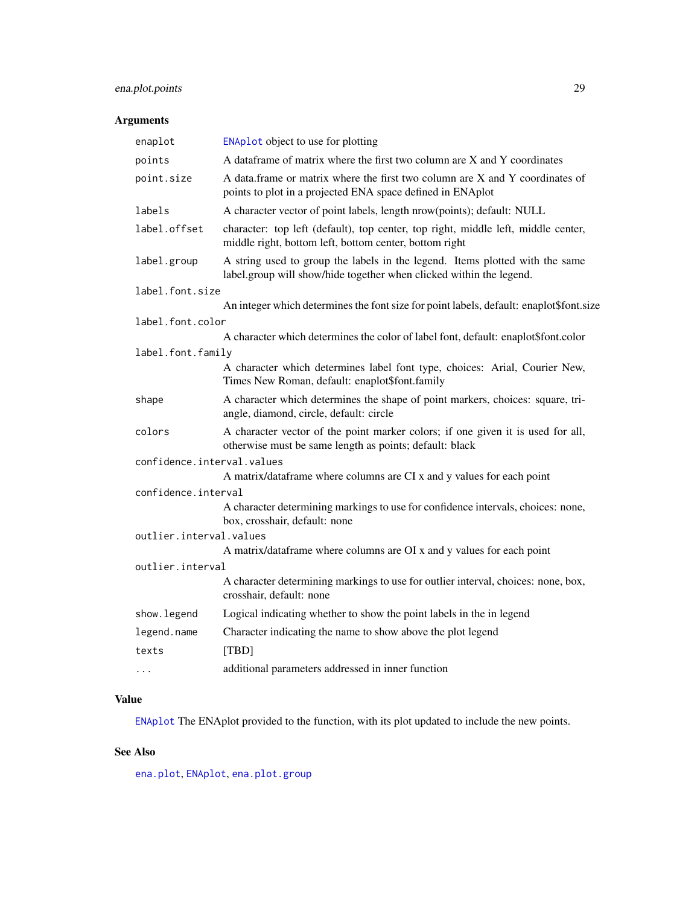## Arguments

| | |
|---|---|
| `enaplot` | ENAplot object to use for plotting |
| `points` | A dataframe of matrix where the first two column are X and Y coordinates |
| `point.size` | A data.frame or matrix where the first two column are X and Y coordinates of points to plot in a projected ENA space defined in ENAplot |
| `labels` | A character vector of point labels, length nrow(points); default: NULL |
| `label.offset` | character: top left (default), top center, top right, middle left, middle center, middle right, bottom left, bottom center, bottom right |
| `label.group` | A string used to group the labels in the legend. Items plotted with the same label.group will show/hide together when clicked within the legend. |
| `label.font.size` | An integer which determines the font size for point labels, default: enaplot$font.size |
| `label.font.color` | A character which determines the color of label font, default: enaplot$font.color |
| `label.font.family` | A character which determines label font type, choices: Arial, Courier New, Times New Roman, default: enaplot$font.family |
| `shape` | A character which determines the shape of point markers, choices: square, triangle, diamond, circle, default: circle |
| `colors` | A character vector of the point marker colors; if one given it is used for all, otherwise must be same length as points; default: black |
| `confidence.interval.values` | A matrix/dataframe where columns are CI x and y values for each point |
| `confidence.interval` | A character determining markings to use for confidence intervals, choices: none, box, crosshair, default: none |
| `outlier.interval.values` | A matrix/dataframe where columns are OI x and y values for each point |
| `outlier.interval` | A character determining markings to use for outlier interval, choices: none, box, crosshair, default: none |
| `show.legend` | Logical indicating whether to show the point labels in the in legend |
| `legend.name` | Character indicating the name to show above the plot legend |
| `texts` | [TBD] |
| `...` | additional parameters addressed in inner function |

## Value

ENAplot The ENAplot provided to the function, with its plot updated to include the new points.

## See Also

ena.plot, ENAplot, ena.plot.group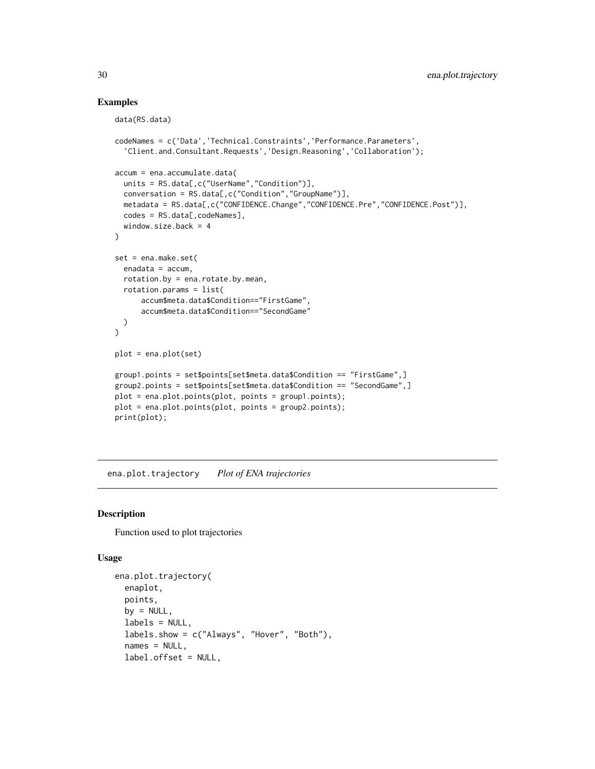## Examples

```
data(RS.data)

codeNames = c('Data','Technical.Constraints','Performance.Parameters',
  'Client.and.Consultant.Requests','Design.Reasoning','Collaboration');

accum = ena.accumulate.data(
  units = RS.data[,c("UserName","Condition")],
  conversation = RS.data[,c("Condition","GroupName")],
  metadata = RS.data[,c("CONFIDENCE.Change","CONFIDENCE.Pre","CONFIDENCE.Post")],
  codes = RS.data[,codeNames],
  window.size.back = 4
)

set = ena.make.set(
  enadata = accum,
  rotation.by = ena.rotate.by.mean,
  rotation.params = list(
      accum$meta.data$Condition=="FirstGame",
      accum$meta.data$Condition=="SecondGame"
  )
)

plot = ena.plot(set)

group1.points = set$points[set$meta.data$Condition == "FirstGame",]
group2.points = set$points[set$meta.data$Condition == "SecondGame",]
plot = ena.plot.points(plot, points = group1.points);
plot = ena.plot.points(plot, points = group2.points);
print(plot);
```

---

ena.plot.trajectory *Plot of ENA trajectories*

---

## Description

Function used to plot trajectories

## Usage

```
ena.plot.trajectory(
  enaplot,
  points,
  by = NULL,
  labels = NULL,
  labels.show = c("Always", "Hover", "Both"),
  names = NULL,
  label.offset = NULL,
```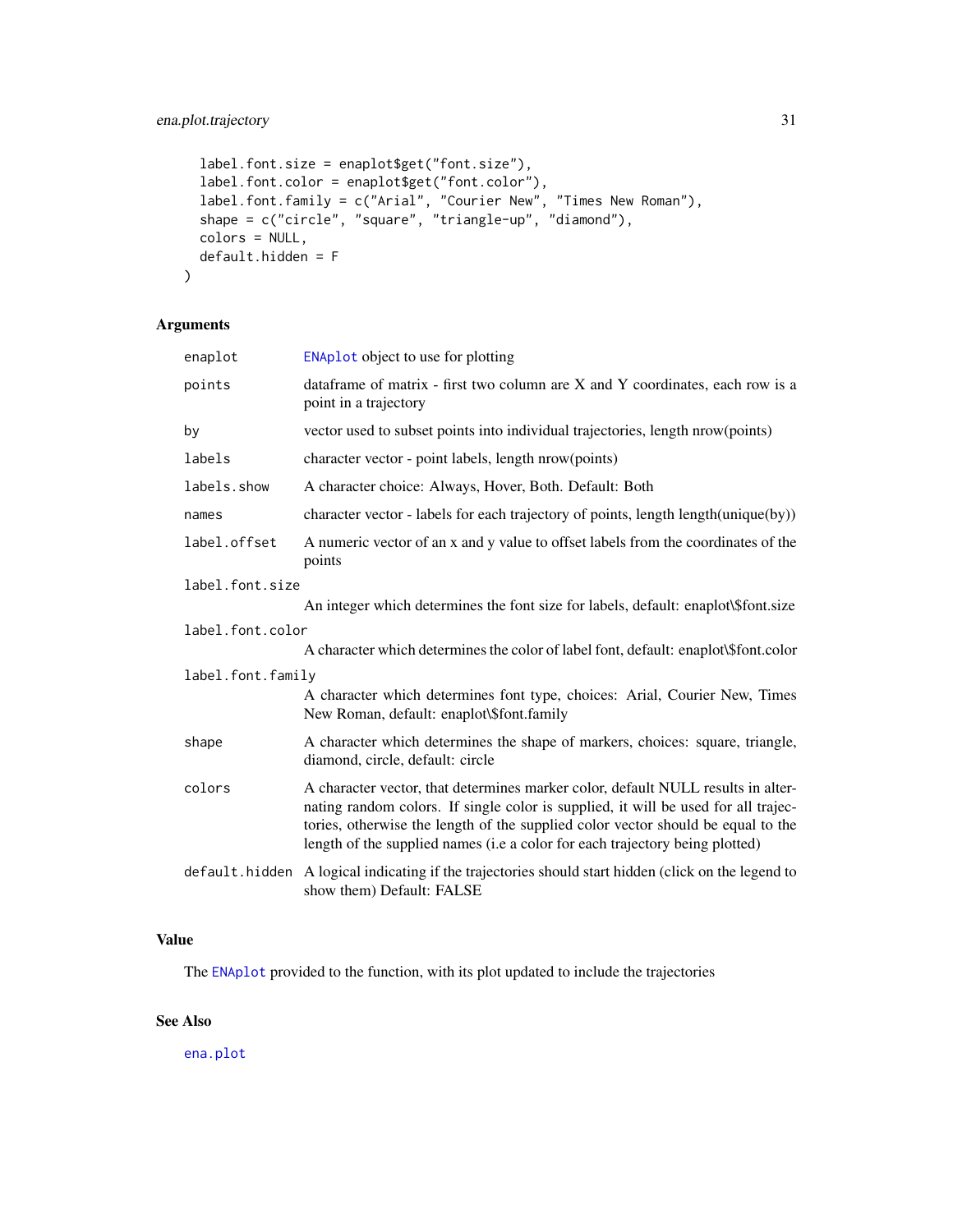```
  label.font.size = enaplot$get("font.size"),
  label.font.color = enaplot$get("font.color"),
  label.font.family = c("Arial", "Courier New", "Times New Roman"),
  shape = c("circle", "square", "triangle-up", "diamond"),
  colors = NULL,
  default.hidden = F
)
```

## Arguments

| | |
|---|---|
| `enaplot` | ENAplot object to use for plotting |
| `points` | dataframe of matrix - first two column are X and Y coordinates, each row is a point in a trajectory |
| `by` | vector used to subset points into individual trajectories, length nrow(points) |
| `labels` | character vector - point labels, length nrow(points) |
| `labels.show` | A character choice: Always, Hover, Both. Default: Both |
| `names` | character vector - labels for each trajectory of points, length length(unique(by)) |
| `label.offset` | A numeric vector of an x and y value to offset labels from the coordinates of the points |
| `label.font.size` | An integer which determines the font size for labels, default: enaplot\$font.size |
| `label.font.color` | A character which determines the color of label font, default: enaplot\$font.color |
| `label.font.family` | A character which determines font type, choices: Arial, Courier New, Times New Roman, default: enaplot\$font.family |
| `shape` | A character which determines the shape of markers, choices: square, triangle, diamond, circle, default: circle |
| `colors` | A character vector, that determines marker color, default NULL results in alternating random colors. If single color is supplied, it will be used for all trajectories, otherwise the length of the supplied color vector should be equal to the length of the supplied names (i.e a color for each trajectory being plotted) |
| `default.hidden` | A logical indicating if the trajectories should start hidden (click on the legend to show them) Default: FALSE |

## Value

The ENAplot provided to the function, with its plot updated to include the trajectories

## See Also

ena.plot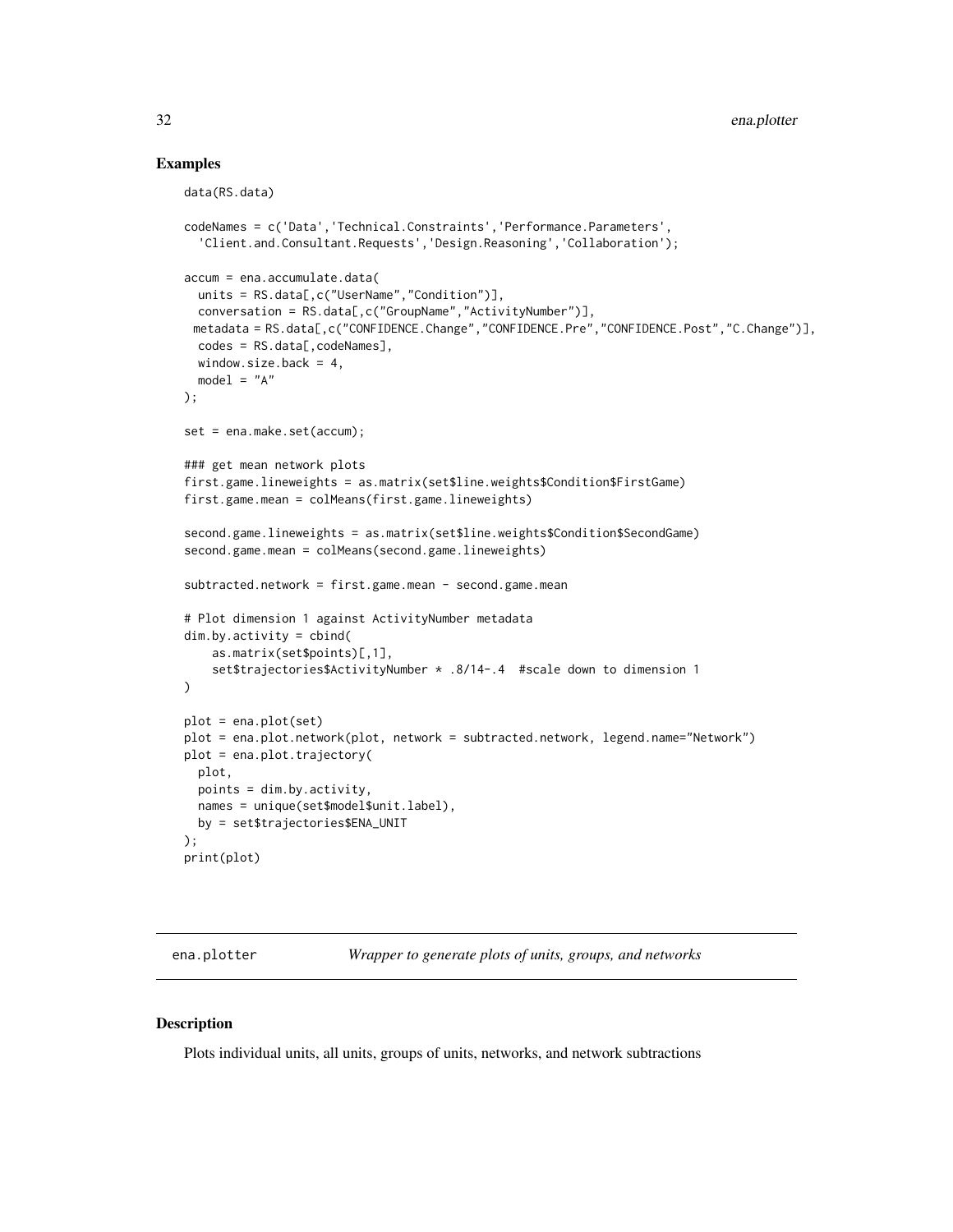## Examples

```
data(RS.data)

codeNames = c('Data','Technical.Constraints','Performance.Parameters',
  'Client.and.Consultant.Requests','Design.Reasoning','Collaboration');

accum = ena.accumulate.data(
  units = RS.data[,c("UserName","Condition")],
  conversation = RS.data[,c("GroupName","ActivityNumber")],
 metadata = RS.data[,c("CONFIDENCE.Change","CONFIDENCE.Pre","CONFIDENCE.Post","C.Change")],
  codes = RS.data[,codeNames],
  window.size.back = 4,
  model = "A"
);

set = ena.make.set(accum);

### get mean network plots
first.game.lineweights = as.matrix(set$line.weights$Condition$FirstGame)
first.game.mean = colMeans(first.game.lineweights)

second.game.lineweights = as.matrix(set$line.weights$Condition$SecondGame)
second.game.mean = colMeans(second.game.lineweights)

subtracted.network = first.game.mean - second.game.mean

# Plot dimension 1 against ActivityNumber metadata
dim.by.activity = cbind(
    as.matrix(set$points)[,1],
    set$trajectories$ActivityNumber * .8/14-.4  #scale down to dimension 1
)

plot = ena.plot(set)
plot = ena.plot.network(plot, network = subtracted.network, legend.name="Network")
plot = ena.plot.trajectory(
  plot,
  points = dim.by.activity,
  names = unique(set$model$unit.label),
  by = set$trajectories$ENA_UNIT
);
print(plot)
```

---

ena.plotter *Wrapper to generate plots of units, groups, and networks*

---

## Description

Plots individual units, all units, groups of units, networks, and network subtractions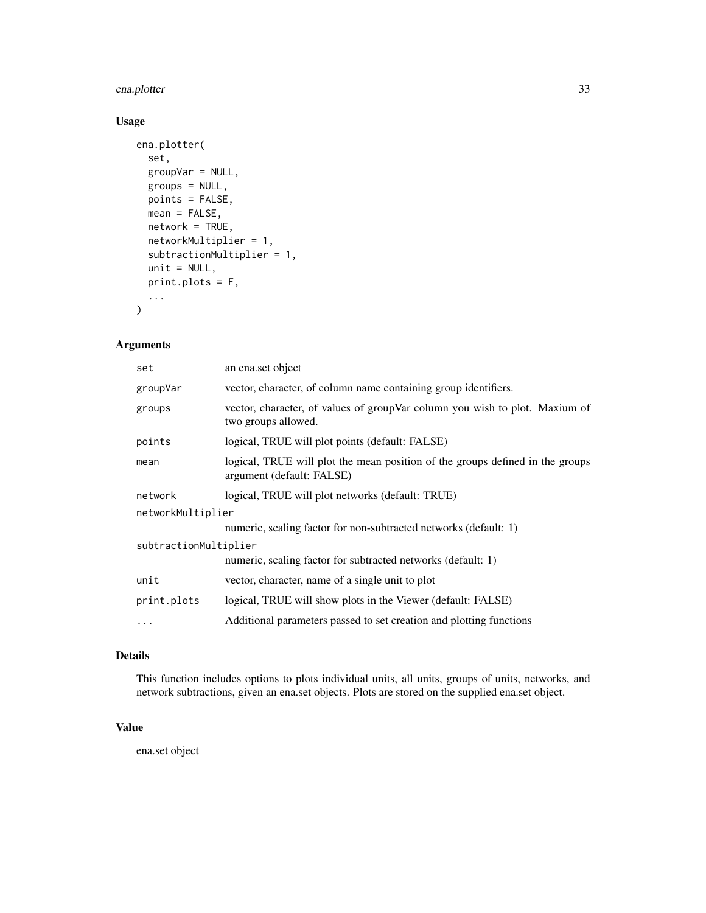## Usage

```
ena.plotter(
  set,
  groupVar = NULL,
  groups = NULL,
  points = FALSE,
  mean = FALSE,
  network = TRUE,
  networkMultiplier = 1,
  subtractionMultiplier = 1,
  unit = NULL,
  print.plots = F,
  ...
)
```

## Arguments

| | |
|---|---|
| set | an ena.set object |
| groupVar | vector, character, of column name containing group identifiers. |
| groups | vector, character, of values of groupVar column you wish to plot. Maxium of two groups allowed. |
| points | logical, TRUE will plot points (default: FALSE) |
| mean | logical, TRUE will plot the mean position of the groups defined in the groups argument (default: FALSE) |
| network | logical, TRUE will plot networks (default: TRUE) |
| networkMultiplier | numeric, scaling factor for non-subtracted networks (default: 1) |
| subtractionMultiplier | numeric, scaling factor for subtracted networks (default: 1) |
| unit | vector, character, name of a single unit to plot |
| print.plots | logical, TRUE will show plots in the Viewer (default: FALSE) |
| ... | Additional parameters passed to set creation and plotting functions |

## Details

This function includes options to plots individual units, all units, groups of units, networks, and network subtractions, given an ena.set objects. Plots are stored on the supplied ena.set object.

## Value

ena.set object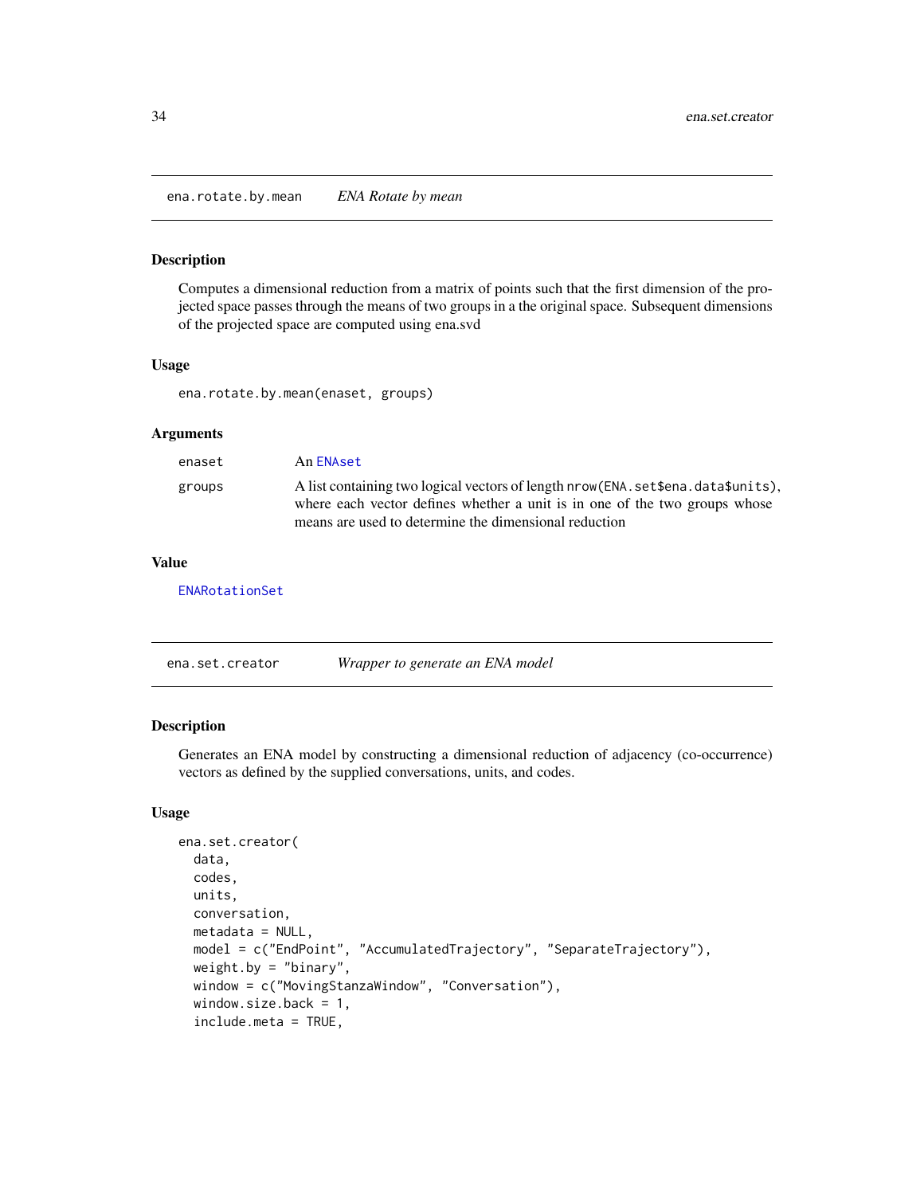## ena.rotate.by.mean *ENA Rotate by mean*

### Description

Computes a dimensional reduction from a matrix of points such that the first dimension of the projected space passes through the means of two groups in a the original space. Subsequent dimensions of the projected space are computed using ena.svd

### Usage

```
ena.rotate.by.mean(enaset, groups)
```

### Arguments

| | |
|---|---|
| enaset | An ENAset |
| groups | A list containing two logical vectors of length `nrow(ENA.set$ena.data$units)`, where each vector defines whether a unit is in one of the two groups whose means are used to determine the dimensional reduction |

### Value

ENARotationSet

## ena.set.creator *Wrapper to generate an ENA model*

### Description

Generates an ENA model by constructing a dimensional reduction of adjacency (co-occurrence) vectors as defined by the supplied conversations, units, and codes.

### Usage

```
ena.set.creator(
  data,
  codes,
  units,
  conversation,
  metadata = NULL,
  model = c("EndPoint", "AccumulatedTrajectory", "SeparateTrajectory"),
  weight.by = "binary",
  window = c("MovingStanzaWindow", "Conversation"),
  window.size.back = 1,
  include.meta = TRUE,
```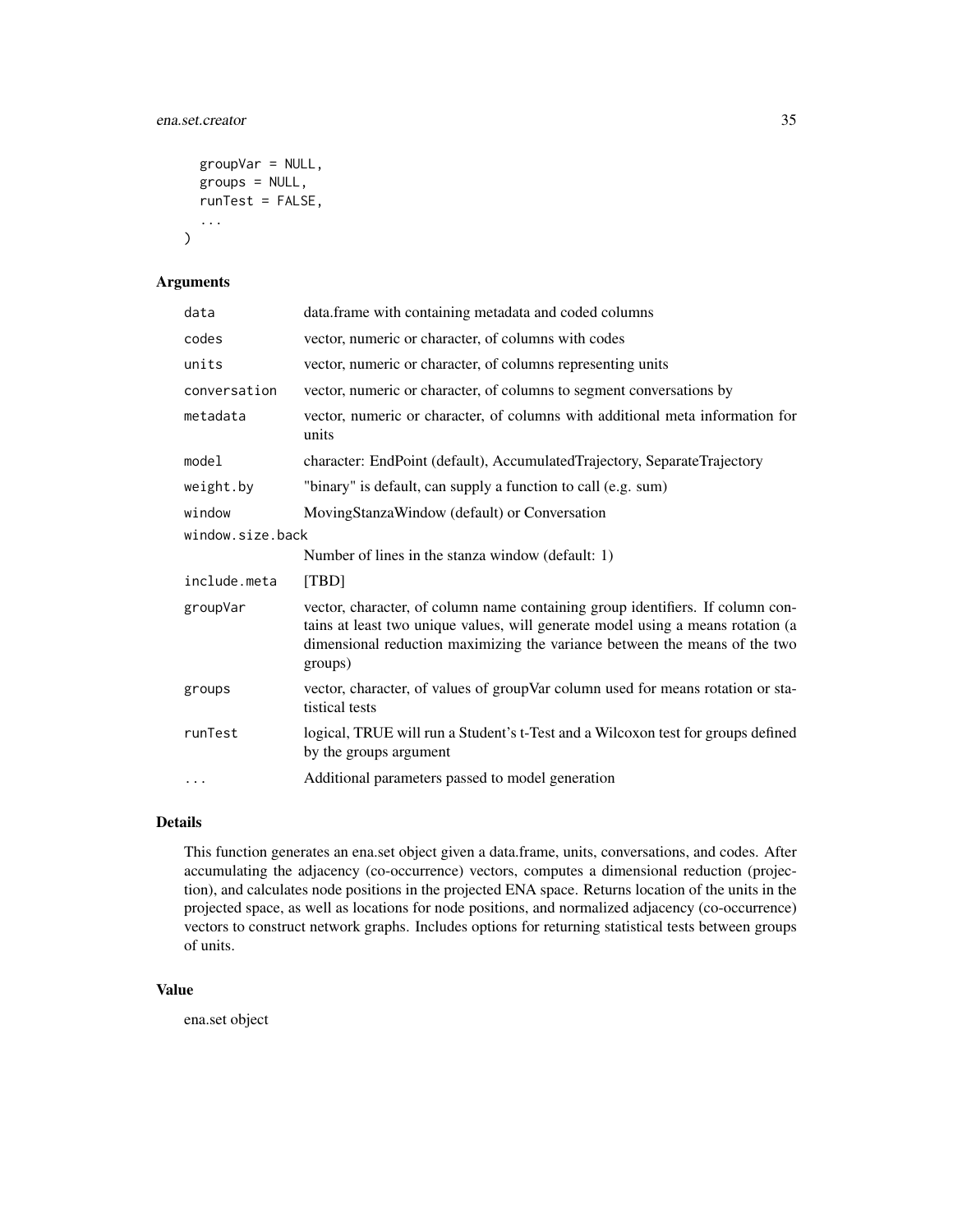```
  groupVar = NULL,
  groups = NULL,
  runTest = FALSE,
  ...
)
```

## Arguments

| | |
|---|---|
| `data` | data.frame with containing metadata and coded columns |
| `codes` | vector, numeric or character, of columns with codes |
| `units` | vector, numeric or character, of columns representing units |
| `conversation` | vector, numeric or character, of columns to segment conversations by |
| `metadata` | vector, numeric or character, of columns with additional meta information for units |
| `model` | character: EndPoint (default), AccumulatedTrajectory, SeparateTrajectory |
| `weight.by` | "binary" is default, can supply a function to call (e.g. sum) |
| `window` | MovingStanzaWindow (default) or Conversation |
| `window.size.back` | Number of lines in the stanza window (default: 1) |
| `include.meta` | [TBD] |
| `groupVar` | vector, character, of column name containing group identifiers. If column contains at least two unique values, will generate model using a means rotation (a dimensional reduction maximizing the variance between the means of the two groups) |
| `groups` | vector, character, of values of groupVar column used for means rotation or statistical tests |
| `runTest` | logical, TRUE will run a Student's t-Test and a Wilcoxon test for groups defined by the groups argument |
| `...` | Additional parameters passed to model generation |

## Details

This function generates an ena.set object given a data.frame, units, conversations, and codes. After accumulating the adjacency (co-occurrence) vectors, computes a dimensional reduction (projection), and calculates node positions in the projected ENA space. Returns location of the units in the projected space, as well as locations for node positions, and normalized adjacency (co-occurrence) vectors to construct network graphs. Includes options for returning statistical tests between groups of units.

## Value

ena.set object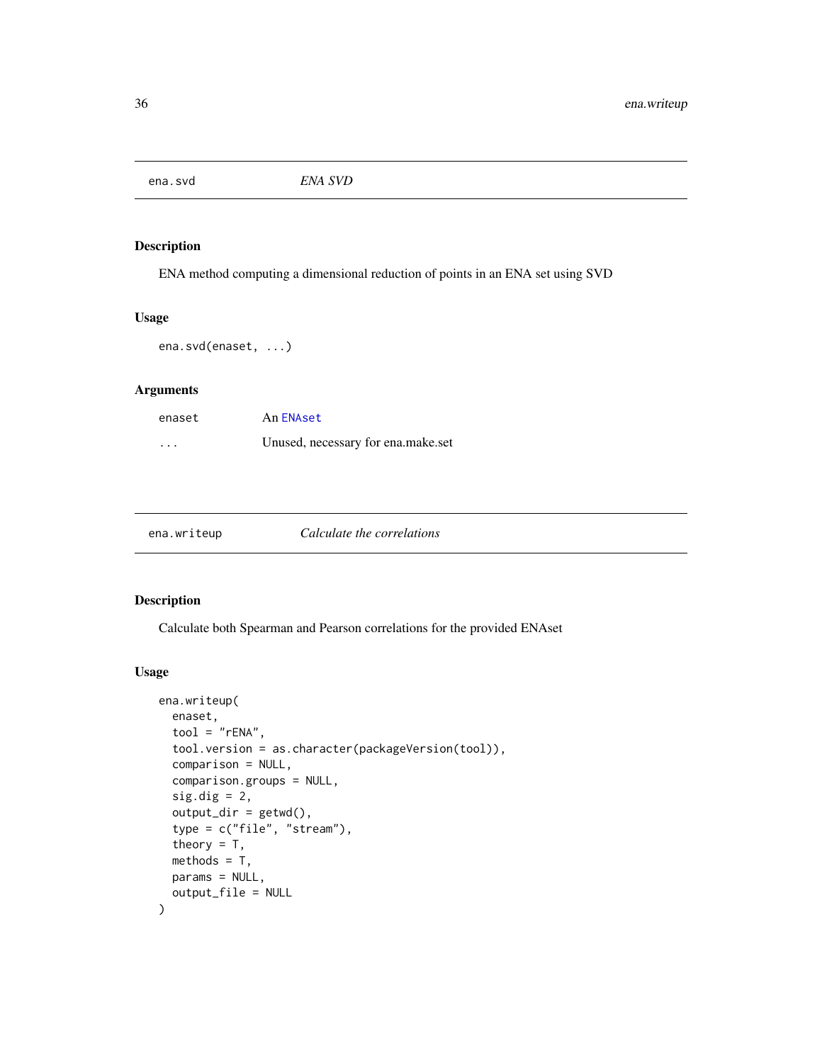## ena.svd *ENA SVD*

### Description

ENA method computing a dimensional reduction of points in an ENA set using SVD

### Usage

```
ena.svd(enaset, ...)
```

### Arguments

| | |
|---|---|
| enaset | An ENAset |
| ... | Unused, necessary for ena.make.set |

## ena.writeup *Calculate the correlations*

### Description

Calculate both Spearman and Pearson correlations for the provided ENAset

### Usage

```
ena.writeup(
  enaset,
  tool = "rENA",
  tool.version = as.character(packageVersion(tool)),
  comparison = NULL,
  comparison.groups = NULL,
  sig.dig = 2,
  output_dir = getwd(),
  type = c("file", "stream"),
  theory = T,
  methods = T,
  params = NULL,
  output_file = NULL
)
```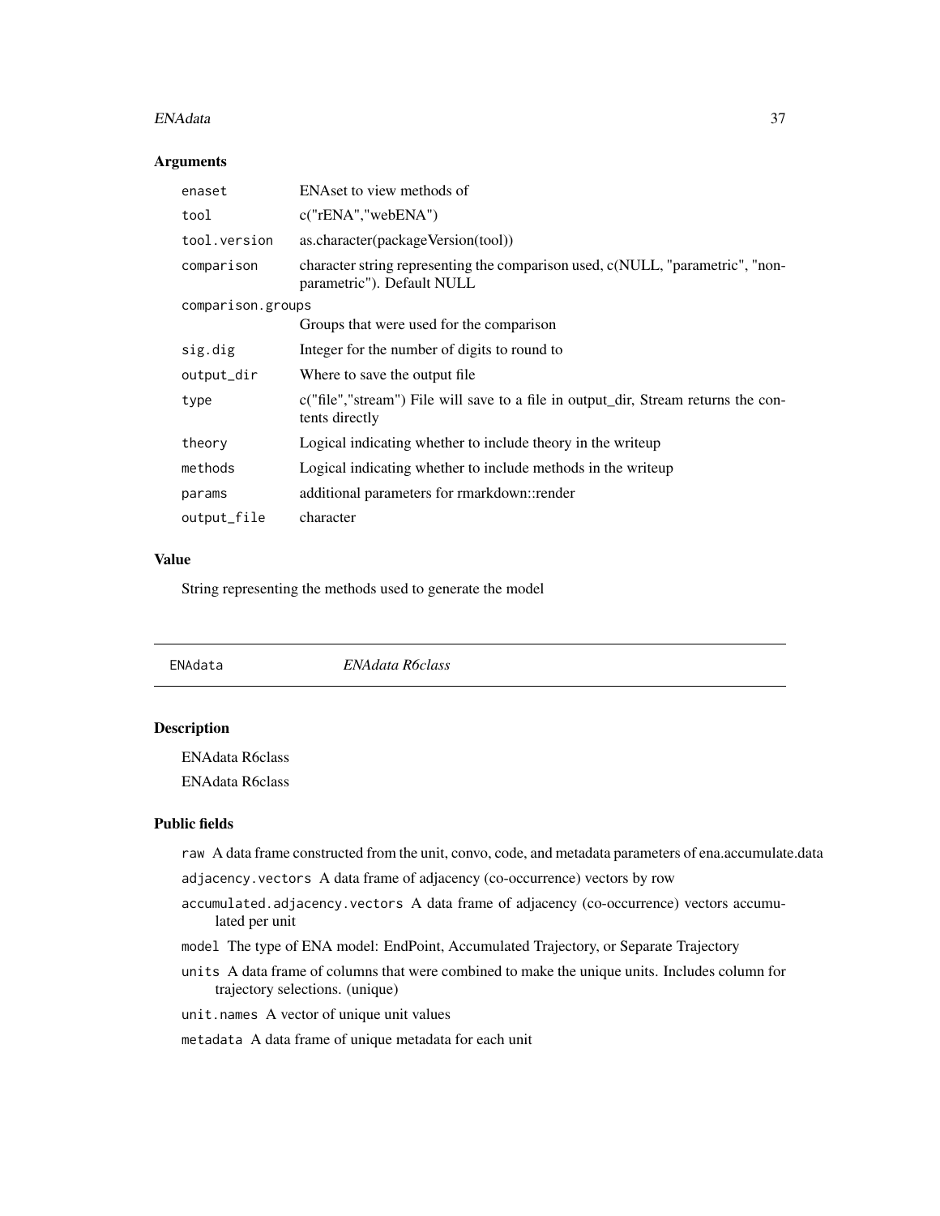### Arguments

| | |
|---|---|
| `enaset` | ENAset to view methods of |
| `tool` | c("rENA","webENA") |
| `tool.version` | as.character(packageVersion(tool)) |
| `comparison` | character string representing the comparison used, c(NULL, "parametric", "non-parametric"). Default NULL |
| `comparison.groups` | Groups that were used for the comparison |
| `sig.dig` | Integer for the number of digits to round to |
| `output_dir` | Where to save the output file |
| `type` | c("file","stream") File will save to a file in output_dir, Stream returns the contents directly |
| `theory` | Logical indicating whether to include theory in the writeup |
| `methods` | Logical indicating whether to include methods in the writeup |
| `params` | additional parameters for rmarkdown::render |
| `output_file` | character |

### Value

String representing the methods used to generate the model

---

## `ENAdata` *ENAdata R6class*

---

### Description

ENAdata R6class

ENAdata R6class

### Public fields

`raw` A data frame constructed from the unit, convo, code, and metadata parameters of ena.accumulate.data

`adjacency.vectors` A data frame of adjacency (co-occurrence) vectors by row

`accumulated.adjacency.vectors` A data frame of adjacency (co-occurrence) vectors accumulated per unit

`model` The type of ENA model: EndPoint, Accumulated Trajectory, or Separate Trajectory

`units` A data frame of columns that were combined to make the unique units. Includes column for trajectory selections. (unique)

`unit.names` A vector of unique unit values

`metadata` A data frame of unique metadata for each unit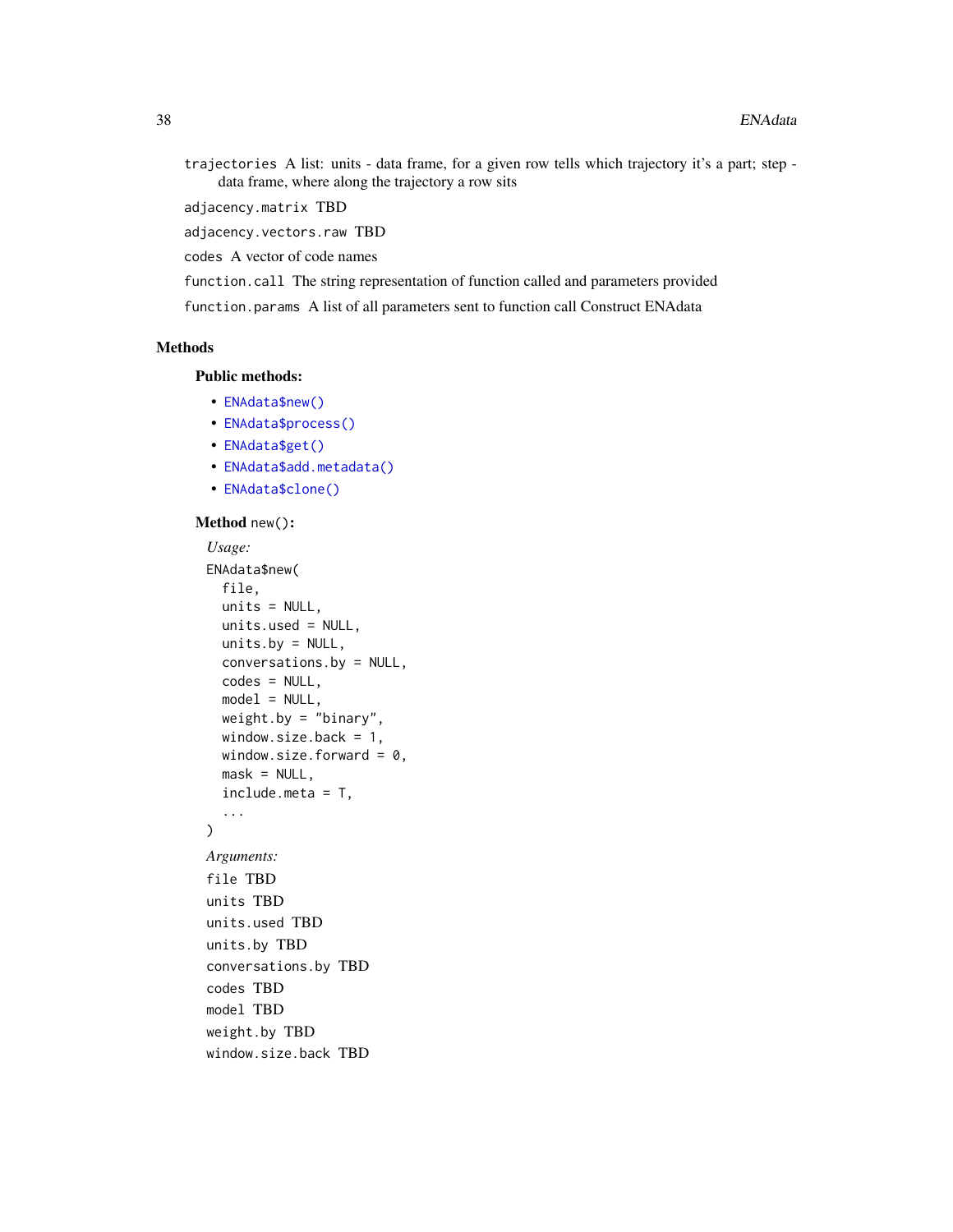`trajectories` A list: units - data frame, for a given row tells which trajectory it's a part; step - data frame, where along the trajectory a row sits

`adjacency.matrix` TBD

`adjacency.vectors.raw` TBD

`codes` A vector of code names

`function.call` The string representation of function called and parameters provided

`function.params` A list of all parameters sent to function call Construct ENAdata

### Methods

#### Public methods:

- `ENAdata$new()`
- `ENAdata$process()`
- `ENAdata$get()`
- `ENAdata$add.metadata()`
- `ENAdata$clone()`

#### Method `new()`:

*Usage:*

```
ENAdata$new(
  file,
  units = NULL,
  units.used = NULL,
  units.by = NULL,
  conversations.by = NULL,
  codes = NULL,
  model = NULL,
  weight.by = "binary",
  window.size.back = 1,
  window.size.forward = 0,
  mask = NULL,
  include.meta = T,
  ...
)
```

*Arguments:*

`file` TBD

`units` TBD

`units.used` TBD

`units.by` TBD

`conversations.by` TBD

`codes` TBD

`model` TBD

`weight.by` TBD

`window.size.back` TBD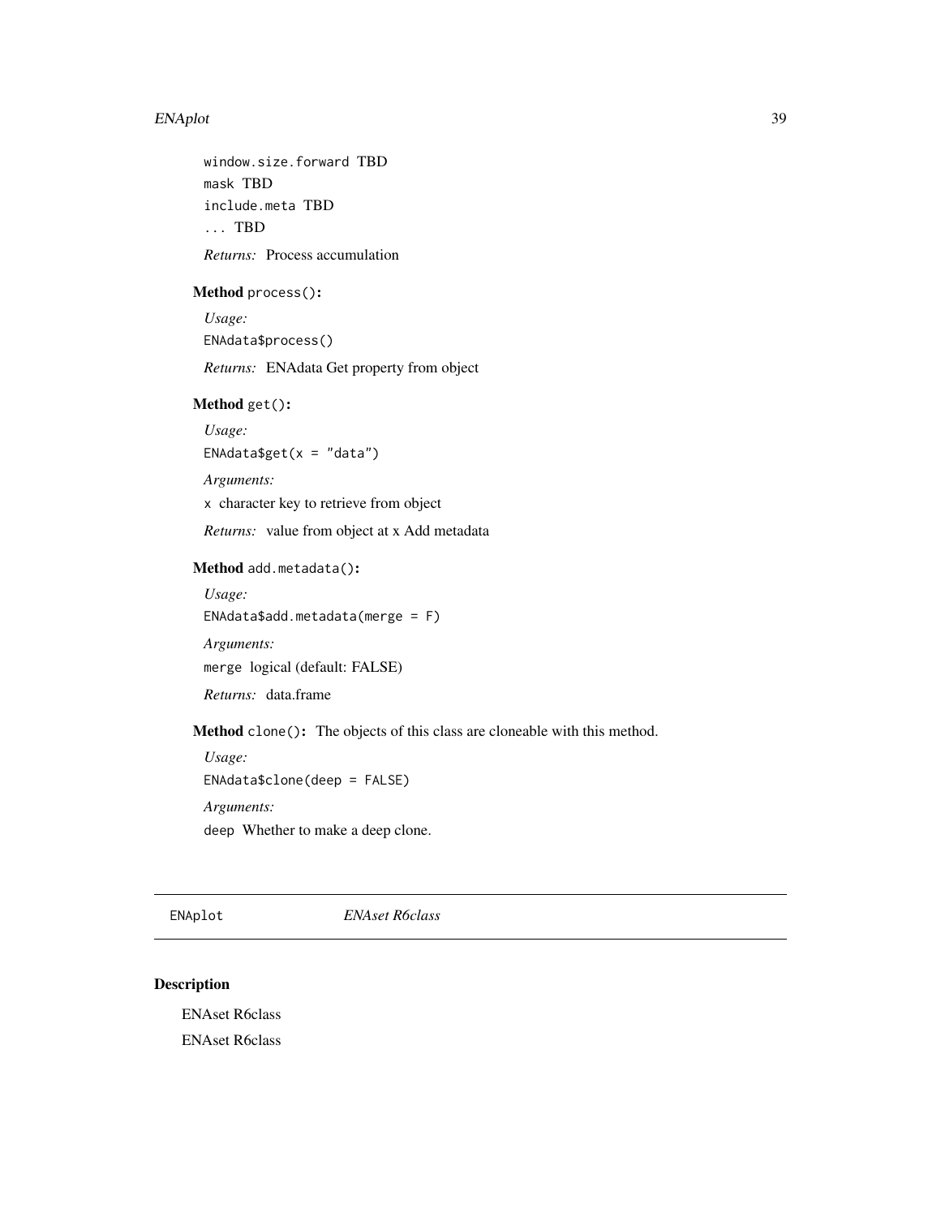`window.size.forward` TBD

`mask` TBD

`include.meta` TBD

`...` TBD

*Returns:* Process accumulation

**Method** `process()`**:**

*Usage:*

```
ENAdata$process()
```

*Returns:* ENAdata Get property from object

**Method** `get()`**:**

*Usage:*

```
ENAdata$get(x = "data")
```

*Arguments:*

`x` character key to retrieve from object

*Returns:* value from object at x Add metadata

**Method** `add.metadata()`**:**

*Usage:*

```
ENAdata$add.metadata(merge = F)
```

*Arguments:*

`merge` logical (default: FALSE)

*Returns:* data.frame

**Method** `clone()`**:** The objects of this class are cloneable with this method.

*Usage:*

```
ENAdata$clone(deep = FALSE)
```

*Arguments:*

`deep` Whether to make a deep clone.

---

## ENAplot — *ENAset R6class*

### Description

ENAset R6class

ENAset R6class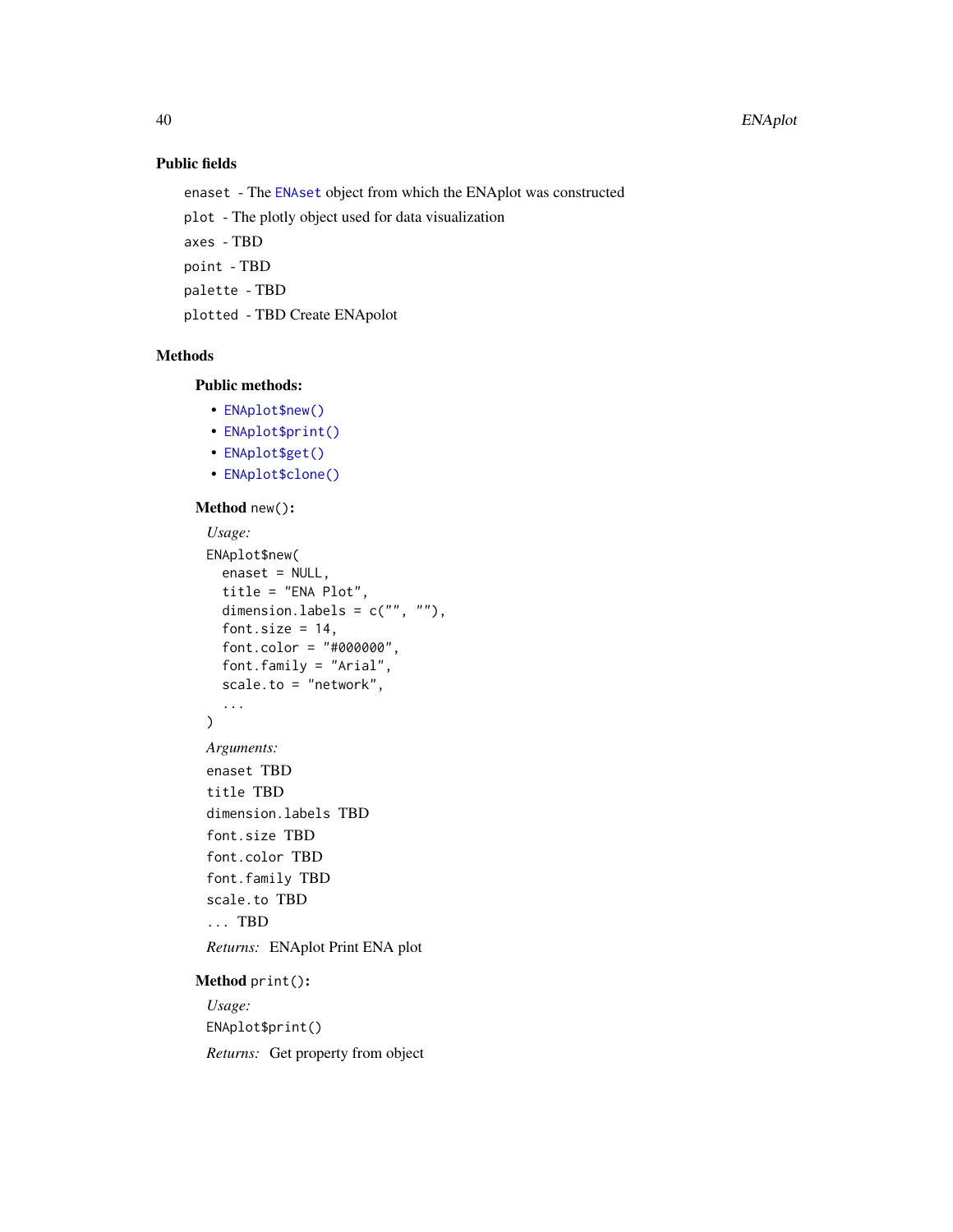### Public fields

`enaset` - The `ENAset` object from which the ENAplot was constructed

`plot` - The plotly object used for data visualization

`axes` - TBD

`point` - TBD

`palette` - TBD

`plotted` - TBD Create ENApolot

### Methods

#### Public methods:

- `ENAplot$new()`
- `ENAplot$print()`
- `ENAplot$get()`
- `ENAplot$clone()`

**Method** `new()`:

*Usage:*

```
ENAplot$new(
  enaset = NULL,
  title = "ENA Plot",
  dimension.labels = c("", ""),
  font.size = 14,
  font.color = "#000000",
  font.family = "Arial",
  scale.to = "network",
  ...
)
```

*Arguments:*

`enaset` TBD

`title` TBD

`dimension.labels` TBD

`font.size` TBD

`font.color` TBD

`font.family` TBD

`scale.to` TBD

`...` TBD

*Returns:* ENAplot Print ENA plot

**Method** `print()`:

*Usage:*

```
ENAplot$print()
```

*Returns:* Get property from object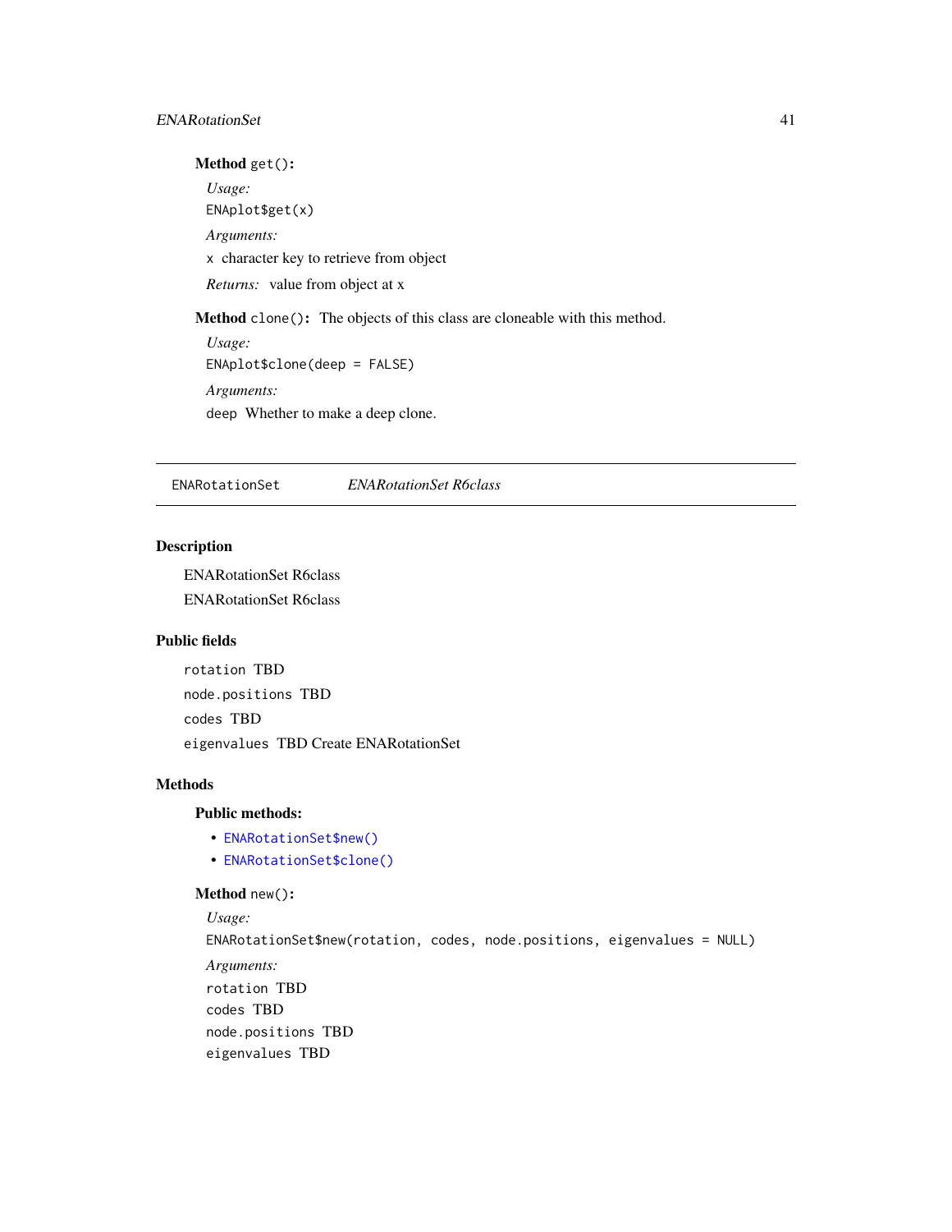**Method** `get()`**:**

*Usage:*

```
ENAplot$get(x)
```

*Arguments:*

`x` character key to retrieve from object

*Returns:* value from object at x

**Method** `clone()`**:** The objects of this class are cloneable with this method.

*Usage:*

```
ENAplot$clone(deep = FALSE)
```

*Arguments:*

`deep` Whether to make a deep clone.

---

## ENARotationSet — *ENARotationSet R6class*

---

### Description

ENARotationSet R6class

ENARotationSet R6class

### Public fields

`rotation` TBD

`node.positions` TBD

`codes` TBD

`eigenvalues` TBD Create ENARotationSet

### Methods

**Public methods:**

- `ENARotationSet$new()`
- `ENARotationSet$clone()`

**Method** `new()`**:**

*Usage:*

```
ENARotationSet$new(rotation, codes, node.positions, eigenvalues = NULL)
```

*Arguments:*

`rotation` TBD

`codes` TBD

`node.positions` TBD

`eigenvalues` TBD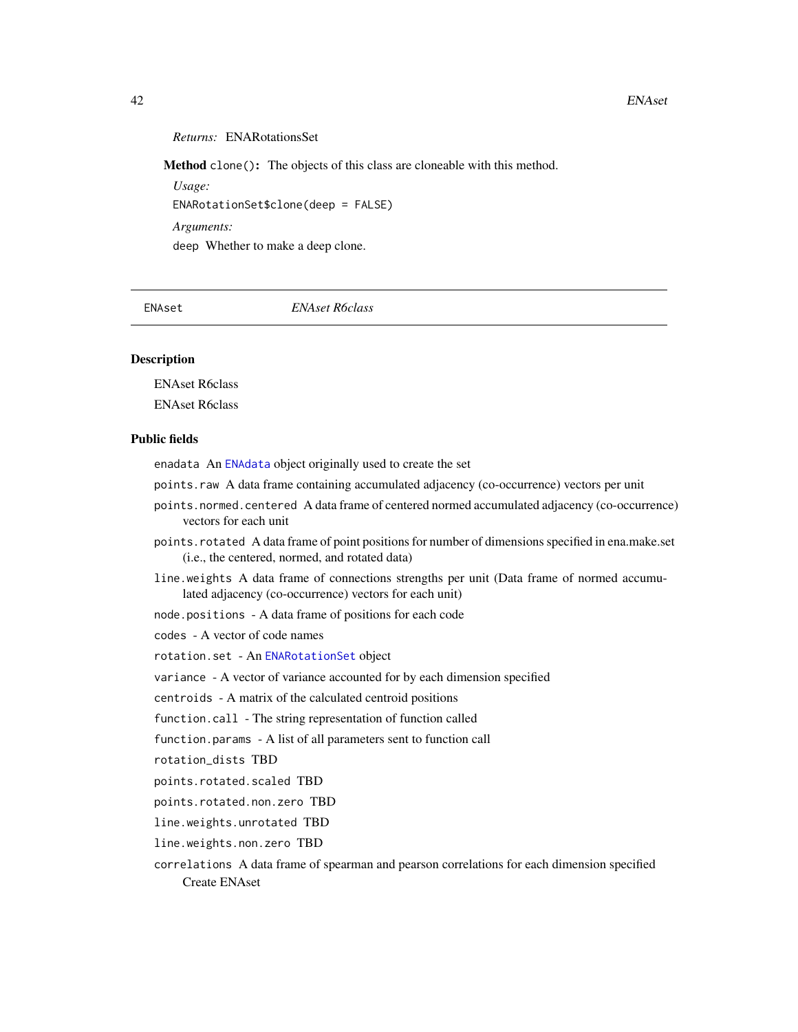*Returns:* ENARotationsSet

**Method** `clone()`: The objects of this class are cloneable with this method.

*Usage:*

```
ENARotationSet$clone(deep = FALSE)
```

*Arguments:*

`deep` Whether to make a deep clone.

---

`ENAset` *ENAset R6class*

---

## Description

ENAset R6class

ENAset R6class

## Public fields

`enadata` An `ENAdata` object originally used to create the set

`points.raw` A data frame containing accumulated adjacency (co-occurrence) vectors per unit

`points.normed.centered` A data frame of centered normed accumulated adjacency (co-occurrence) vectors for each unit

`points.rotated` A data frame of point positions for number of dimensions specified in ena.make.set (i.e., the centered, normed, and rotated data)

`line.weights` A data frame of connections strengths per unit (Data frame of normed accumulated adjacency (co-occurrence) vectors for each unit)

`node.positions` - A data frame of positions for each code

`codes` - A vector of code names

`rotation.set` - An `ENARotationSet` object

`variance` - A vector of variance accounted for by each dimension specified

`centroids` - A matrix of the calculated centroid positions

`function.call` - The string representation of function called

`function.params` - A list of all parameters sent to function call

`rotation_dists` TBD

`points.rotated.scaled` TBD

`points.rotated.non.zero` TBD

`line.weights.unrotated` TBD

`line.weights.non.zero` TBD

`correlations` A data frame of spearman and pearson correlations for each dimension specified Create ENAset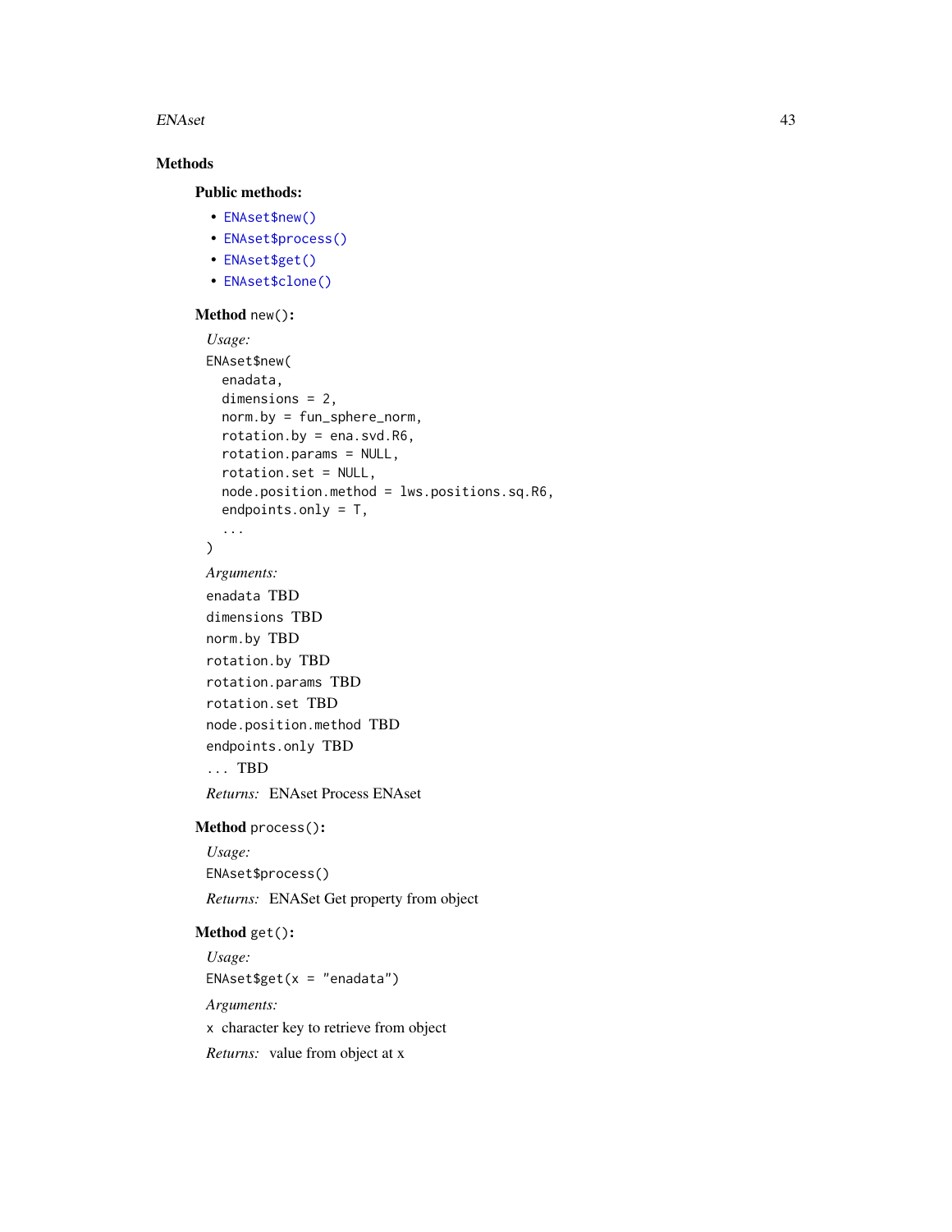## Methods

### Public methods:

- `ENAset$new()`
- `ENAset$process()`
- `ENAset$get()`
- `ENAset$clone()`

### Method `new()`:

*Usage:*

```
ENAset$new(
  enadata,
  dimensions = 2,
  norm.by = fun_sphere_norm,
  rotation.by = ena.svd.R6,
  rotation.params = NULL,
  rotation.set = NULL,
  node.position.method = lws.positions.sq.R6,
  endpoints.only = T,
  ...
)
```

*Arguments:*

`enadata` TBD

`dimensions` TBD

`norm.by` TBD

`rotation.by` TBD

`rotation.params` TBD

`rotation.set` TBD

`node.position.method` TBD

`endpoints.only` TBD

`...` TBD

*Returns:* ENAset Process ENAset

### Method `process()`:

*Usage:*

```
ENAset$process()
```

*Returns:* ENASet Get property from object

### Method `get()`:

*Usage:*

```
ENAset$get(x = "enadata")
```

*Arguments:*

`x` character key to retrieve from object

*Returns:* value from object at x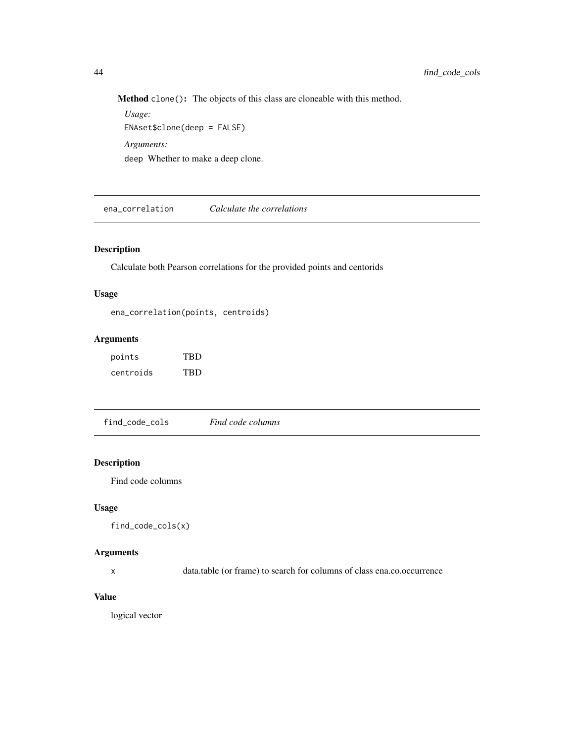**Method** `clone()`: The objects of this class are cloneable with this method.

*Usage:*

```
ENAset$clone(deep = FALSE)
```

*Arguments:*

`deep` Whether to make a deep clone.

---

## ena_correlation *Calculate the correlations*

### Description

Calculate both Pearson correlations for the provided points and centorids

### Usage

```
ena_correlation(points, centroids)
```

### Arguments

| | |
|---|---|
| `points` | TBD |
| `centroids` | TBD |

---

## find_code_cols *Find code columns*

### Description

Find code columns

### Usage

```
find_code_cols(x)
```

### Arguments

| | |
|---|---|
| `x` | data.table (or frame) to search for columns of class ena.co.occurrence |

### Value

logical vector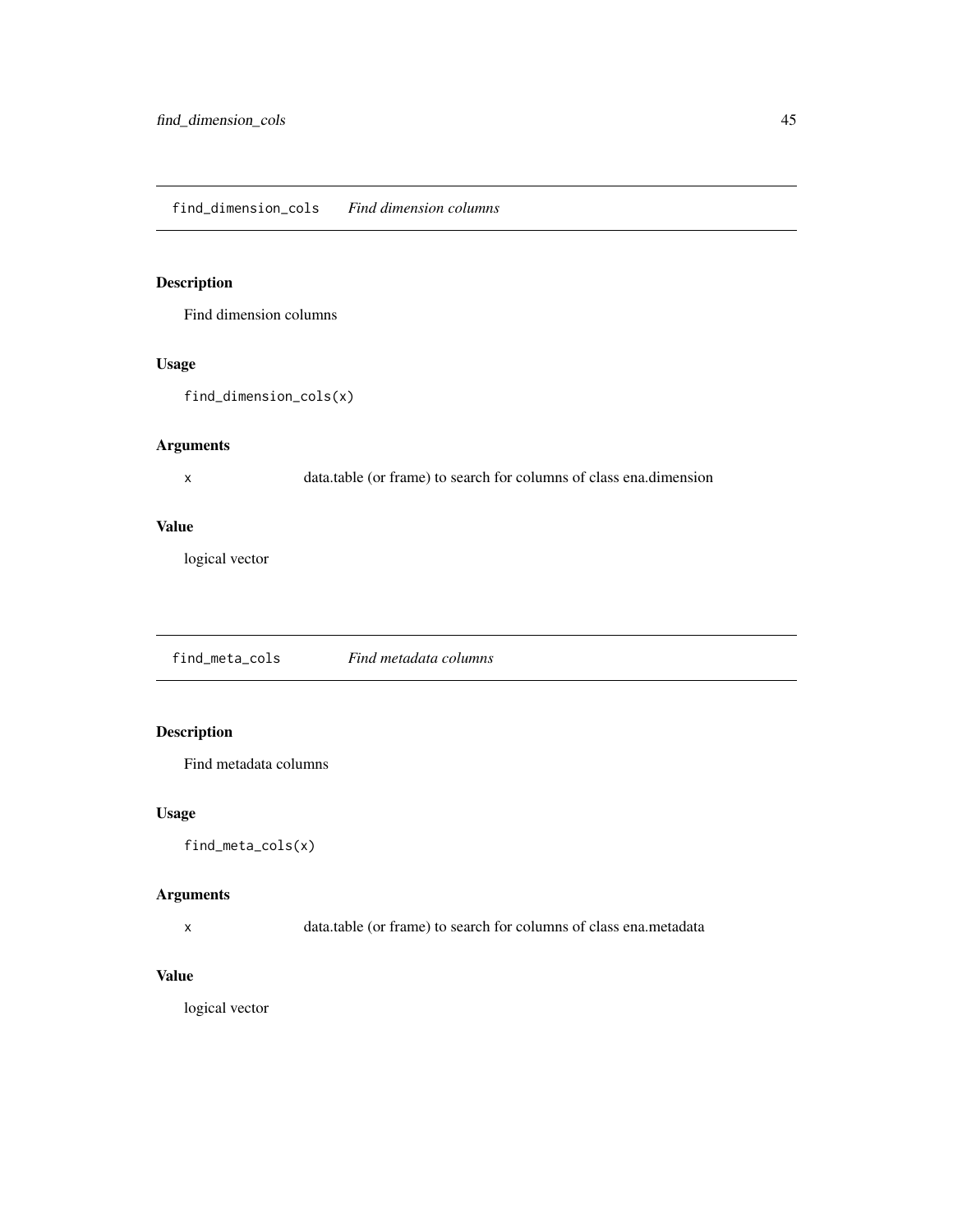## find_dimension_cols *Find dimension columns*

### Description

Find dimension columns

### Usage

```
find_dimension_cols(x)
```

### Arguments

| | |
|---|---|
| x | data.table (or frame) to search for columns of class ena.dimension |

### Value

logical vector

## find_meta_cols *Find metadata columns*

### Description

Find metadata columns

### Usage

```
find_meta_cols(x)
```

### Arguments

| | |
|---|---|
| x | data.table (or frame) to search for columns of class ena.metadata |

### Value

logical vector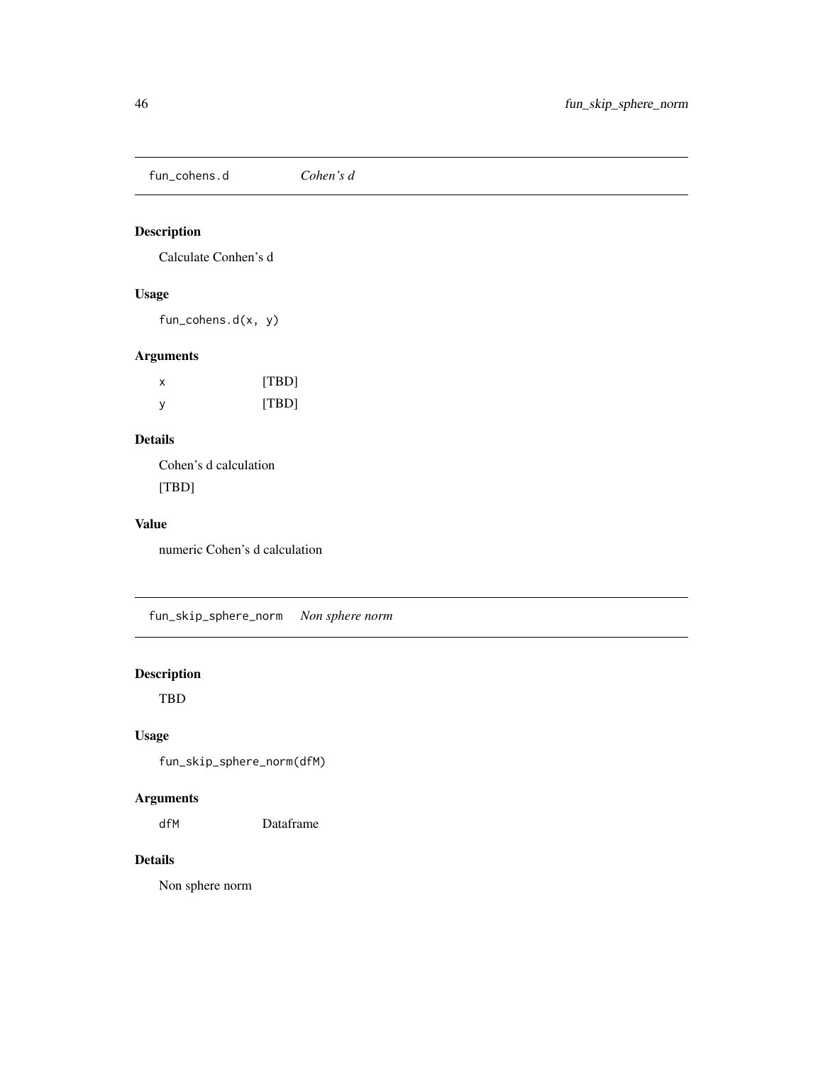## fun_cohens.d *Cohen's d*

### Description

Calculate Conhen's d

### Usage

```
fun_cohens.d(x, y)
```

### Arguments

| | |
|---|---|
| x | [TBD] |
| y | [TBD] |

### Details

Cohen's d calculation

[TBD]

### Value

numeric Cohen's d calculation

## fun_skip_sphere_norm *Non sphere norm*

### Description

TBD

### Usage

```
fun_skip_sphere_norm(dfM)
```

### Arguments

| | |
|---|---|
| dfM | Dataframe |

### Details

Non sphere norm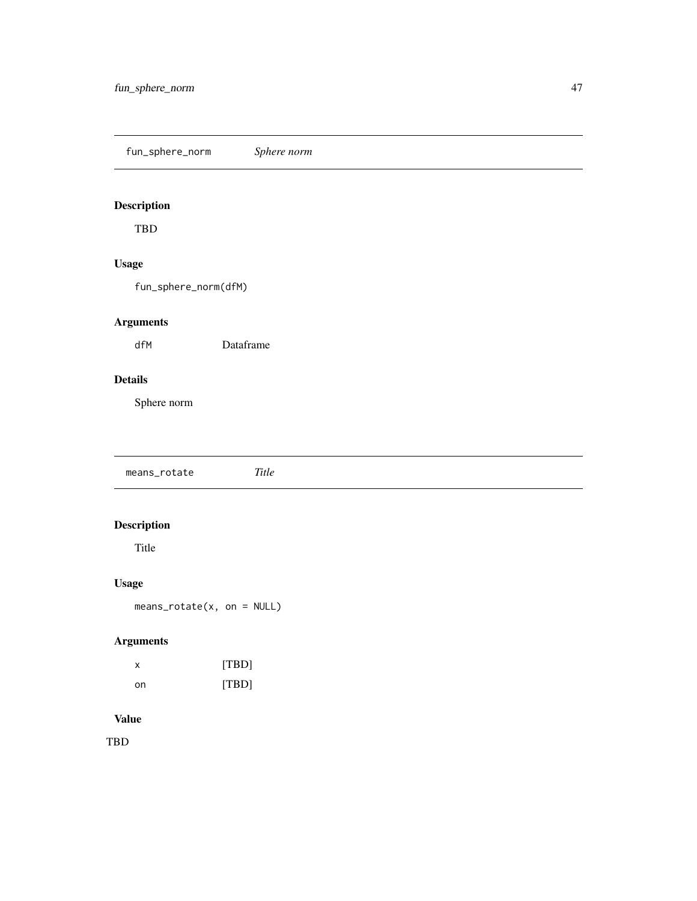## fun_sphere_norm — *Sphere norm*

### Description

TBD

### Usage

```
fun_sphere_norm(dfM)
```

### Arguments

| | |
|---|---|
| dfM | Dataframe |

### Details

Sphere norm

## means_rotate — *Title*

### Description

Title

### Usage

```
means_rotate(x, on = NULL)
```

### Arguments

| | |
|---|---|
| x | [TBD] |
| on | [TBD] |

### Value

TBD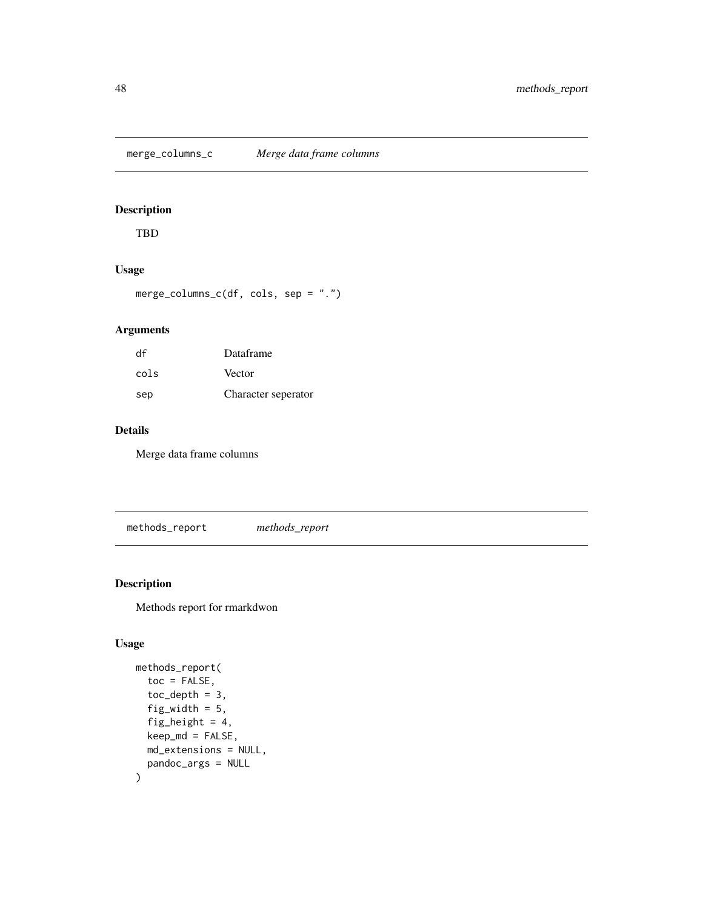## merge_columns_c *Merge data frame columns*

### Description

TBD

### Usage

```
merge_columns_c(df, cols, sep = ".")
```

### Arguments

| | |
|---|---|
| df | Dataframe |
| cols | Vector |
| sep | Character seperator |

### Details

Merge data frame columns

## methods_report *methods_report*

### Description

Methods report for rmarkdwon

### Usage

```
methods_report(
  toc = FALSE,
  toc_depth = 3,
  fig_width = 5,
  fig_height = 4,
  keep_md = FALSE,
  md_extensions = NULL,
  pandoc_args = NULL
)
```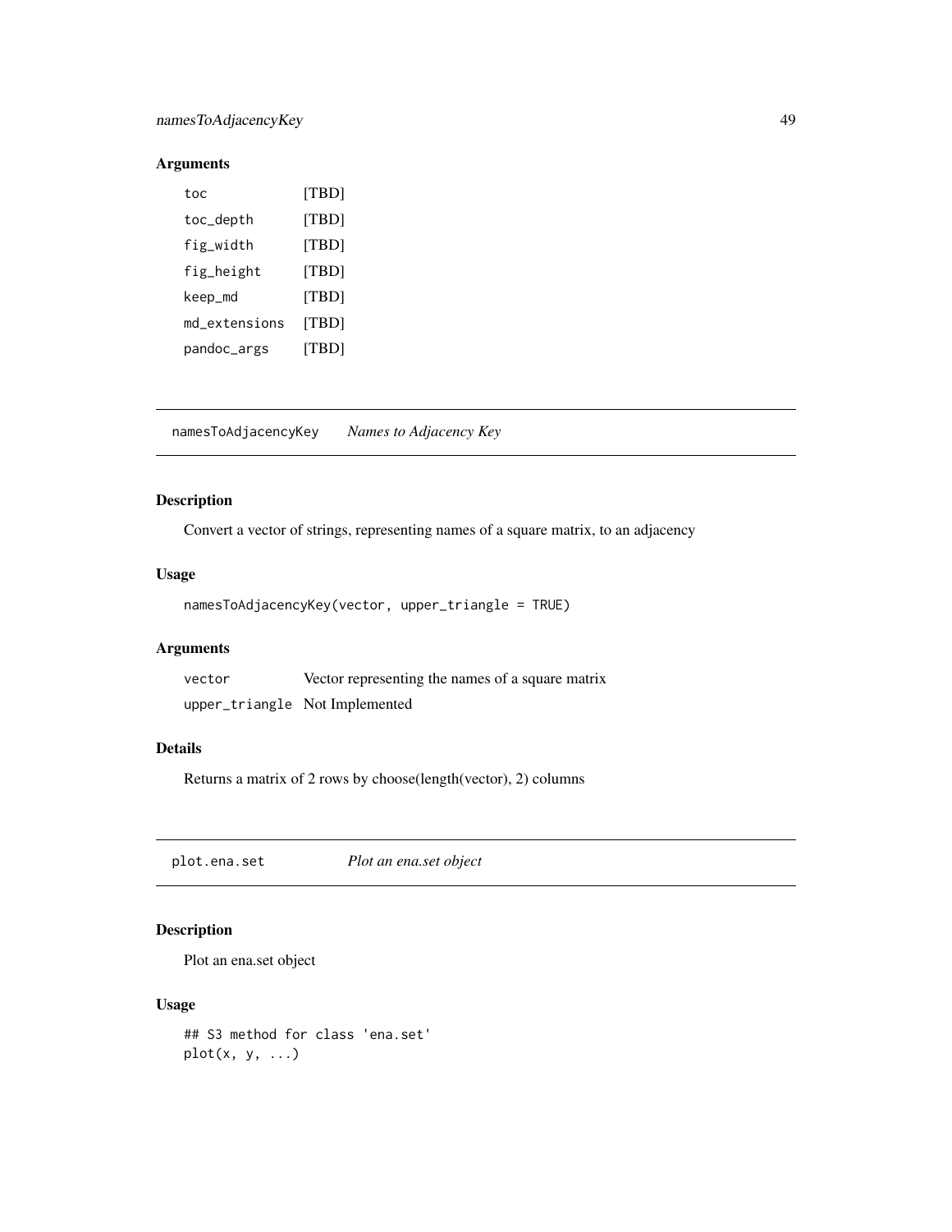### Arguments

| | |
|---|---|
| toc | [TBD] |
| toc_depth | [TBD] |
| fig_width | [TBD] |
| fig_height | [TBD] |
| keep_md | [TBD] |
| md_extensions | [TBD] |
| pandoc_args | [TBD] |

---

## namesToAdjacencyKey *Names to Adjacency Key*

### Description

Convert a vector of strings, representing names of a square matrix, to an adjacency

### Usage

```
namesToAdjacencyKey(vector, upper_triangle = TRUE)
```

### Arguments

| | |
|---|---|
| vector | Vector representing the names of a square matrix |
| upper_triangle | Not Implemented |

### Details

Returns a matrix of 2 rows by choose(length(vector), 2) columns

---

## plot.ena.set *Plot an ena.set object*

### Description

Plot an ena.set object

### Usage

```
## S3 method for class 'ena.set'
plot(x, y, ...)
```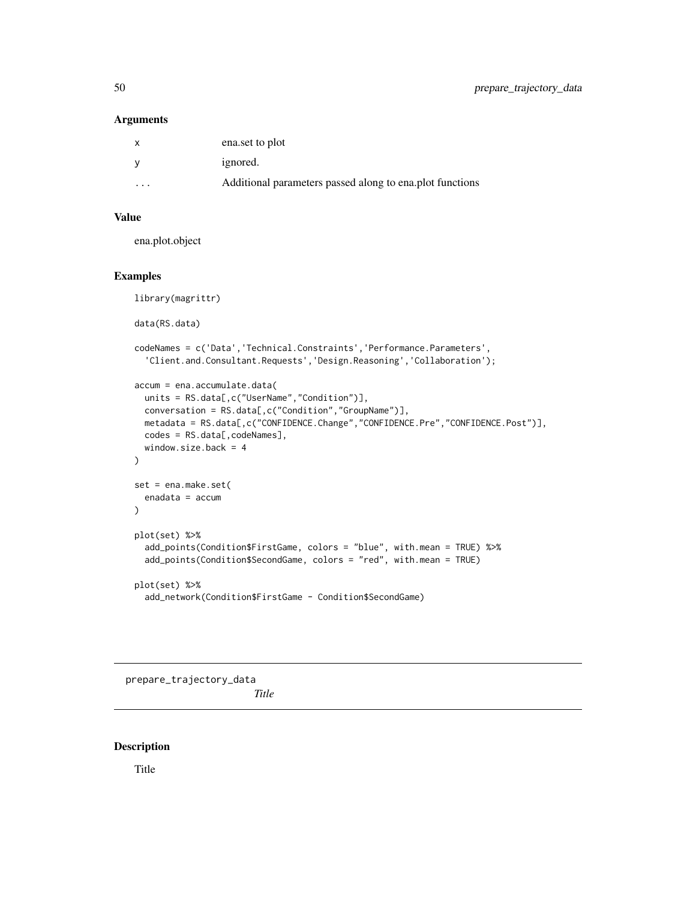### Arguments

| | |
|---|---|
| x | ena.set to plot |
| y | ignored. |
| ... | Additional parameters passed along to ena.plot functions |

### Value

ena.plot.object

### Examples

```
library(magrittr)

data(RS.data)

codeNames = c('Data','Technical.Constraints','Performance.Parameters',
  'Client.and.Consultant.Requests','Design.Reasoning','Collaboration');

accum = ena.accumulate.data(
  units = RS.data[,c("UserName","Condition")],
  conversation = RS.data[,c("Condition","GroupName")],
  metadata = RS.data[,c("CONFIDENCE.Change","CONFIDENCE.Pre","CONFIDENCE.Post")],
  codes = RS.data[,codeNames],
  window.size.back = 4
)

set = ena.make.set(
  enadata = accum
)

plot(set) %>%
  add_points(Condition$FirstGame, colors = "blue", with.mean = TRUE) %>%
  add_points(Condition$SecondGame, colors = "red", with.mean = TRUE)

plot(set) %>%
  add_network(Condition$FirstGame - Condition$SecondGame)
```

---

## prepare_trajectory_data *Title*

### Description

Title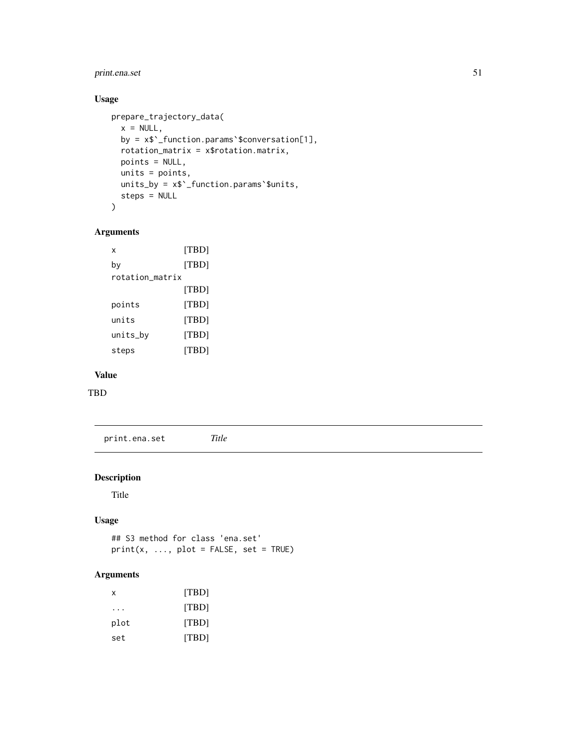### Usage

```
prepare_trajectory_data(
  x = NULL,
  by = x$`_function.params`$conversation[1],
  rotation_matrix = x$rotation.matrix,
  points = NULL,
  units = points,
  units_by = x$`_function.params`$units,
  steps = NULL
)
```

### Arguments

| | |
|---|---|
| `x` | [TBD] |
| `by` | [TBD] |
| `rotation_matrix` | [TBD] |
| `points` | [TBD] |
| `units` | [TBD] |
| `units_by` | [TBD] |
| `steps` | [TBD] |

### Value

TBD

## print.ena.set *Title*

### Description

Title

### Usage

```
## S3 method for class 'ena.set'
print(x, ..., plot = FALSE, set = TRUE)
```

### Arguments

| | |
|---|---|
| `x` | [TBD] |
| `...` | [TBD] |
| `plot` | [TBD] |
| `set` | [TBD] |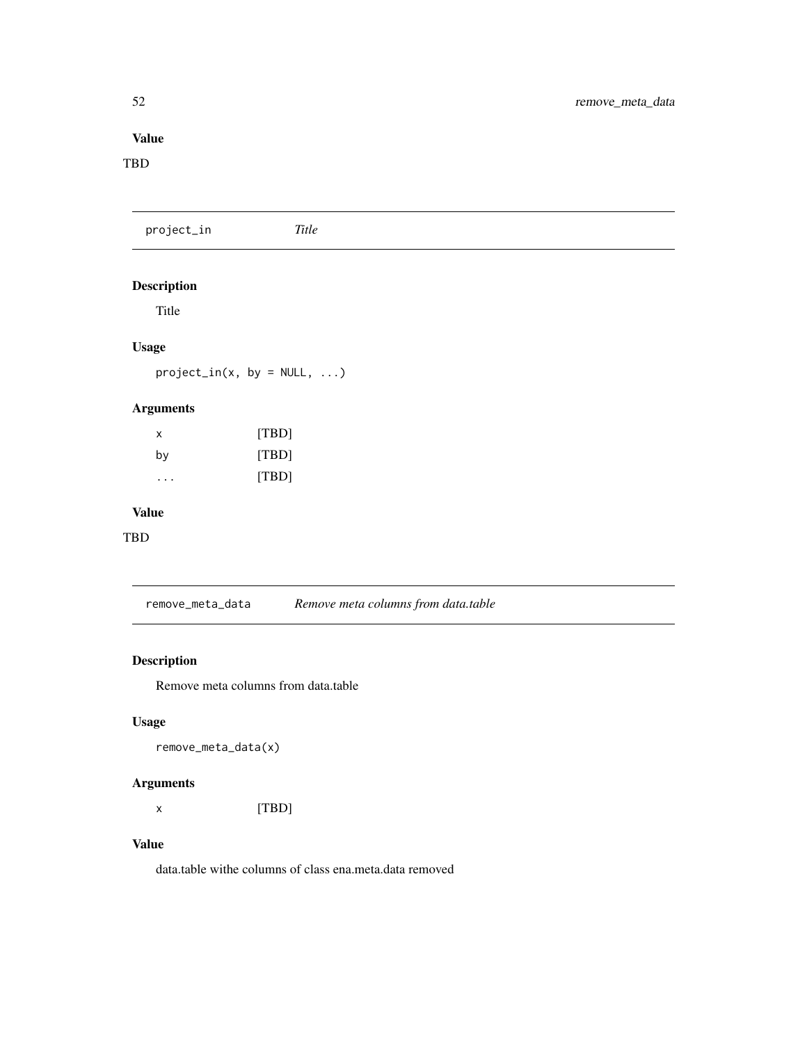### Value

TBD

## project_in *Title*

### Description

Title

### Usage

```
project_in(x, by = NULL, ...)
```

### Arguments

| | |
|---|---|
| x | [TBD] |
| by | [TBD] |
| ... | [TBD] |

### Value

TBD

## remove_meta_data *Remove meta columns from data.table*

### Description

Remove meta columns from data.table

### Usage

```
remove_meta_data(x)
```

### Arguments

| | |
|---|---|
| x | [TBD] |

### Value

data.table withe columns of class ena.meta.data removed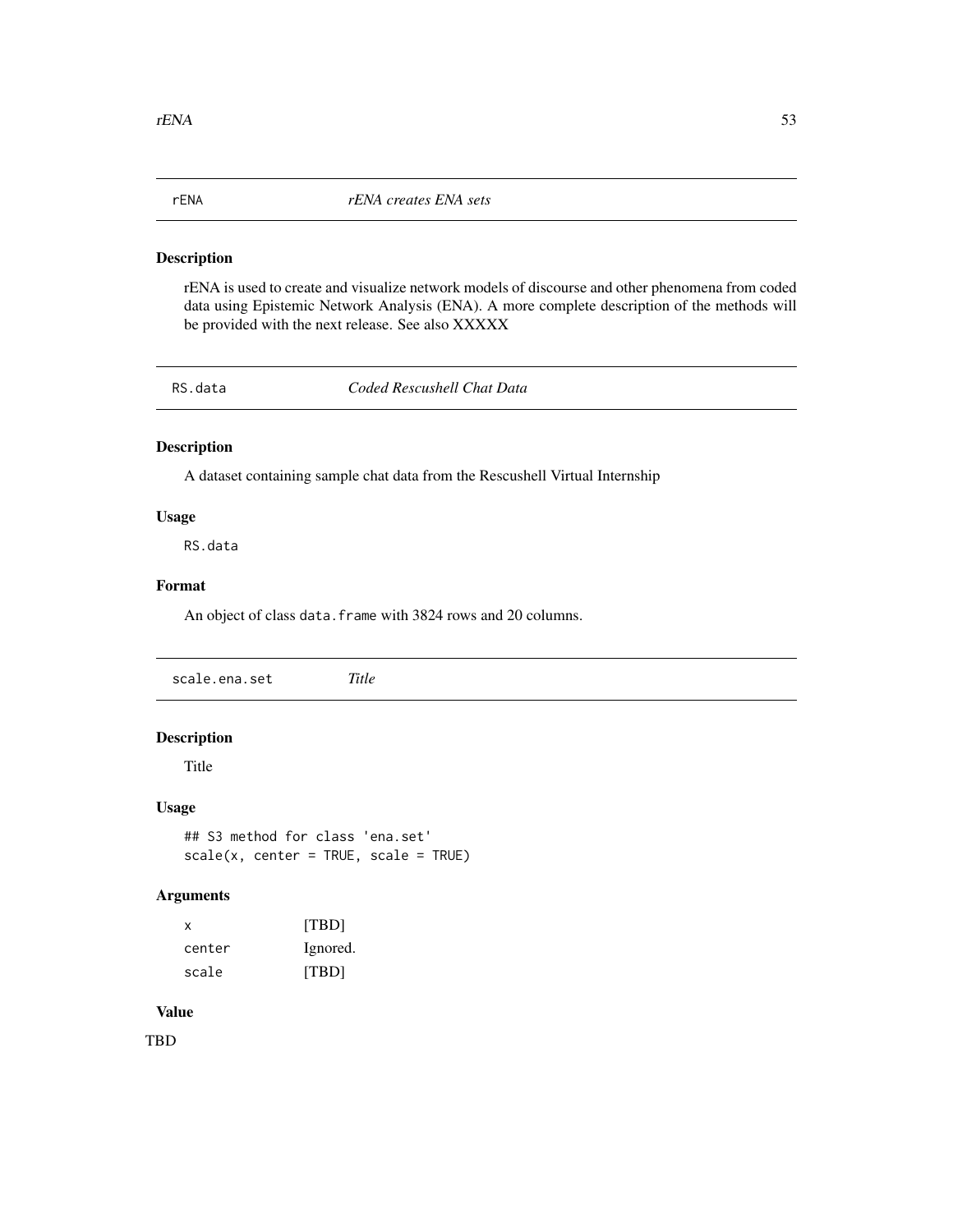## rENA — *rENA creates ENA sets*

### Description

rENA is used to create and visualize network models of discourse and other phenomena from coded data using Epistemic Network Analysis (ENA). A more complete description of the methods will be provided with the next release. See also XXXXX

## RS.data — *Coded Rescushell Chat Data*

### Description

A dataset containing sample chat data from the Rescushell Virtual Internship

### Usage

```
RS.data
```

### Format

An object of class `data.frame` with 3824 rows and 20 columns.

## scale.ena.set — *Title*

### Description

Title

### Usage

```
## S3 method for class 'ena.set'
scale(x, center = TRUE, scale = TRUE)
```

### Arguments

| | |
|---|---|
| `x` | [TBD] |
| `center` | Ignored. |
| `scale` | [TBD] |

### Value

TBD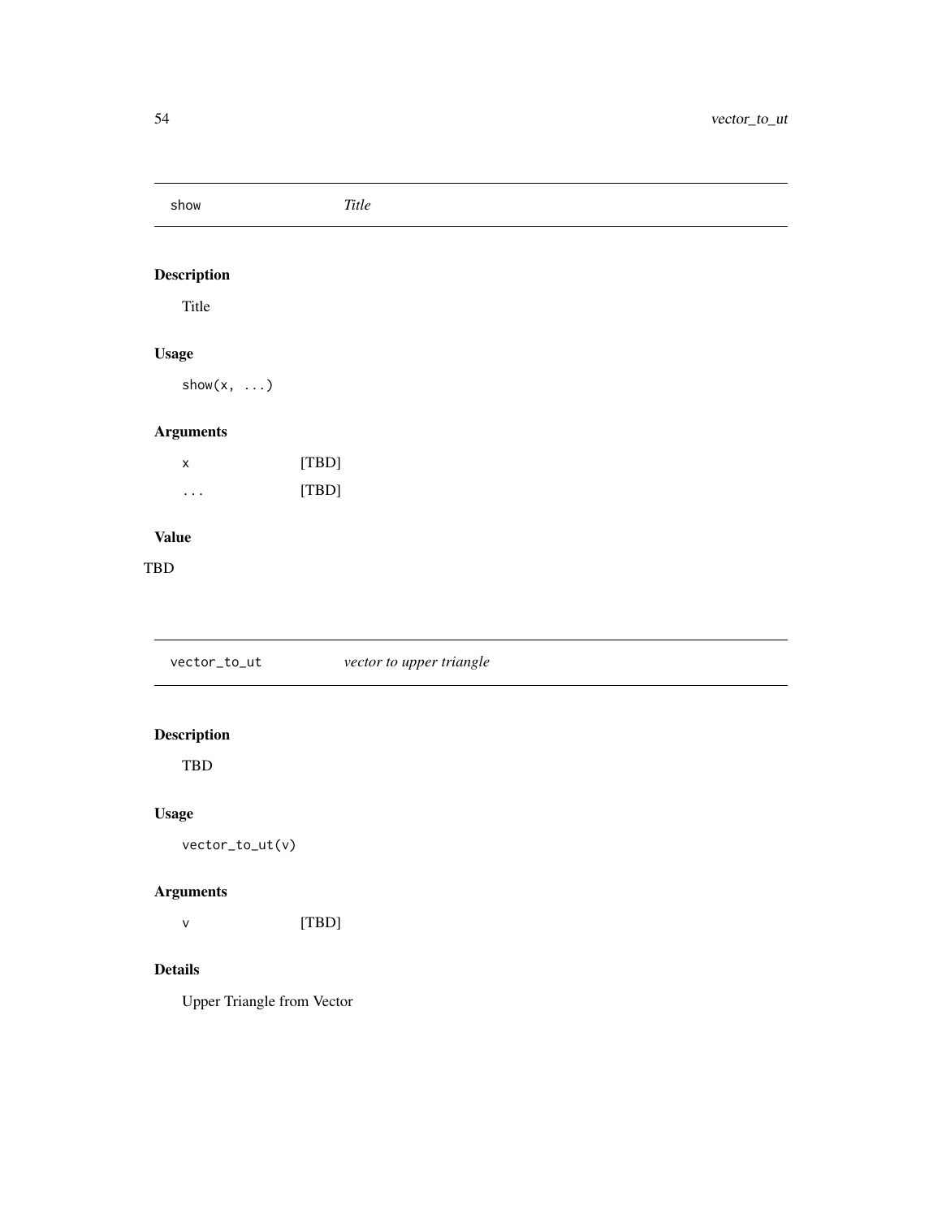## show — *Title*

### Description

Title

### Usage

```
show(x, ...)
```

### Arguments

| | |
|---|---|
| x | [TBD] |
| ... | [TBD] |

### Value

TBD

## vector_to_ut — *vector to upper triangle*

### Description

TBD

### Usage

```
vector_to_ut(v)
```

### Arguments

| | |
|---|---|
| v | [TBD] |

### Details

Upper Triangle from Vector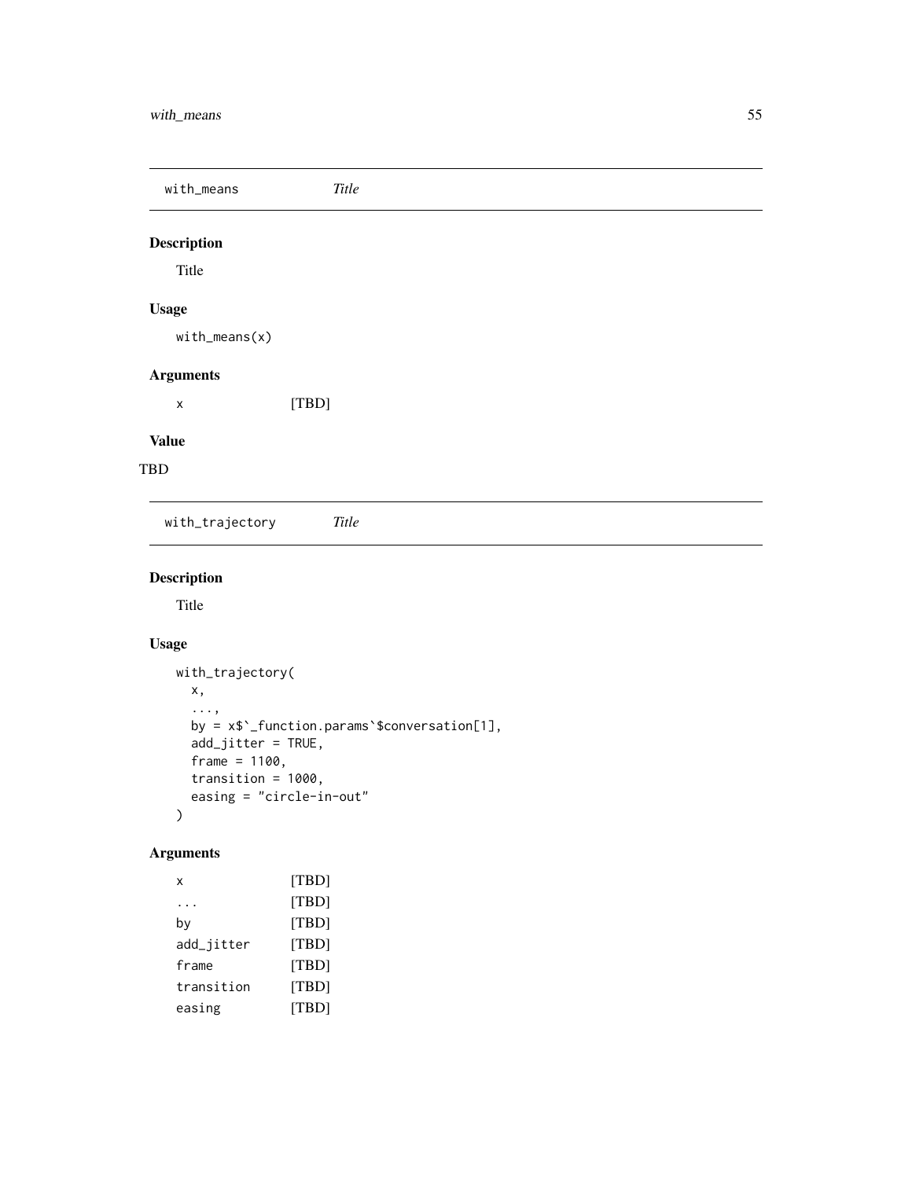## with_means *Title*

### Description

Title

### Usage

```
with_means(x)
```

### Arguments

| | |
|---|---|
| x | [TBD] |

### Value

TBD

## with_trajectory *Title*

### Description

Title

### Usage

```
with_trajectory(
  x,
  ...,
  by = x$`_function.params`$conversation[1],
  add_jitter = TRUE,
  frame = 1100,
  transition = 1000,
  easing = "circle-in-out"
)
```

### Arguments

| | |
|---|---|
| x | [TBD] |
| ... | [TBD] |
| by | [TBD] |
| add_jitter | [TBD] |
| frame | [TBD] |
| transition | [TBD] |
| easing | [TBD] |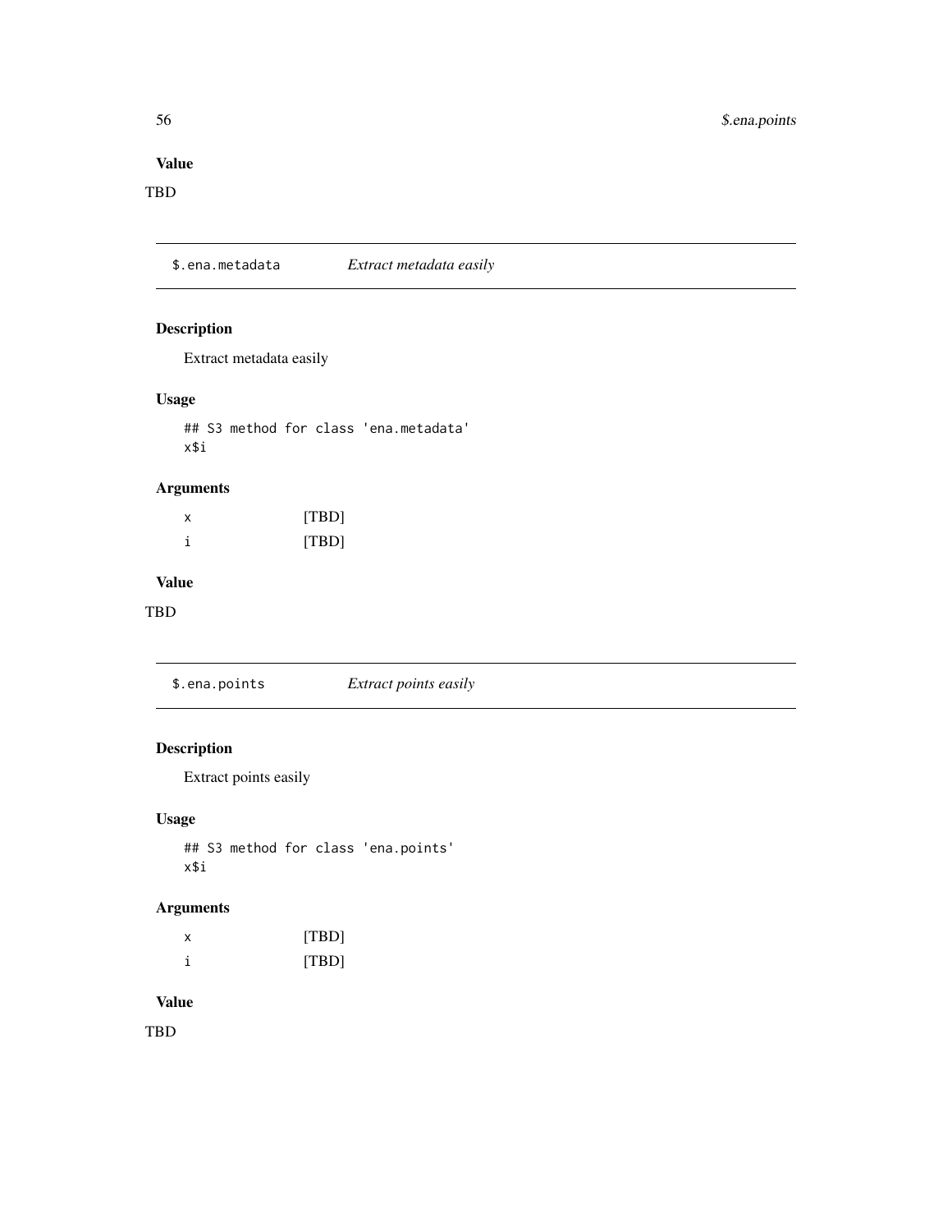### Value

TBD

---

## $.ena.metadata — *Extract metadata easily*

### Description

Extract metadata easily

### Usage

```
## S3 method for class 'ena.metadata'
x$i
```

### Arguments

| | |
|---|---|
| x | [TBD] |
| i | [TBD] |

### Value

TBD

---

## $.ena.points — *Extract points easily*

### Description

Extract points easily

### Usage

```
## S3 method for class 'ena.points'
x$i
```

### Arguments

| | |
|---|---|
| x | [TBD] |
| i | [TBD] |

### Value

TBD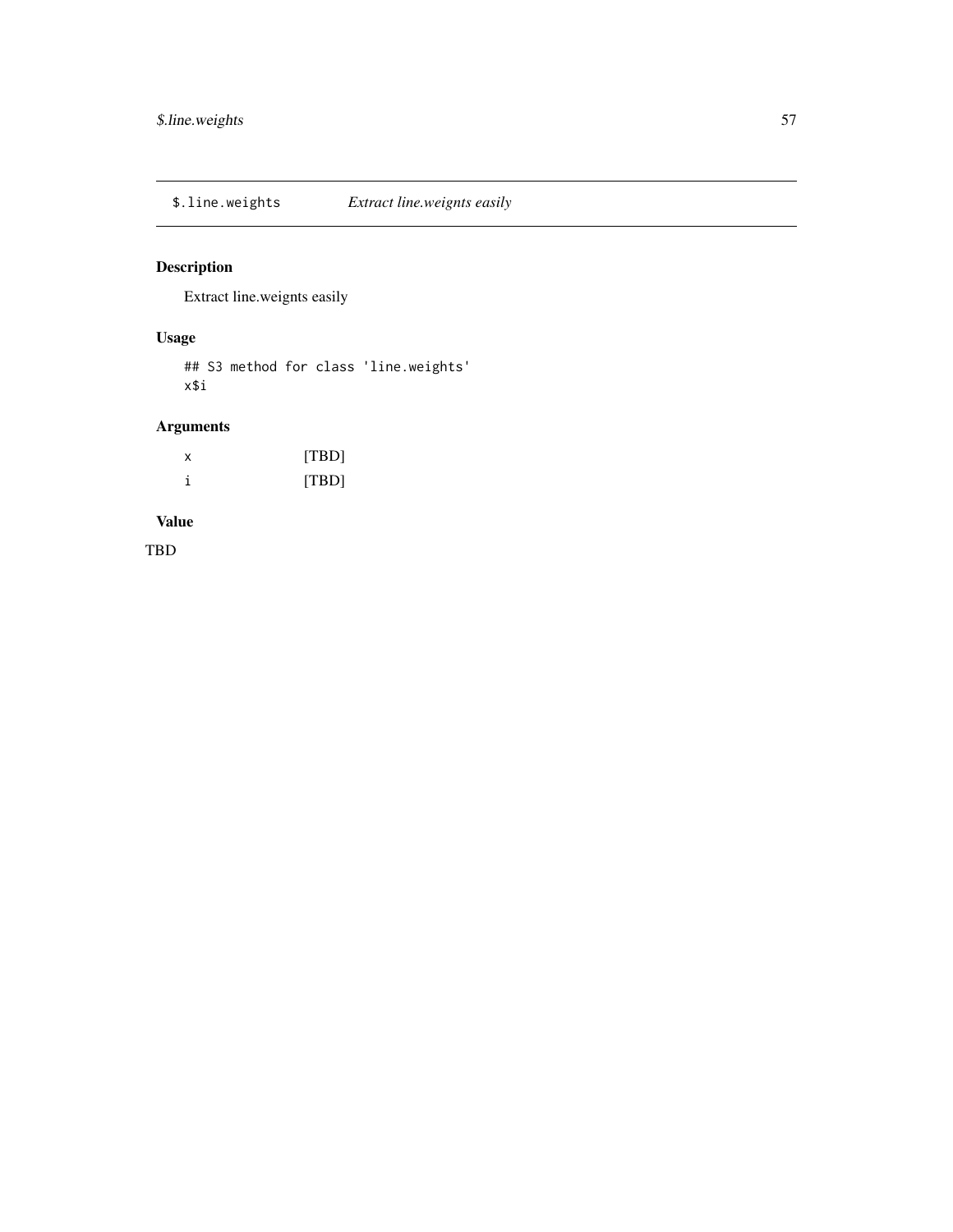# $.line.weights    *Extract line.weignts easily*

## Description

Extract line.weignts easily

## Usage

```
## S3 method for class 'line.weights'
x$i
```

## Arguments

| | |
|---|---|
| x | [TBD] |
| i | [TBD] |

## Value

TBD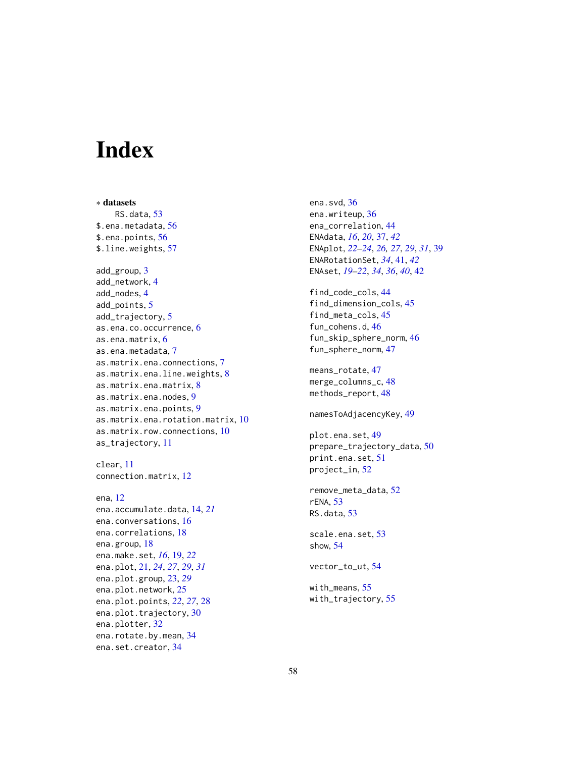# Index

∗ **datasets**
RS.data, 53
$.ena.metadata, 56
$.ena.points, 56
$.line.weights, 57

add_group, 3
add_network, 4
add_nodes, 4
add_points, 5
add_trajectory, 5
as.ena.co.occurrence, 6
as.ena.matrix, 6
as.ena.metadata, 7
as.matrix.ena.connections, 7
as.matrix.ena.line.weights, 8
as.matrix.ena.matrix, 8
as.matrix.ena.nodes, 9
as.matrix.ena.points, 9
as.matrix.ena.rotation.matrix, 10
as.matrix.row.connections, 10
as_trajectory, 11

clear, 11
connection.matrix, 12

ena, 12
ena.accumulate.data, 14, *21*
ena.conversations, 16
ena.correlations, 18
ena.group, 18
ena.make.set, *16*, 19, *22*
ena.plot, 21, *24*, *27*, *29*, *31*
ena.plot.group, 23, *29*
ena.plot.network, 25
ena.plot.points, *22*, *27*, 28
ena.plot.trajectory, 30
ena.plotter, 32
ena.rotate.by.mean, 34
ena.set.creator, 34
ena.svd, 36
ena.writeup, 36
ena_correlation, 44
ENAdata, *16*, *20*, 37, *42*
ENAplot, *22–24*, *26*, *27*, *29*, *31*, 39
ENARotationSet, *34*, 41, *42*
ENAset, *19–22*, *34*, *36*, *40*, 42

find_code_cols, 44
find_dimension_cols, 45
find_meta_cols, 45
fun_cohens.d, 46
fun_skip_sphere_norm, 46
fun_sphere_norm, 47

means_rotate, 47
merge_columns_c, 48
methods_report, 48

namesToAdjacencyKey, 49

plot.ena.set, 49
prepare_trajectory_data, 50
print.ena.set, 51
project_in, 52

remove_meta_data, 52
rENA, 53
RS.data, 53

scale.ena.set, 53
show, 54

vector_to_ut, 54

with_means, 55
with_trajectory, 55